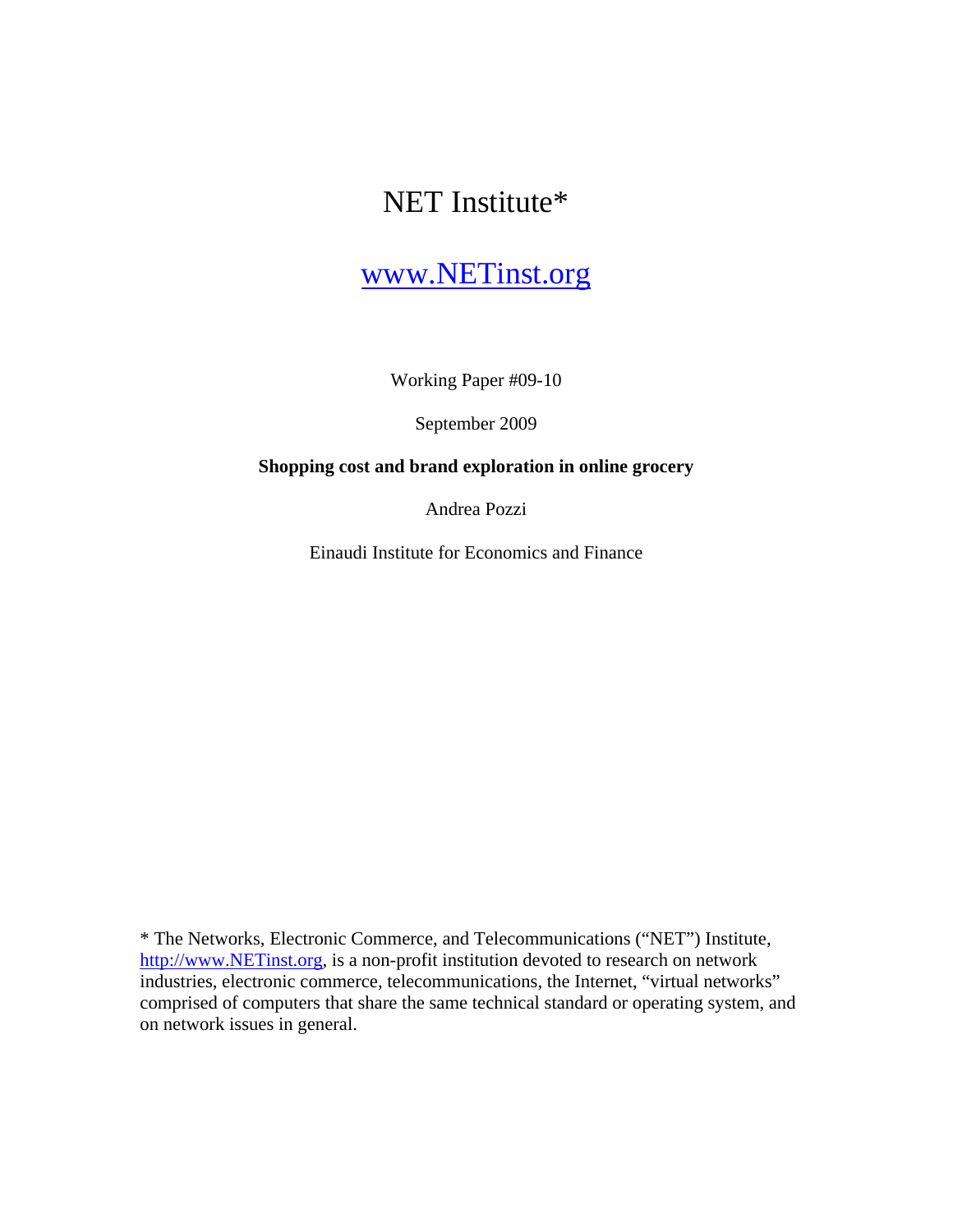# NET Institute*

www.NETinst.org

Working Paper #09-10

September 2009

**Shopping cost and brand exploration in online grocery**

Andrea Pozzi

Einaudi Institute for Economics and Finance

* The Networks, Electronic Commerce, and Telecommunications ("NET") Institute, http://www.NETinst.org, is a non-profit institution devoted to research on network industries, electronic commerce, telecommunications, the Internet, "virtual networks" comprised of computers that share the same technical standard or operating system, and on network issues in general.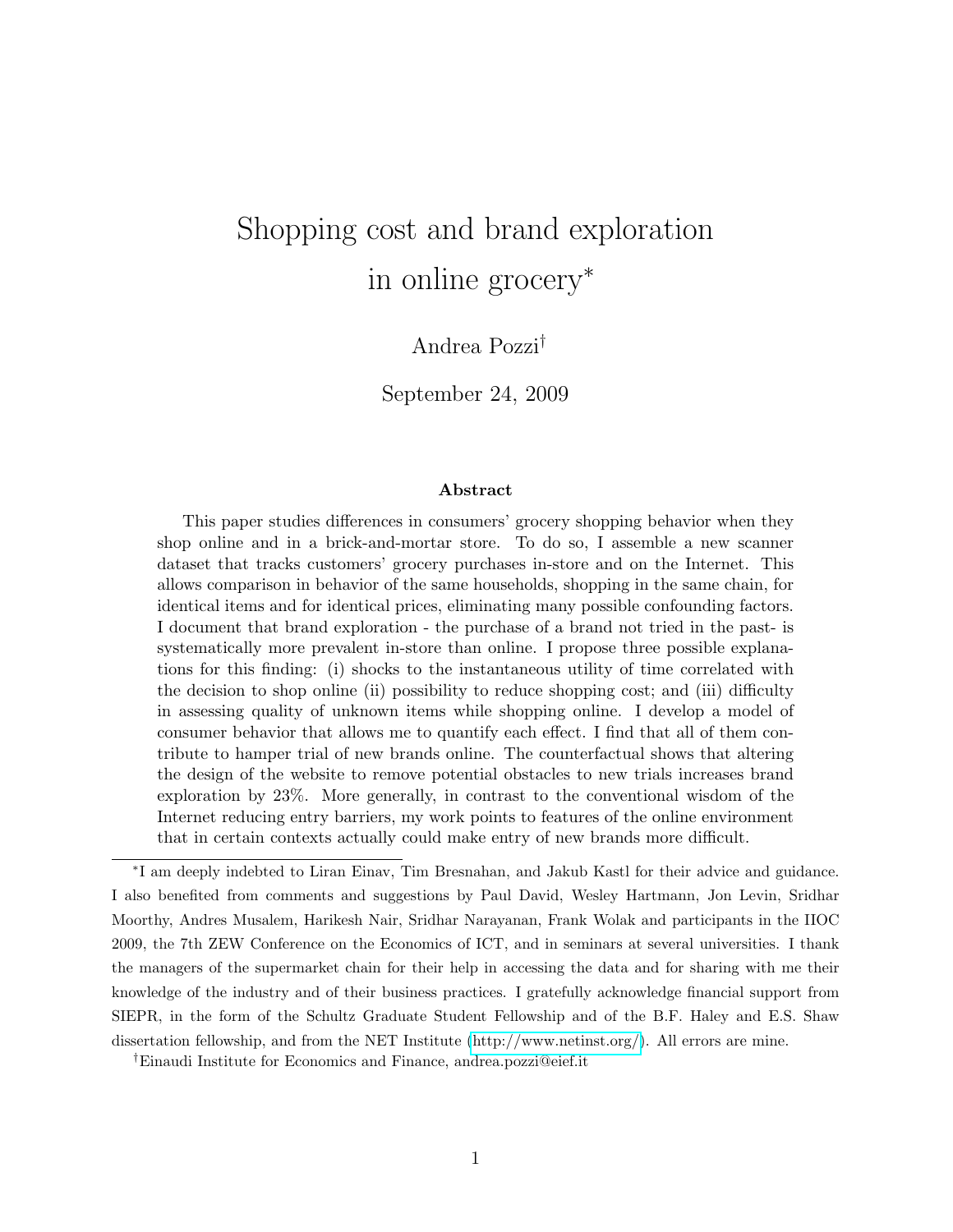# Shopping cost and brand exploration in online grocery*

Andrea Pozzi†

September 24, 2009

**Abstract**

This paper studies differences in consumers' grocery shopping behavior when they shop online and in a brick-and-mortar store. To do so, I assemble a new scanner dataset that tracks customers' grocery purchases in-store and on the Internet. This allows comparison in behavior of the same households, shopping in the same chain, for identical items and for identical prices, eliminating many possible confounding factors. I document that brand exploration - the purchase of a brand not tried in the past- is systematically more prevalent in-store than online. I propose three possible explanations for this finding: (i) shocks to the instantaneous utility of time correlated with the decision to shop online (ii) possibility to reduce shopping cost; and (iii) difficulty in assessing quality of unknown items while shopping online. I develop a model of consumer behavior that allows me to quantify each effect. I find that all of them contribute to hamper trial of new brands online. The counterfactual shows that altering the design of the website to remove potential obstacles to new trials increases brand exploration by 23%. More generally, in contrast to the conventional wisdom of the Internet reducing entry barriers, my work points to features of the online environment that in certain contexts actually could make entry of new brands more difficult.

---

*I am deeply indebted to Liran Einav, Tim Bresnahan, and Jakub Kastl for their advice and guidance. I also benefited from comments and suggestions by Paul David, Wesley Hartmann, Jon Levin, Sridhar Moorthy, Andres Musalem, Harikesh Nair, Sridhar Narayanan, Frank Wolak and participants in the IIOC 2009, the 7th ZEW Conference on the Economics of ICT, and in seminars at several universities. I thank the managers of the supermarket chain for their help in accessing the data and for sharing with me their knowledge of the industry and of their business practices. I gratefully acknowledge financial support from SIEPR, in the form of the Schultz Graduate Student Fellowship and of the B.F. Haley and E.S. Shaw dissertation fellowship, and from the NET Institute (http://www.netinst.org/). All errors are mine.

†Einaudi Institute for Economics and Finance, andrea.pozzi@eief.it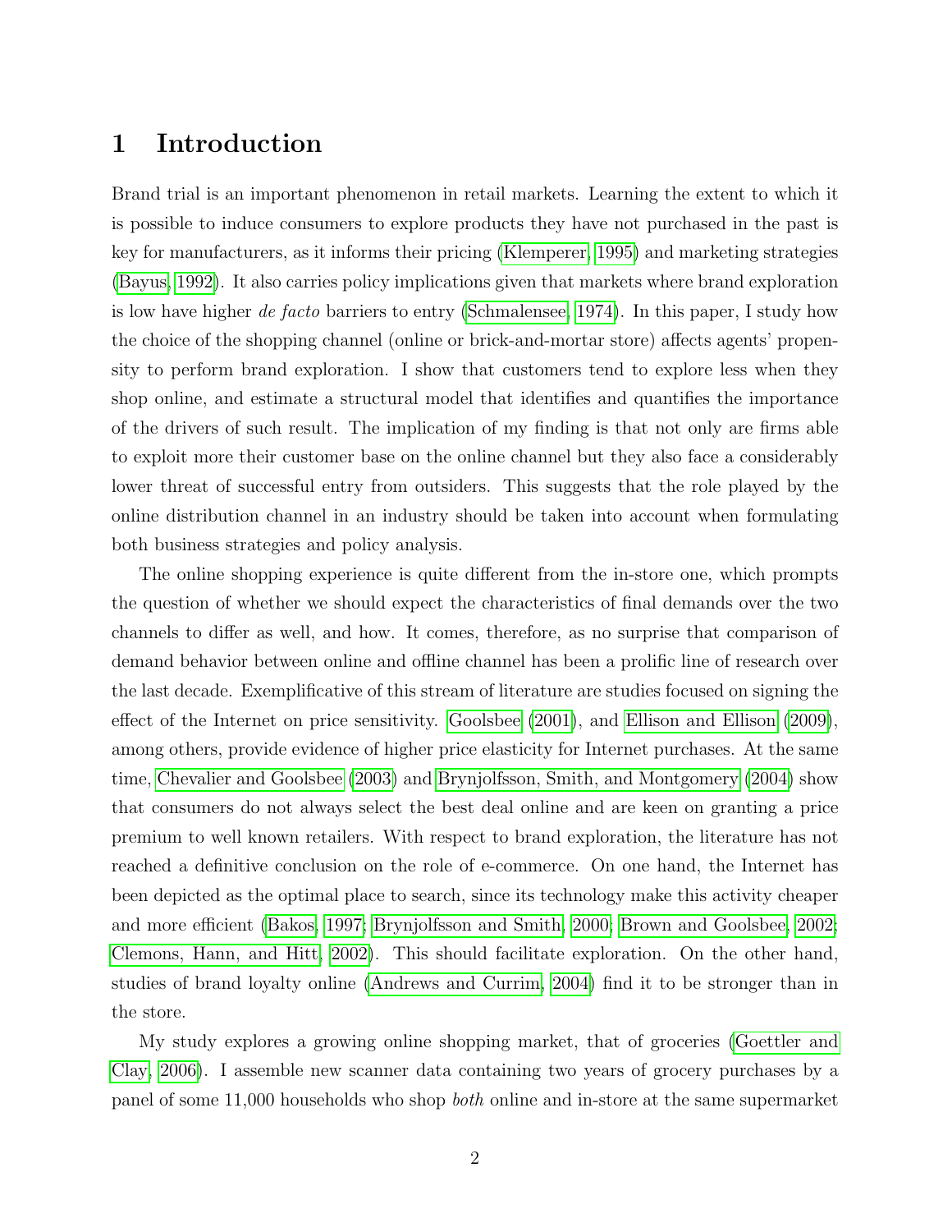# 1 Introduction

Brand trial is an important phenomenon in retail markets. Learning the extent to which it is possible to induce consumers to explore products they have not purchased in the past is key for manufacturers, as it informs their pricing (Klemperer, 1995) and marketing strategies (Bayus, 1992). It also carries policy implications given that markets where brand exploration is low have higher *de facto* barriers to entry (Schmalensee, 1974). In this paper, I study how the choice of the shopping channel (online or brick-and-mortar store) affects agents' propensity to perform brand exploration. I show that customers tend to explore less when they shop online, and estimate a structural model that identifies and quantifies the importance of the drivers of such result. The implication of my finding is that not only are firms able to exploit more their customer base on the online channel but they also face a considerably lower threat of successful entry from outsiders. This suggests that the role played by the online distribution channel in an industry should be taken into account when formulating both business strategies and policy analysis.

The online shopping experience is quite different from the in-store one, which prompts the question of whether we should expect the characteristics of final demands over the two channels to differ as well, and how. It comes, therefore, as no surprise that comparison of demand behavior between online and offline channel has been a prolific line of research over the last decade. Exemplificative of this stream of literature are studies focused on signing the effect of the Internet on price sensitivity. Goolsbee (2001), and Ellison and Ellison (2009), among others, provide evidence of higher price elasticity for Internet purchases. At the same time, Chevalier and Goolsbee (2003) and Brynjolfsson, Smith, and Montgomery (2004) show that consumers do not always select the best deal online and are keen on granting a price premium to well known retailers. With respect to brand exploration, the literature has not reached a definitive conclusion on the role of e-commerce. On one hand, the Internet has been depicted as the optimal place to search, since its technology make this activity cheaper and more efficient (Bakos, 1997; Brynjolfsson and Smith, 2000; Brown and Goolsbee, 2002; Clemons, Hann, and Hitt, 2002). This should facilitate exploration. On the other hand, studies of brand loyalty online (Andrews and Currim, 2004) find it to be stronger than in the store.

My study explores a growing online shopping market, that of groceries (Goettler and Clay, 2006). I assemble new scanner data containing two years of grocery purchases by a panel of some 11,000 households who shop *both* online and in-store at the same supermarket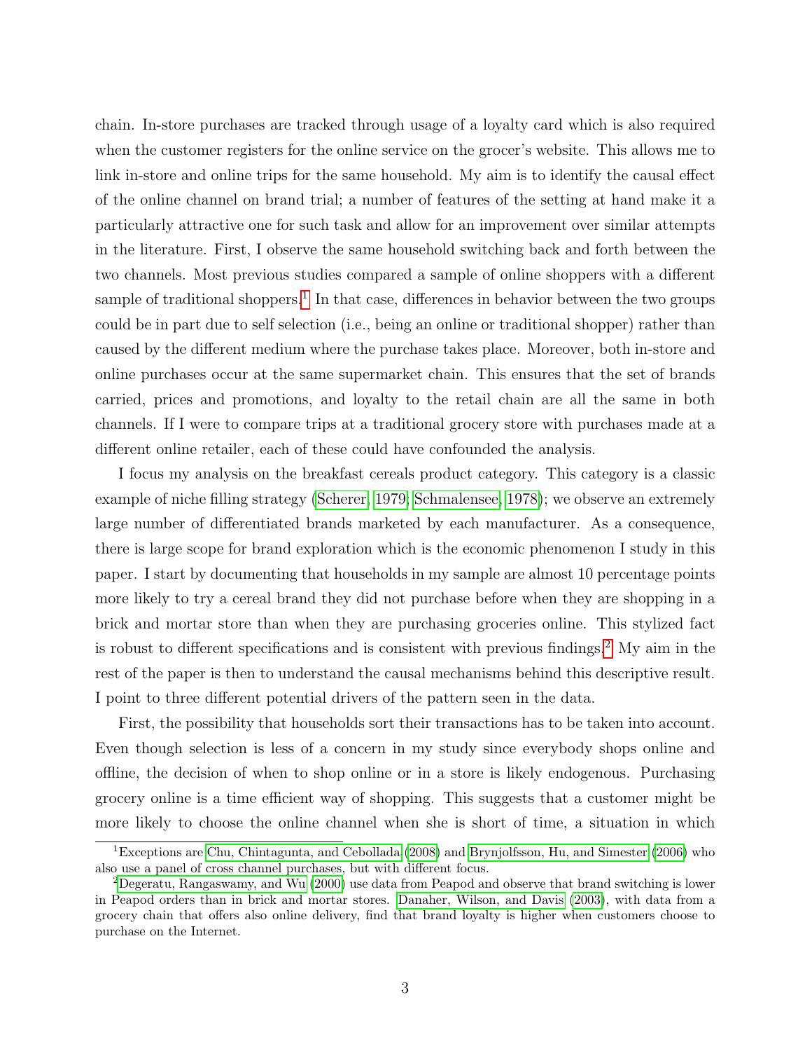chain. In-store purchases are tracked through usage of a loyalty card which is also required when the customer registers for the online service on the grocer's website. This allows me to link in-store and online trips for the same household. My aim is to identify the causal effect of the online channel on brand trial; a number of features of the setting at hand make it a particularly attractive one for such task and allow for an improvement over similar attempts in the literature. First, I observe the same household switching back and forth between the two channels. Most previous studies compared a sample of online shoppers with a different sample of traditional shoppers.[1] In that case, differences in behavior between the two groups could be in part due to self selection (i.e., being an online or traditional shopper) rather than caused by the different medium where the purchase takes place. Moreover, both in-store and online purchases occur at the same supermarket chain. This ensures that the set of brands carried, prices and promotions, and loyalty to the retail chain are all the same in both channels. If I were to compare trips at a traditional grocery store with purchases made at a different online retailer, each of these could have confounded the analysis.

I focus my analysis on the breakfast cereals product category. This category is a classic example of niche filling strategy (Scherer, 1979; Schmalensee, 1978); we observe an extremely large number of differentiated brands marketed by each manufacturer. As a consequence, there is large scope for brand exploration which is the economic phenomenon I study in this paper. I start by documenting that households in my sample are almost 10 percentage points more likely to try a cereal brand they did not purchase before when they are shopping in a brick and mortar store than when they are purchasing groceries online. This stylized fact is robust to different specifications and is consistent with previous findings.[2] My aim in the rest of the paper is then to understand the causal mechanisms behind this descriptive result. I point to three different potential drivers of the pattern seen in the data.

First, the possibility that households sort their transactions has to be taken into account. Even though selection is less of a concern in my study since everybody shops online and offline, the decision of when to shop online or in a store is likely endogenous. Purchasing grocery online is a time efficient way of shopping. This suggests that a customer might be more likely to choose the online channel when she is short of time, a situation in which

[1] Exceptions are Chu, Chintagunta, and Cebollada (2008) and Brynjolfsson, Hu, and Simester (2006) who also use a panel of cross channel purchases, but with different focus.

[2] Degeratu, Rangaswamy, and Wu (2000) use data from Peapod and observe that brand switching is lower in Peapod orders than in brick and mortar stores. Danaher, Wilson, and Davis (2003), with data from a grocery chain that offers also online delivery, find that brand loyalty is higher when customers choose to purchase on the Internet.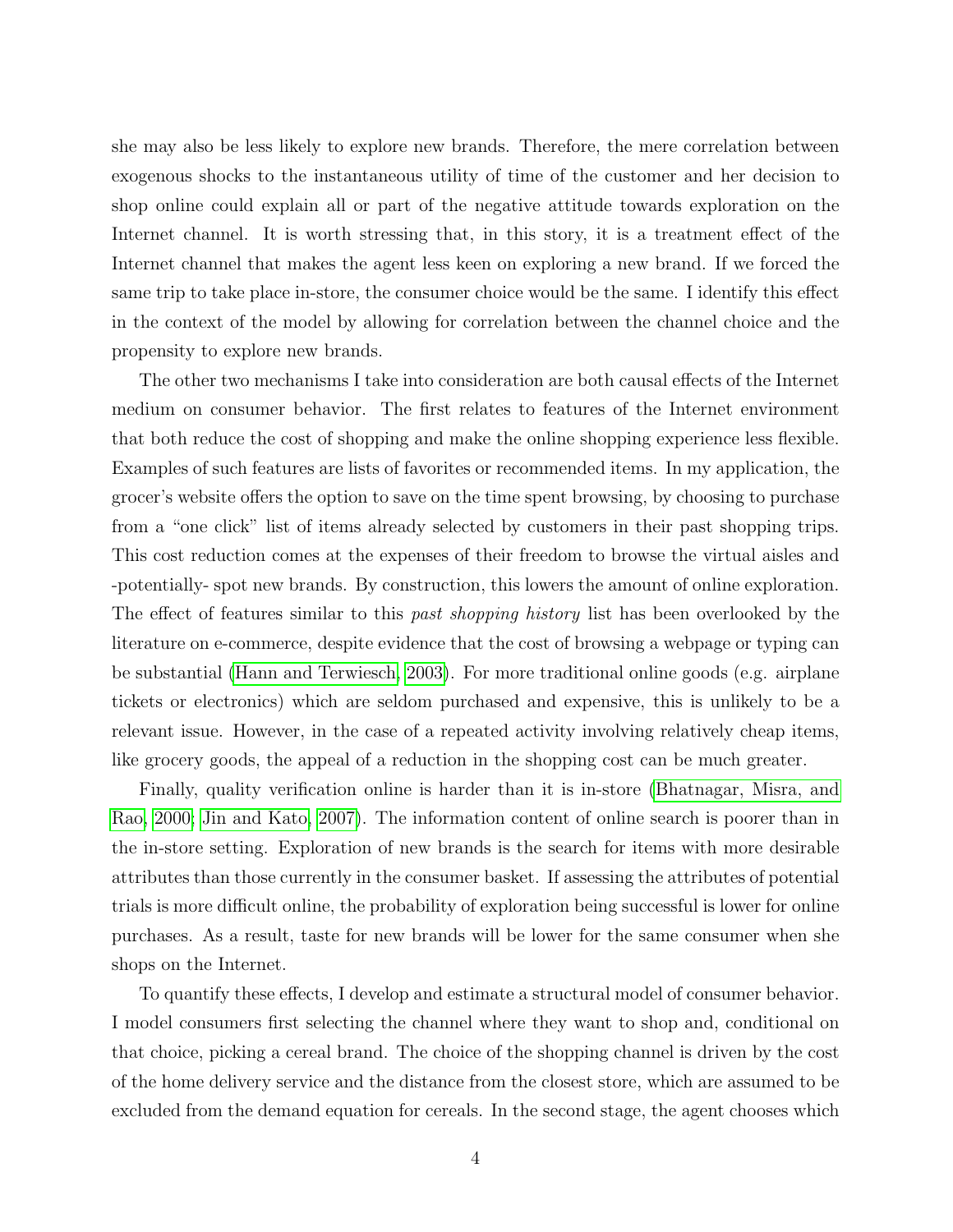she may also be less likely to explore new brands. Therefore, the mere correlation between exogenous shocks to the instantaneous utility of time of the customer and her decision to shop online could explain all or part of the negative attitude towards exploration on the Internet channel. It is worth stressing that, in this story, it is a treatment effect of the Internet channel that makes the agent less keen on exploring a new brand. If we forced the same trip to take place in-store, the consumer choice would be the same. I identify this effect in the context of the model by allowing for correlation between the channel choice and the propensity to explore new brands.

The other two mechanisms I take into consideration are both causal effects of the Internet medium on consumer behavior. The first relates to features of the Internet environment that both reduce the cost of shopping and make the online shopping experience less flexible. Examples of such features are lists of favorites or recommended items. In my application, the grocer's website offers the option to save on the time spent browsing, by choosing to purchase from a "one click" list of items already selected by customers in their past shopping trips. This cost reduction comes at the expenses of their freedom to browse the virtual aisles and -potentially- spot new brands. By construction, this lowers the amount of online exploration. The effect of features similar to this *past shopping history* list has been overlooked by the literature on e-commerce, despite evidence that the cost of browsing a webpage or typing can be substantial (Hann and Terwiesch, 2003). For more traditional online goods (e.g. airplane tickets or electronics) which are seldom purchased and expensive, this is unlikely to be a relevant issue. However, in the case of a repeated activity involving relatively cheap items, like grocery goods, the appeal of a reduction in the shopping cost can be much greater.

Finally, quality verification online is harder than it is in-store (Bhatnagar, Misra, and Rao, 2000; Jin and Kato, 2007). The information content of online search is poorer than in the in-store setting. Exploration of new brands is the search for items with more desirable attributes than those currently in the consumer basket. If assessing the attributes of potential trials is more difficult online, the probability of exploration being successful is lower for online purchases. As a result, taste for new brands will be lower for the same consumer when she shops on the Internet.

To quantify these effects, I develop and estimate a structural model of consumer behavior. I model consumers first selecting the channel where they want to shop and, conditional on that choice, picking a cereal brand. The choice of the shopping channel is driven by the cost of the home delivery service and the distance from the closest store, which are assumed to be excluded from the demand equation for cereals. In the second stage, the agent chooses which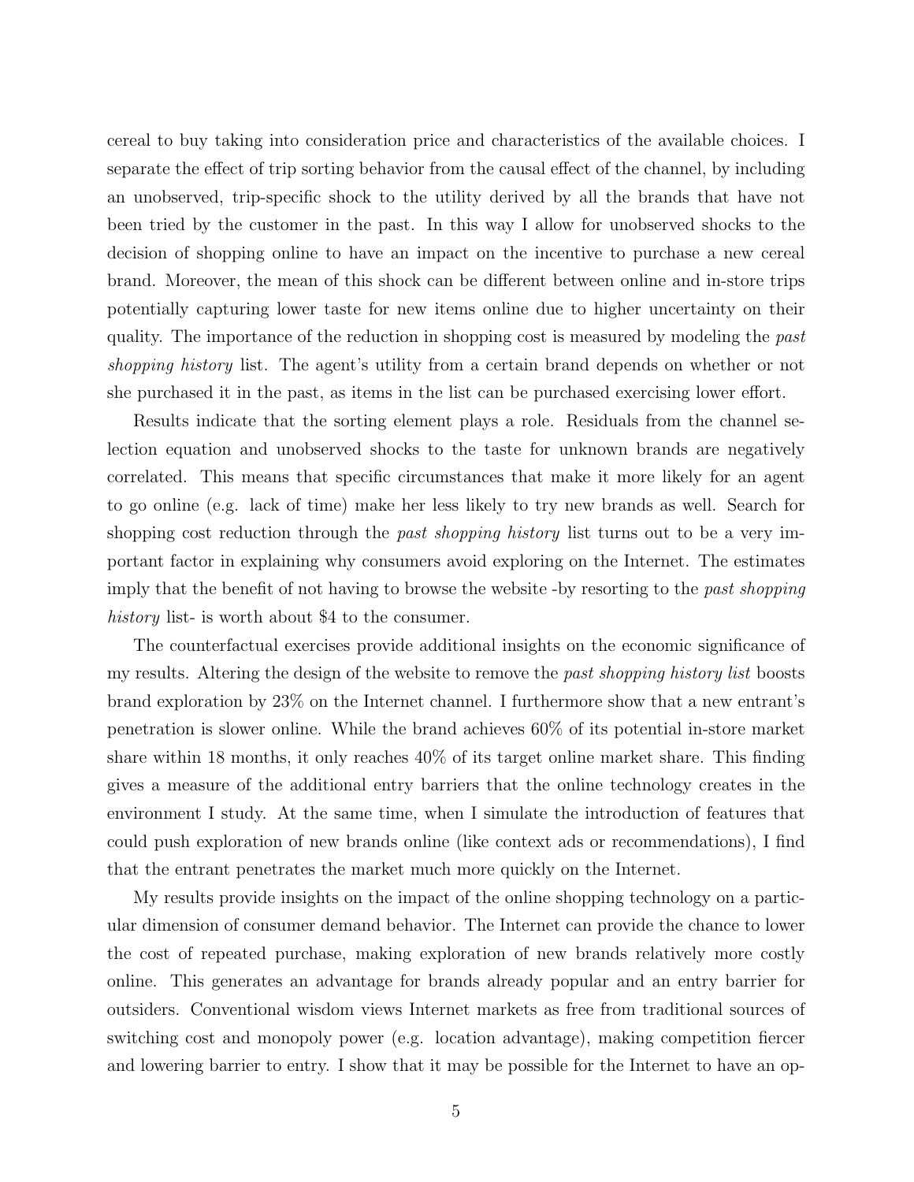cereal to buy taking into consideration price and characteristics of the available choices. I separate the effect of trip sorting behavior from the causal effect of the channel, by including an unobserved, trip-specific shock to the utility derived by all the brands that have not been tried by the customer in the past. In this way I allow for unobserved shocks to the decision of shopping online to have an impact on the incentive to purchase a new cereal brand. Moreover, the mean of this shock can be different between online and in-store trips potentially capturing lower taste for new items online due to higher uncertainty on their quality. The importance of the reduction in shopping cost is measured by modeling the *past shopping history* list. The agent's utility from a certain brand depends on whether or not she purchased it in the past, as items in the list can be purchased exercising lower effort.

Results indicate that the sorting element plays a role. Residuals from the channel selection equation and unobserved shocks to the taste for unknown brands are negatively correlated. This means that specific circumstances that make it more likely for an agent to go online (e.g. lack of time) make her less likely to try new brands as well. Search for shopping cost reduction through the *past shopping history* list turns out to be a very important factor in explaining why consumers avoid exploring on the Internet. The estimates imply that the benefit of not having to browse the website -by resorting to the *past shopping history* list- is worth about $4 to the consumer.

The counterfactual exercises provide additional insights on the economic significance of my results. Altering the design of the website to remove the *past shopping history list* boosts brand exploration by 23% on the Internet channel. I furthermore show that a new entrant's penetration is slower online. While the brand achieves 60% of its potential in-store market share within 18 months, it only reaches 40% of its target online market share. This finding gives a measure of the additional entry barriers that the online technology creates in the environment I study. At the same time, when I simulate the introduction of features that could push exploration of new brands online (like context ads or recommendations), I find that the entrant penetrates the market much more quickly on the Internet.

My results provide insights on the impact of the online shopping technology on a particular dimension of consumer demand behavior. The Internet can provide the chance to lower the cost of repeated purchase, making exploration of new brands relatively more costly online. This generates an advantage for brands already popular and an entry barrier for outsiders. Conventional wisdom views Internet markets as free from traditional sources of switching cost and monopoly power (e.g. location advantage), making competition fiercer and lowering barrier to entry. I show that it may be possible for the Internet to have an op-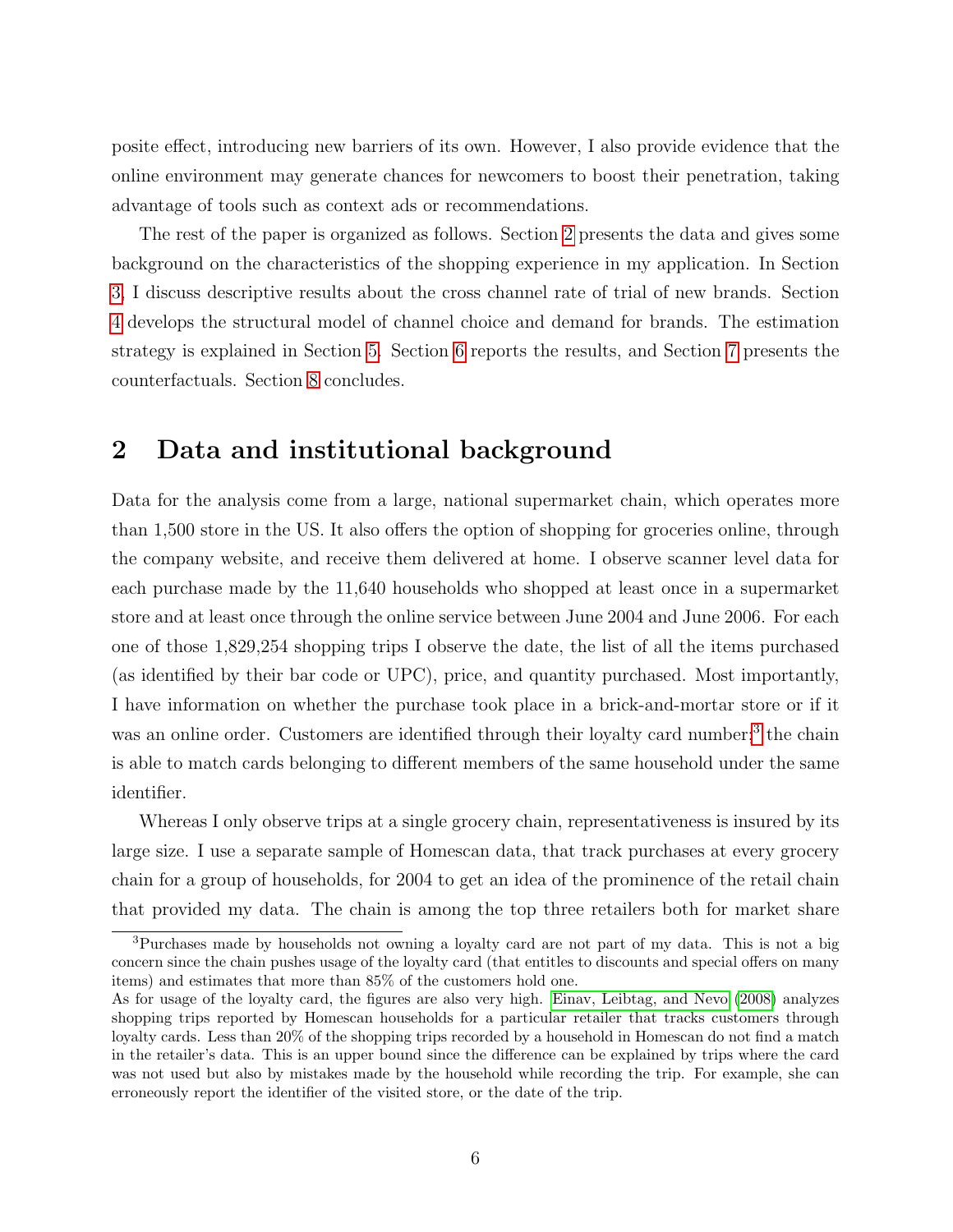posite effect, introducing new barriers of its own. However, I also provide evidence that the online environment may generate chances for newcomers to boost their penetration, taking advantage of tools such as context ads or recommendations.

The rest of the paper is organized as follows. Section 2 presents the data and gives some background on the characteristics of the shopping experience in my application. In Section 3, I discuss descriptive results about the cross channel rate of trial of new brands. Section 4 develops the structural model of channel choice and demand for brands. The estimation strategy is explained in Section 5. Section 6 reports the results, and Section 7 presents the counterfactuals. Section 8 concludes.

## 2 Data and institutional background

Data for the analysis come from a large, national supermarket chain, which operates more than 1,500 store in the US. It also offers the option of shopping for groceries online, through the company website, and receive them delivered at home. I observe scanner level data for each purchase made by the 11,640 households who shopped at least once in a supermarket store and at least once through the online service between June 2004 and June 2006. For each one of those 1,829,254 shopping trips I observe the date, the list of all the items purchased (as identified by their bar code or UPC), price, and quantity purchased. Most importantly, I have information on whether the purchase took place in a brick-and-mortar store or if it was an online order. Customers are identified through their loyalty card number;[3] the chain is able to match cards belonging to different members of the same household under the same identifier.

Whereas I only observe trips at a single grocery chain, representativeness is insured by its large size. I use a separate sample of Homescan data, that track purchases at every grocery chain for a group of households, for 2004 to get an idea of the prominence of the retail chain that provided my data. The chain is among the top three retailers both for market share

---

[3] Purchases made by households not owning a loyalty card are not part of my data. This is not a big concern since the chain pushes usage of the loyalty card (that entitles to discounts and special offers on many items) and estimates that more than 85% of the customers hold one.
As for usage of the loyalty card, the figures are also very high. Einav, Leibtag, and Nevo (2008) analyzes shopping trips reported by Homescan households for a particular retailer that tracks customers through loyalty cards. Less than 20% of the shopping trips recorded by a household in Homescan do not find a match in the retailer's data. This is an upper bound since the difference can be explained by trips where the card was not used but also by mistakes made by the household while recording the trip. For example, she can erroneously report the identifier of the visited store, or the date of the trip.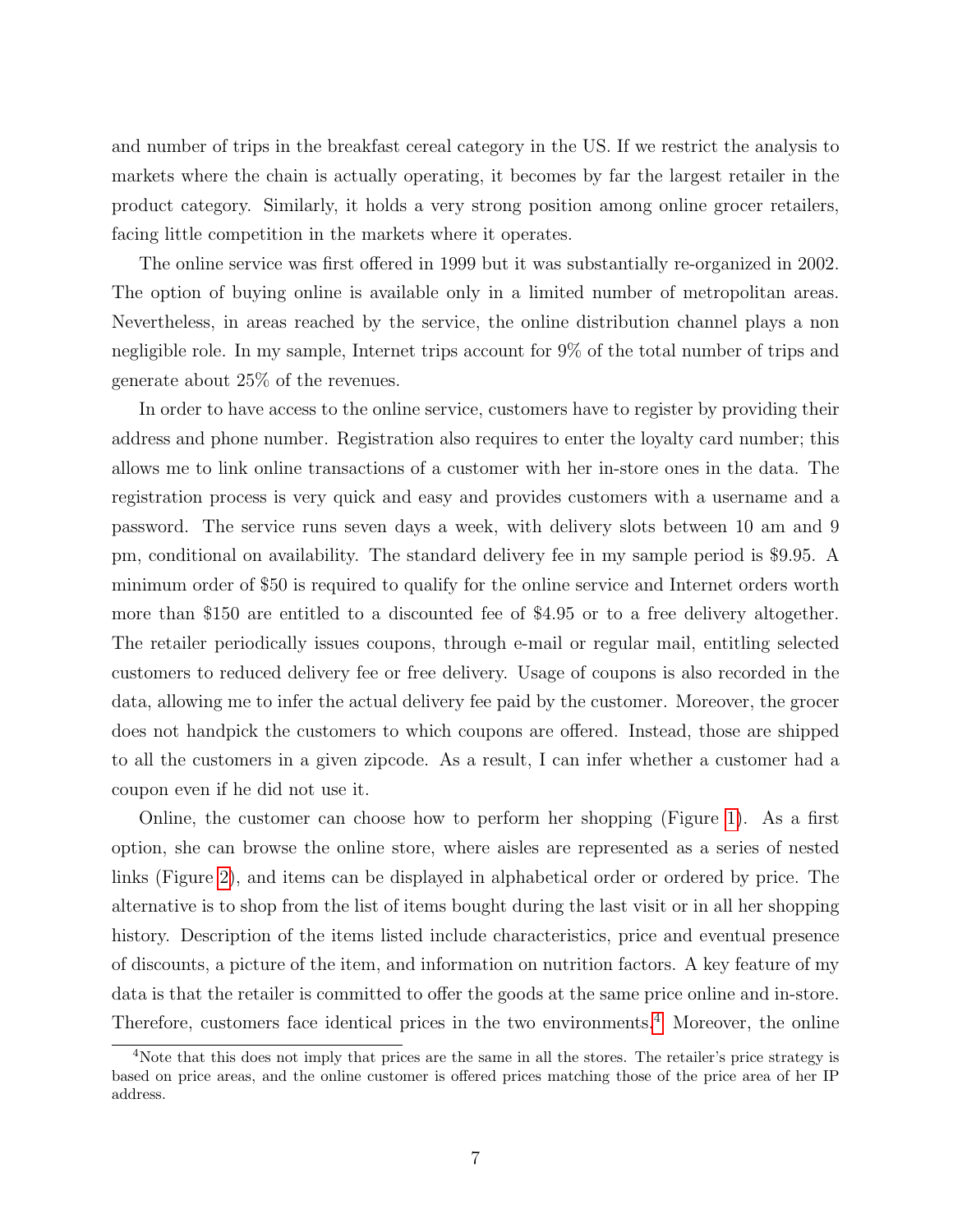and number of trips in the breakfast cereal category in the US. If we restrict the analysis to markets where the chain is actually operating, it becomes by far the largest retailer in the product category. Similarly, it holds a very strong position among online grocer retailers, facing little competition in the markets where it operates.

The online service was first offered in 1999 but it was substantially re-organized in 2002. The option of buying online is available only in a limited number of metropolitan areas. Nevertheless, in areas reached by the service, the online distribution channel plays a non negligible role. In my sample, Internet trips account for 9% of the total number of trips and generate about 25% of the revenues.

In order to have access to the online service, customers have to register by providing their address and phone number. Registration also requires to enter the loyalty card number; this allows me to link online transactions of a customer with her in-store ones in the data. The registration process is very quick and easy and provides customers with a username and a password. The service runs seven days a week, with delivery slots between 10 am and 9 pm, conditional on availability. The standard delivery fee in my sample period is $9.95. A minimum order of $50 is required to qualify for the online service and Internet orders worth more than $150 are entitled to a discounted fee of $4.95 or to a free delivery altogether. The retailer periodically issues coupons, through e-mail or regular mail, entitling selected customers to reduced delivery fee or free delivery. Usage of coupons is also recorded in the data, allowing me to infer the actual delivery fee paid by the customer. Moreover, the grocer does not handpick the customers to which coupons are offered. Instead, those are shipped to all the customers in a given zipcode. As a result, I can infer whether a customer had a coupon even if he did not use it.

Online, the customer can choose how to perform her shopping (Figure 1). As a first option, she can browse the online store, where aisles are represented as a series of nested links (Figure 2), and items can be displayed in alphabetical order or ordered by price. The alternative is to shop from the list of items bought during the last visit or in all her shopping history. Description of the items listed include characteristics, price and eventual presence of discounts, a picture of the item, and information on nutrition factors. A key feature of my data is that the retailer is committed to offer the goods at the same price online and in-store. Therefore, customers face identical prices in the two environments.[4] Moreover, the online

[4]Note that this does not imply that prices are the same in all the stores. The retailer's price strategy is based on price areas, and the online customer is offered prices matching those of the price area of her IP address.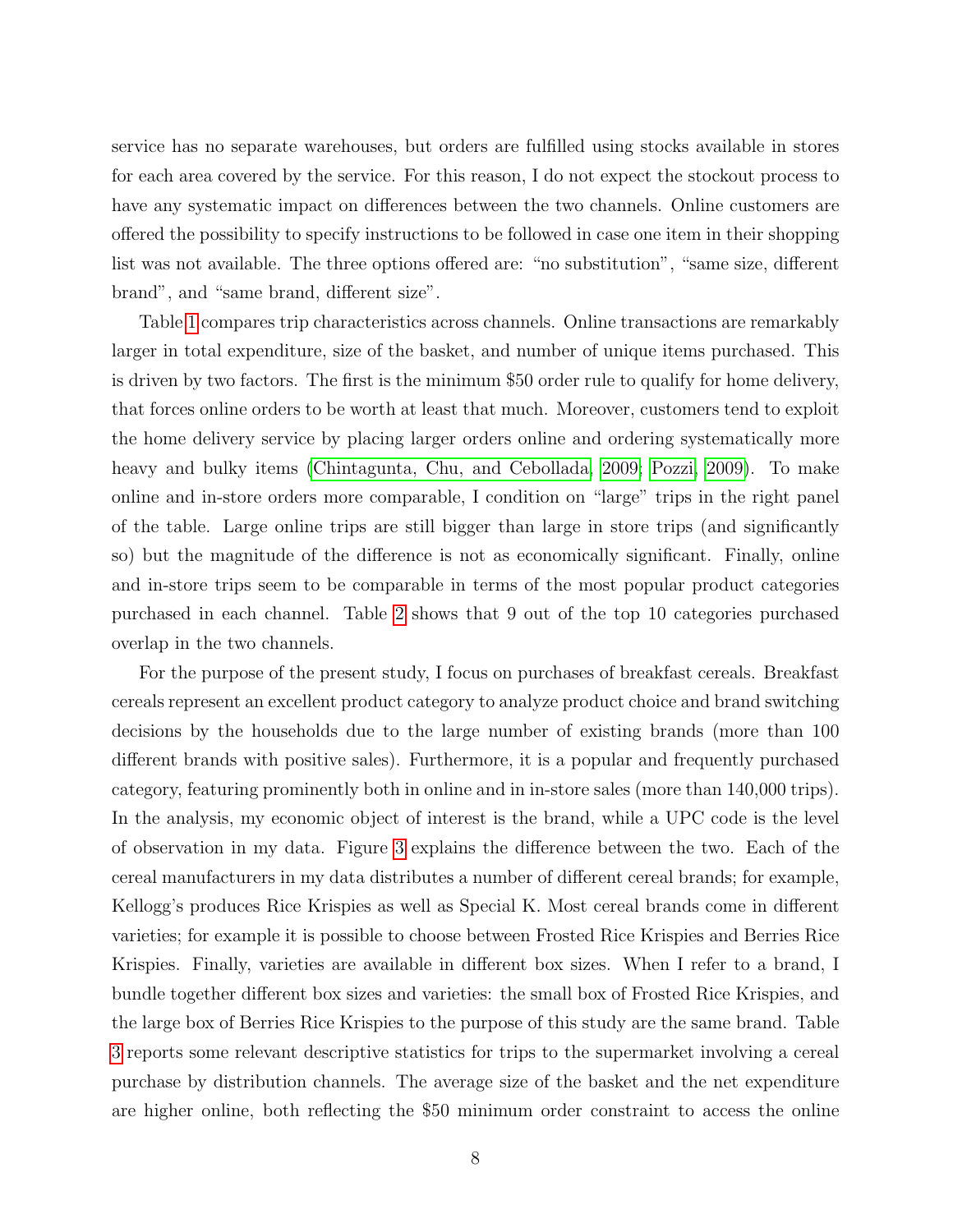service has no separate warehouses, but orders are fulfilled using stocks available in stores for each area covered by the service. For this reason, I do not expect the stockout process to have any systematic impact on differences between the two channels. Online customers are offered the possibility to specify instructions to be followed in case one item in their shopping list was not available. The three options offered are: "no substitution", "same size, different brand", and "same brand, different size".

Table 1 compares trip characteristics across channels. Online transactions are remarkably larger in total expenditure, size of the basket, and number of unique items purchased. This is driven by two factors. The first is the minimum $50 order rule to qualify for home delivery, that forces online orders to be worth at least that much. Moreover, customers tend to exploit the home delivery service by placing larger orders online and ordering systematically more heavy and bulky items (Chintagunta, Chu, and Cebollada, 2009; Pozzi, 2009). To make online and in-store orders more comparable, I condition on "large" trips in the right panel of the table. Large online trips are still bigger than large in store trips (and significantly so) but the magnitude of the difference is not as economically significant. Finally, online and in-store trips seem to be comparable in terms of the most popular product categories purchased in each channel. Table 2 shows that 9 out of the top 10 categories purchased overlap in the two channels.

For the purpose of the present study, I focus on purchases of breakfast cereals. Breakfast cereals represent an excellent product category to analyze product choice and brand switching decisions by the households due to the large number of existing brands (more than 100 different brands with positive sales). Furthermore, it is a popular and frequently purchased category, featuring prominently both in online and in in-store sales (more than 140,000 trips). In the analysis, my economic object of interest is the brand, while a UPC code is the level of observation in my data. Figure 3 explains the difference between the two. Each of the cereal manufacturers in my data distributes a number of different cereal brands; for example, Kellogg's produces Rice Krispies as well as Special K. Most cereal brands come in different varieties; for example it is possible to choose between Frosted Rice Krispies and Berries Rice Krispies. Finally, varieties are available in different box sizes. When I refer to a brand, I bundle together different box sizes and varieties: the small box of Frosted Rice Krispies, and the large box of Berries Rice Krispies to the purpose of this study are the same brand. Table 3 reports some relevant descriptive statistics for trips to the supermarket involving a cereal purchase by distribution channels. The average size of the basket and the net expenditure are higher online, both reflecting the $50 minimum order constraint to access the online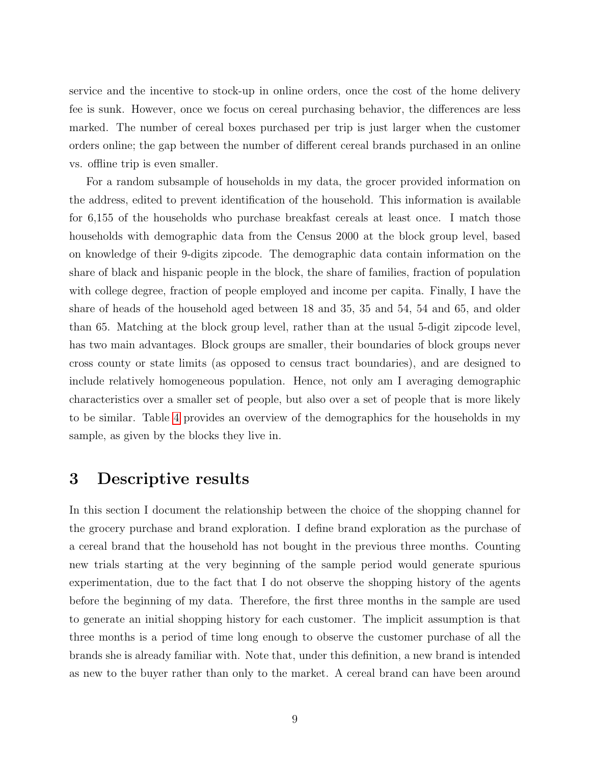service and the incentive to stock-up in online orders, once the cost of the home delivery fee is sunk. However, once we focus on cereal purchasing behavior, the differences are less marked. The number of cereal boxes purchased per trip is just larger when the customer orders online; the gap between the number of different cereal brands purchased in an online vs. offline trip is even smaller.

For a random subsample of households in my data, the grocer provided information on the address, edited to prevent identification of the household. This information is available for 6,155 of the households who purchase breakfast cereals at least once. I match those households with demographic data from the Census 2000 at the block group level, based on knowledge of their 9-digits zipcode. The demographic data contain information on the share of black and hispanic people in the block, the share of families, fraction of population with college degree, fraction of people employed and income per capita. Finally, I have the share of heads of the household aged between 18 and 35, 35 and 54, 54 and 65, and older than 65. Matching at the block group level, rather than at the usual 5-digit zipcode level, has two main advantages. Block groups are smaller, their boundaries of block groups never cross county or state limits (as opposed to census tract boundaries), and are designed to include relatively homogeneous population. Hence, not only am I averaging demographic characteristics over a smaller set of people, but also over a set of people that is more likely to be similar. Table 4 provides an overview of the demographics for the households in my sample, as given by the blocks they live in.

# 3 Descriptive results

In this section I document the relationship between the choice of the shopping channel for the grocery purchase and brand exploration. I define brand exploration as the purchase of a cereal brand that the household has not bought in the previous three months. Counting new trials starting at the very beginning of the sample period would generate spurious experimentation, due to the fact that I do not observe the shopping history of the agents before the beginning of my data. Therefore, the first three months in the sample are used to generate an initial shopping history for each customer. The implicit assumption is that three months is a period of time long enough to observe the customer purchase of all the brands she is already familiar with. Note that, under this definition, a new brand is intended as new to the buyer rather than only to the market. A cereal brand can have been around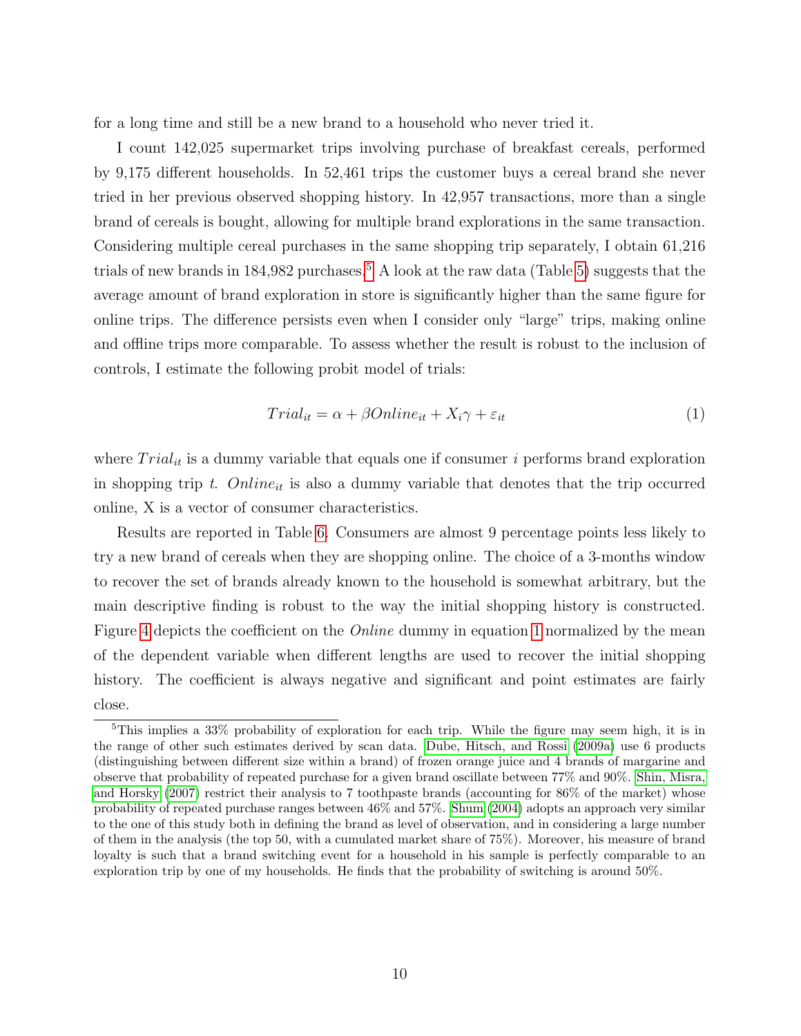for a long time and still be a new brand to a household who never tried it.

I count 142,025 supermarket trips involving purchase of breakfast cereals, performed by 9,175 different households. In 52,461 trips the customer buys a cereal brand she never tried in her previous observed shopping history. In 42,957 transactions, more than a single brand of cereals is bought, allowing for multiple brand explorations in the same transaction. Considering multiple cereal purchases in the same shopping trip separately, I obtain 61,216 trials of new brands in 184,982 purchases.[5] A look at the raw data (Table 5) suggests that the average amount of brand exploration in store is significantly higher than the same figure for online trips. The difference persists even when I consider only "large" trips, making online and offline trips more comparable. To assess whether the result is robust to the inclusion of controls, I estimate the following probit model of trials:

$$Trial_{it} = \alpha + \beta Online_{it} + X_i\gamma + \varepsilon_{it} \tag{1}$$

where $Trial_{it}$ is a dummy variable that equals one if consumer $i$ performs brand exploration in shopping trip $t$. $Online_{it}$ is also a dummy variable that denotes that the trip occurred online, X is a vector of consumer characteristics.

Results are reported in Table 6. Consumers are almost 9 percentage points less likely to try a new brand of cereals when they are shopping online. The choice of a 3-months window to recover the set of brands already known to the household is somewhat arbitrary, but the main descriptive finding is robust to the way the initial shopping history is constructed. Figure 4 depicts the coefficient on the *Online* dummy in equation 1 normalized by the mean of the dependent variable when different lengths are used to recover the initial shopping history. The coefficient is always negative and significant and point estimates are fairly close.

---

[5] This implies a 33% probability of exploration for each trip. While the figure may seem high, it is in the range of other such estimates derived by scan data. Dube, Hitsch, and Rossi (2009a) use 6 products (distinguishing between different size within a brand) of frozen orange juice and 4 brands of margarine and observe that probability of repeated purchase for a given brand oscillate between 77% and 90%. Shin, Misra, and Horsky (2007) restrict their analysis to 7 toothpaste brands (accounting for 86% of the market) whose probability of repeated purchase ranges between 46% and 57%. Shum (2004) adopts an approach very similar to the one of this study both in defining the brand as level of observation, and in considering a large number of them in the analysis (the top 50, with a cumulated market share of 75%). Moreover, his measure of brand loyalty is such that a brand switching event for a household in his sample is perfectly comparable to an exploration trip by one of my households. He finds that the probability of switching is around 50%.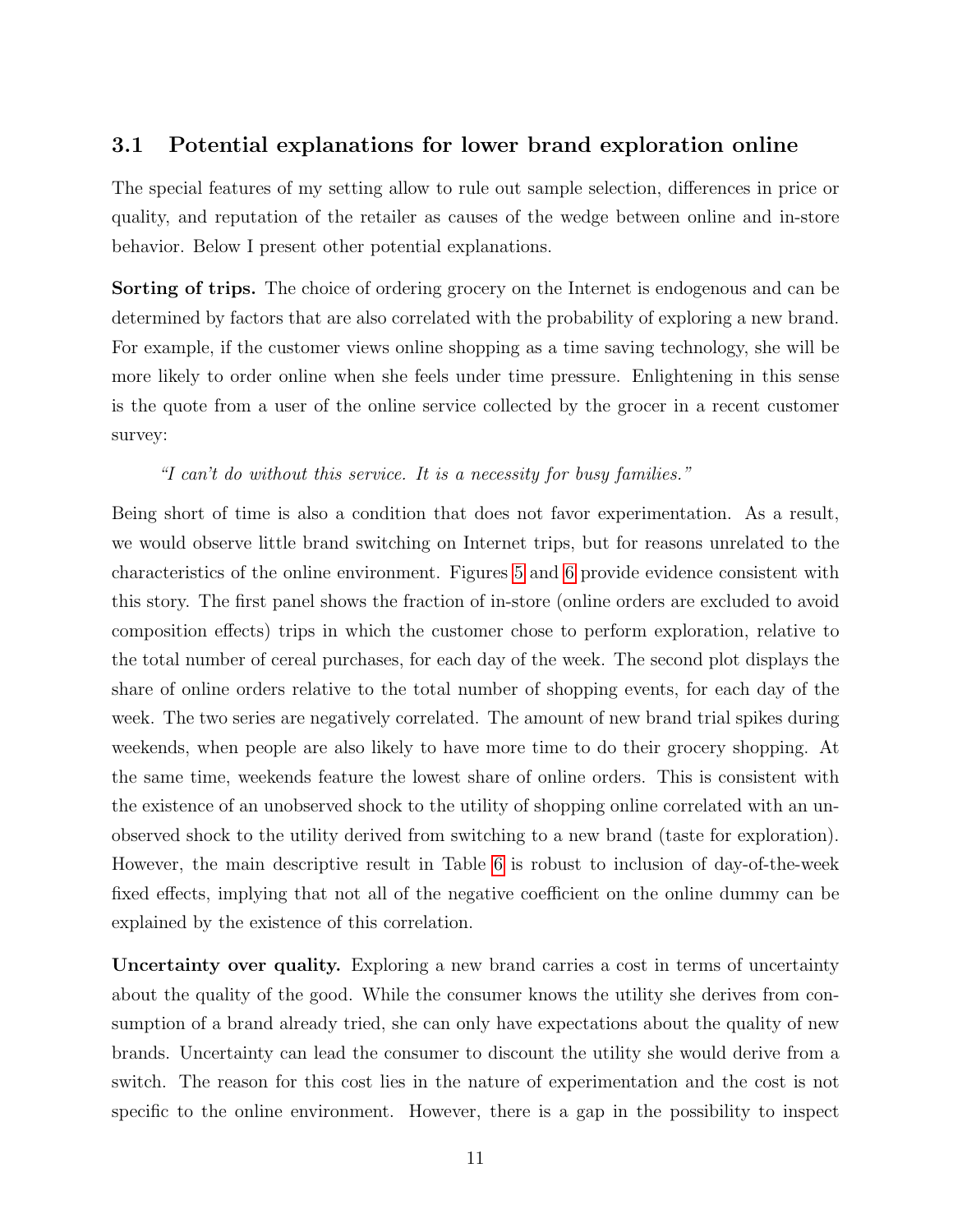### 3.1 Potential explanations for lower brand exploration online

The special features of my setting allow to rule out sample selection, differences in price or quality, and reputation of the retailer as causes of the wedge between online and in-store behavior. Below I present other potential explanations.

**Sorting of trips.** The choice of ordering grocery on the Internet is endogenous and can be determined by factors that are also correlated with the probability of exploring a new brand. For example, if the customer views online shopping as a time saving technology, she will be more likely to order online when she feels under time pressure. Enlightening in this sense is the quote from a user of the online service collected by the grocer in a recent customer survey:

> *"I can't do without this service. It is a necessity for busy families."*

Being short of time is also a condition that does not favor experimentation. As a result, we would observe little brand switching on Internet trips, but for reasons unrelated to the characteristics of the online environment. Figures 5 and 6 provide evidence consistent with this story. The first panel shows the fraction of in-store (online orders are excluded to avoid composition effects) trips in which the customer chose to perform exploration, relative to the total number of cereal purchases, for each day of the week. The second plot displays the share of online orders relative to the total number of shopping events, for each day of the week. The two series are negatively correlated. The amount of new brand trial spikes during weekends, when people are also likely to have more time to do their grocery shopping. At the same time, weekends feature the lowest share of online orders. This is consistent with the existence of an unobserved shock to the utility of shopping online correlated with an unobserved shock to the utility derived from switching to a new brand (taste for exploration). However, the main descriptive result in Table 6 is robust to inclusion of day-of-the-week fixed effects, implying that not all of the negative coefficient on the online dummy can be explained by the existence of this correlation.

**Uncertainty over quality.** Exploring a new brand carries a cost in terms of uncertainty about the quality of the good. While the consumer knows the utility she derives from consumption of a brand already tried, she can only have expectations about the quality of new brands. Uncertainty can lead the consumer to discount the utility she would derive from a switch. The reason for this cost lies in the nature of experimentation and the cost is not specific to the online environment. However, there is a gap in the possibility to inspect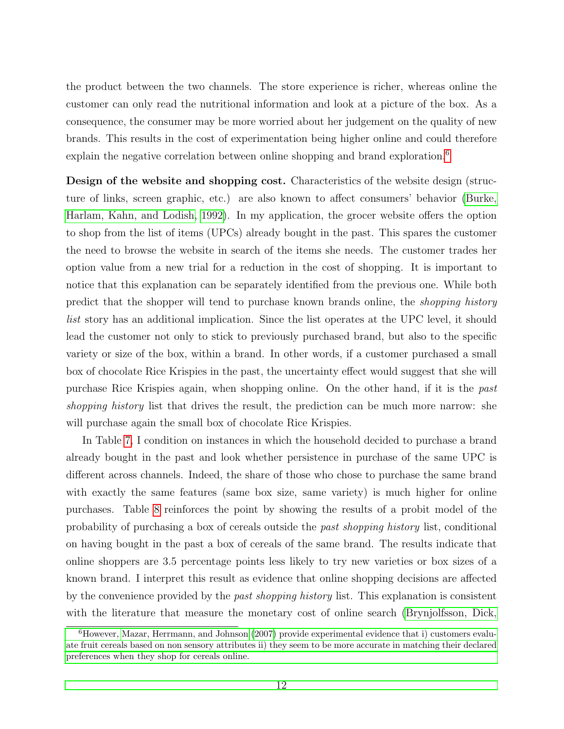the product between the two channels. The store experience is richer, whereas online the customer can only read the nutritional information and look at a picture of the box. As a consequence, the consumer may be more worried about her judgement on the quality of new brands. This results in the cost of experimentation being higher online and could therefore explain the negative correlation between online shopping and brand exploration.[6]

**Design of the website and shopping cost.** Characteristics of the website design (structure of links, screen graphic, etc.) are also known to affect consumers' behavior (Burke, Harlam, Kahn, and Lodish, 1992). In my application, the grocer website offers the option to shop from the list of items (UPCs) already bought in the past. This spares the customer the need to browse the website in search of the items she needs. The customer trades her option value from a new trial for a reduction in the cost of shopping. It is important to notice that this explanation can be separately identified from the previous one. While both predict that the shopper will tend to purchase known brands online, the *shopping history list* story has an additional implication. Since the list operates at the UPC level, it should lead the customer not only to stick to previously purchased brand, but also to the specific variety or size of the box, within a brand. In other words, if a customer purchased a small box of chocolate Rice Krispies in the past, the uncertainty effect would suggest that she will purchase Rice Krispies again, when shopping online. On the other hand, if it is the *past shopping history* list that drives the result, the prediction can be much more narrow: she will purchase again the small box of chocolate Rice Krispies.

In Table 7, I condition on instances in which the household decided to purchase a brand already bought in the past and look whether persistence in purchase of the same UPC is different across channels. Indeed, the share of those who chose to purchase the same brand with exactly the same features (same box size, same variety) is much higher for online purchases. Table 8 reinforces the point by showing the results of a probit model of the probability of purchasing a box of cereals outside the *past shopping history* list, conditional on having bought in the past a box of cereals of the same brand. The results indicate that online shoppers are 3.5 percentage points less likely to try new varieties or box sizes of a known brand. I interpret this result as evidence that online shopping decisions are affected by the convenience provided by the *past shopping history* list. This explanation is consistent with the literature that measure the monetary cost of online search (Brynjolfsson, Dick,

[6]However, Mazar, Herrmann, and Johnson (2007) provide experimental evidence that i) customers evaluate fruit cereals based on non sensory attributes ii) they seem to be more accurate in matching their declared preferences when they shop for cereals online.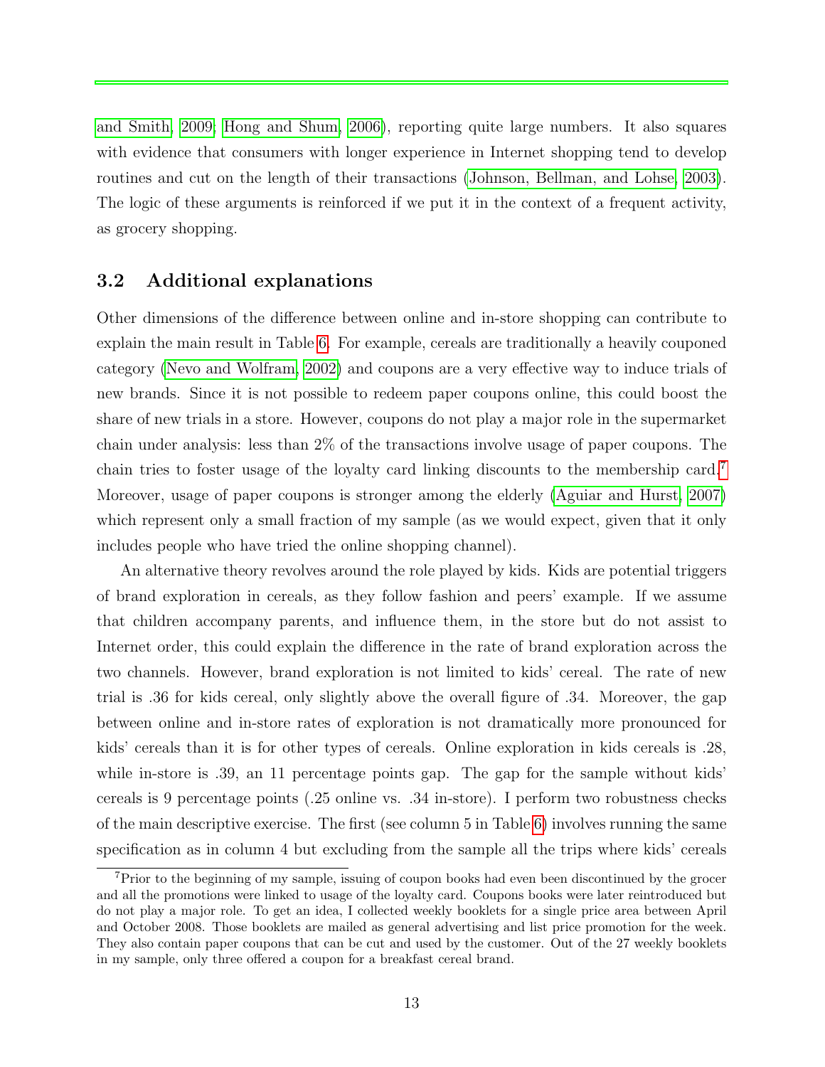and Smith, 2009; Hong and Shum, 2006), reporting quite large numbers. It also squares with evidence that consumers with longer experience in Internet shopping tend to develop routines and cut on the length of their transactions (Johnson, Bellman, and Lohse, 2003). The logic of these arguments is reinforced if we put it in the context of a frequent activity, as grocery shopping.

### 3.2 Additional explanations

Other dimensions of the difference between online and in-store shopping can contribute to explain the main result in Table 6. For example, cereals are traditionally a heavily couponed category (Nevo and Wolfram, 2002) and coupons are a very effective way to induce trials of new brands. Since it is not possible to redeem paper coupons online, this could boost the share of new trials in a store. However, coupons do not play a major role in the supermarket chain under analysis: less than 2% of the transactions involve usage of paper coupons. The chain tries to foster usage of the loyalty card linking discounts to the membership card.[7] Moreover, usage of paper coupons is stronger among the elderly (Aguiar and Hurst, 2007) which represent only a small fraction of my sample (as we would expect, given that it only includes people who have tried the online shopping channel).

An alternative theory revolves around the role played by kids. Kids are potential triggers of brand exploration in cereals, as they follow fashion and peers' example. If we assume that children accompany parents, and influence them, in the store but do not assist to Internet order, this could explain the difference in the rate of brand exploration across the two channels. However, brand exploration is not limited to kids' cereal. The rate of new trial is .36 for kids cereal, only slightly above the overall figure of .34. Moreover, the gap between online and in-store rates of exploration is not dramatically more pronounced for kids' cereals than it is for other types of cereals. Online exploration in kids cereals is .28, while in-store is .39, an 11 percentage points gap. The gap for the sample without kids' cereals is 9 percentage points (.25 online vs. .34 in-store). I perform two robustness checks of the main descriptive exercise. The first (see column 5 in Table 6) involves running the same specification as in column 4 but excluding from the sample all the trips where kids' cereals

[7] Prior to the beginning of my sample, issuing of coupon books had even been discontinued by the grocer and all the promotions were linked to usage of the loyalty card. Coupons books were later reintroduced but do not play a major role. To get an idea, I collected weekly booklets for a single price area between April and October 2008. Those booklets are mailed as general advertising and list price promotion for the week. They also contain paper coupons that can be cut and used by the customer. Out of the 27 weekly booklets in my sample, only three offered a coupon for a breakfast cereal brand.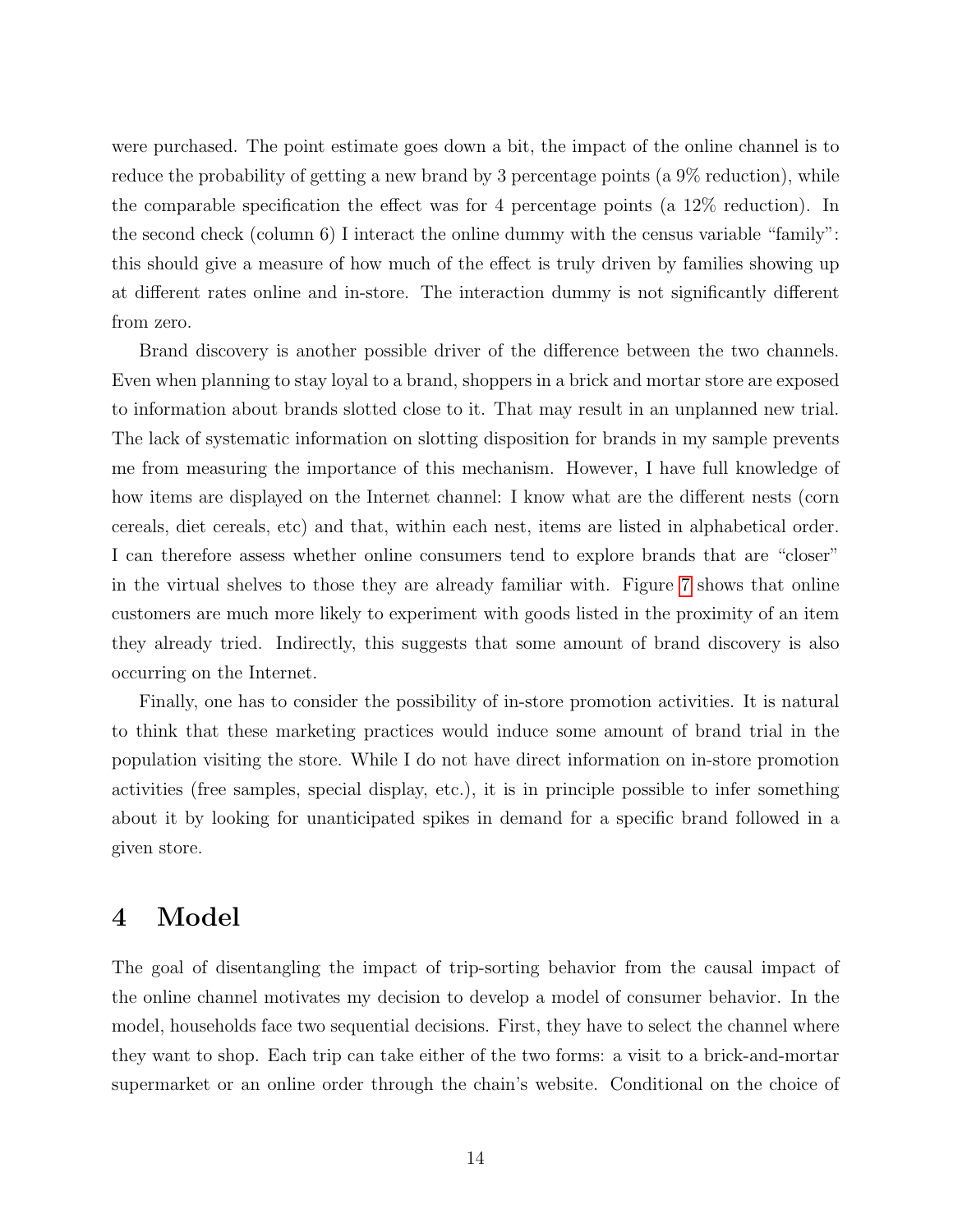were purchased. The point estimate goes down a bit, the impact of the online channel is to reduce the probability of getting a new brand by 3 percentage points (a 9% reduction), while the comparable specification the effect was for 4 percentage points (a 12% reduction). In the second check (column 6) I interact the online dummy with the census variable "family": this should give a measure of how much of the effect is truly driven by families showing up at different rates online and in-store. The interaction dummy is not significantly different from zero.

Brand discovery is another possible driver of the difference between the two channels. Even when planning to stay loyal to a brand, shoppers in a brick and mortar store are exposed to information about brands slotted close to it. That may result in an unplanned new trial. The lack of systematic information on slotting disposition for brands in my sample prevents me from measuring the importance of this mechanism. However, I have full knowledge of how items are displayed on the Internet channel: I know what are the different nests (corn cereals, diet cereals, etc) and that, within each nest, items are listed in alphabetical order. I can therefore assess whether online consumers tend to explore brands that are "closer" in the virtual shelves to those they are already familiar with. Figure 7 shows that online customers are much more likely to experiment with goods listed in the proximity of an item they already tried. Indirectly, this suggests that some amount of brand discovery is also occurring on the Internet.

Finally, one has to consider the possibility of in-store promotion activities. It is natural to think that these marketing practices would induce some amount of brand trial in the population visiting the store. While I do not have direct information on in-store promotion activities (free samples, special display, etc.), it is in principle possible to infer something about it by looking for unanticipated spikes in demand for a specific brand followed in a given store.

# 4 Model

The goal of disentangling the impact of trip-sorting behavior from the causal impact of the online channel motivates my decision to develop a model of consumer behavior. In the model, households face two sequential decisions. First, they have to select the channel where they want to shop. Each trip can take either of the two forms: a visit to a brick-and-mortar supermarket or an online order through the chain's website. Conditional on the choice of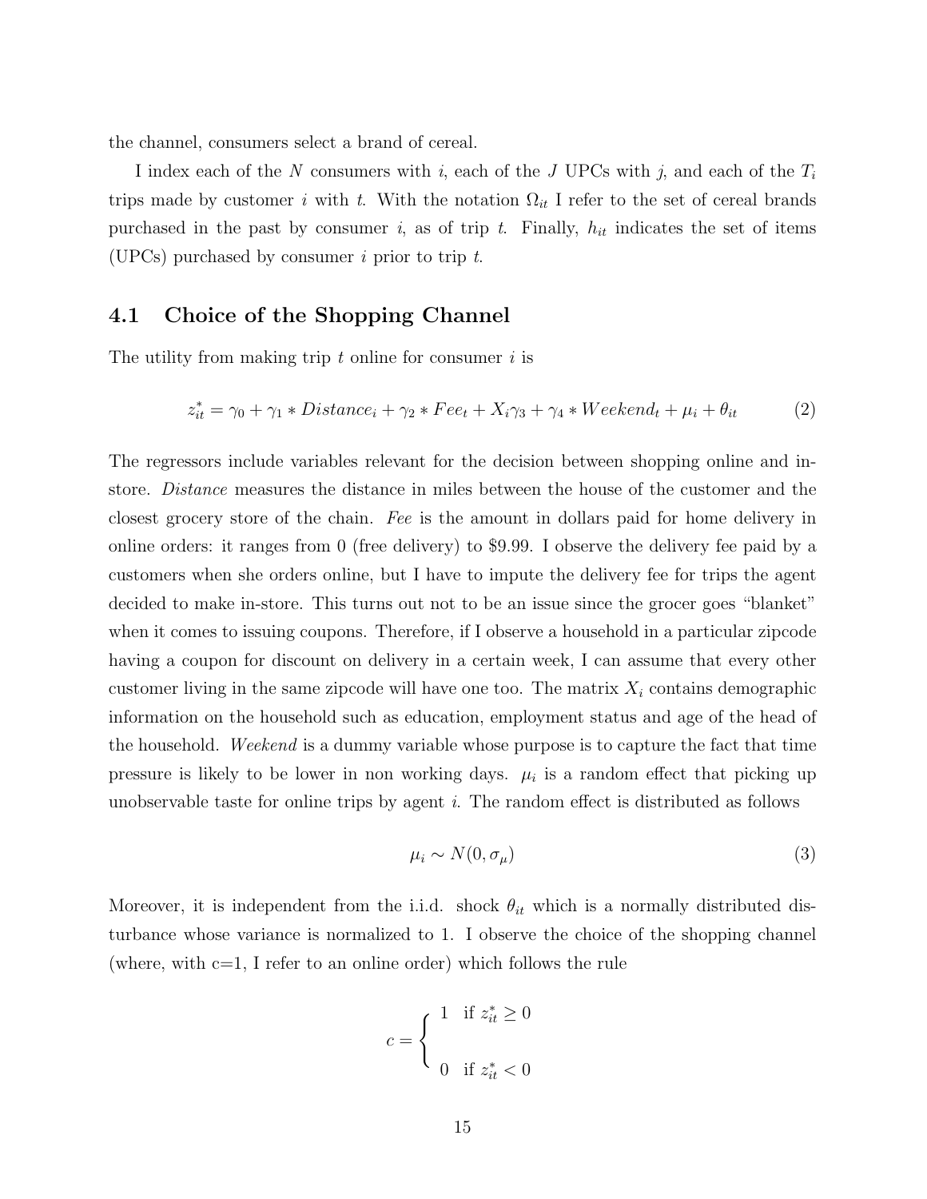the channel, consumers select a brand of cereal.

I index each of the $N$ consumers with $i$, each of the $J$ UPCs with $j$, and each of the $T_i$ trips made by customer $i$ with $t$. With the notation $\Omega_{it}$ I refer to the set of cereal brands purchased in the past by consumer $i$, as of trip $t$. Finally, $h_{it}$ indicates the set of items (UPCs) purchased by consumer $i$ prior to trip $t$.

## 4.1 Choice of the Shopping Channel

The utility from making trip $t$ online for consumer $i$ is

$$z^*_{it} = \gamma_0 + \gamma_1 * Distance_i + \gamma_2 * Fee_t + X_i\gamma_3 + \gamma_4 * Weekend_t + \mu_i + \theta_{it} \tag{2}$$

The regressors include variables relevant for the decision between shopping online and in-store. *Distance* measures the distance in miles between the house of the customer and the closest grocery store of the chain. *Fee* is the amount in dollars paid for home delivery in online orders: it ranges from 0 (free delivery) to \$9.99. I observe the delivery fee paid by a customers when she orders online, but I have to impute the delivery fee for trips the agent decided to make in-store. This turns out not to be an issue since the grocer goes "blanket" when it comes to issuing coupons. Therefore, if I observe a household in a particular zipcode having a coupon for discount on delivery in a certain week, I can assume that every other customer living in the same zipcode will have one too. The matrix $X_i$ contains demographic information on the household such as education, employment status and age of the head of the household. *Weekend* is a dummy variable whose purpose is to capture the fact that time pressure is likely to be lower in non working days. $\mu_i$ is a random effect that picking up unobservable taste for online trips by agent $i$. The random effect is distributed as follows

$$\mu_i \sim N(0, \sigma_\mu) \tag{3}$$

Moreover, it is independent from the i.i.d. shock $\theta_{it}$ which is a normally distributed disturbance whose variance is normalized to 1. I observe the choice of the shopping channel (where, with c=1, I refer to an online order) which follows the rule

$$c = \begin{cases} 1 & \text{if } z^*_{it} \geq 0 \\ \\ 0 & \text{if } z^*_{it} < 0 \end{cases}$$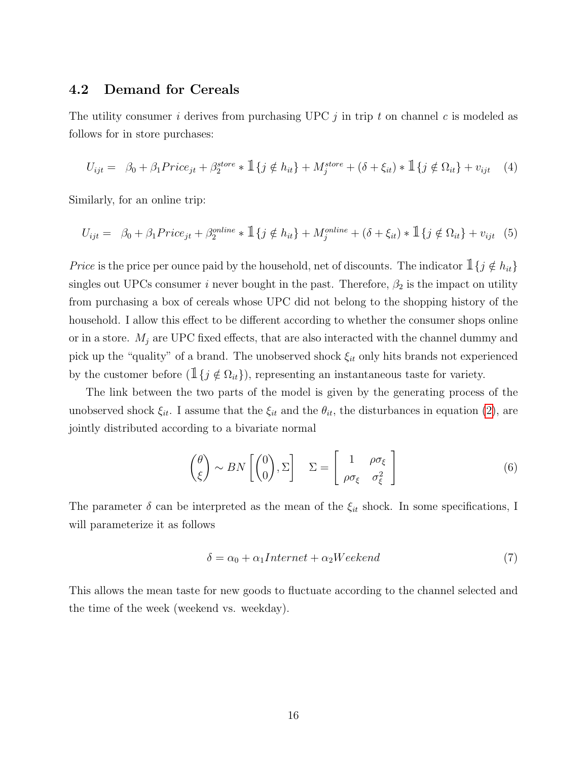### 4.2 Demand for Cereals

The utility consumer $i$ derives from purchasing UPC $j$ in trip $t$ on channel $c$ is modeled as follows for in store purchases:

$$U_{ijt} = \beta_0 + \beta_1 Price_{jt} + \beta_2^{store} * \mathbb{1}\{j \notin h_{it}\} + M_j^{store} + (\delta + \xi_{it}) * \mathbb{1}\{j \notin \Omega_{it}\} + v_{ijt} \quad (4)$$

Similarly, for an online trip:

$$U_{ijt} = \beta_0 + \beta_1 Price_{jt} + \beta_2^{online} * \mathbb{1}\{j \notin h_{it}\} + M_j^{online} + (\delta + \xi_{it}) * \mathbb{1}\{j \notin \Omega_{it}\} + v_{ijt} \quad (5)$$

*Price* is the price per ounce paid by the household, net of discounts. The indicator $\mathbb{1}\{j \notin h_{it}\}$ singles out UPCs consumer $i$ never bought in the past. Therefore, $\beta_2$ is the impact on utility from purchasing a box of cereals whose UPC did not belong to the shopping history of the household. I allow this effect to be different according to whether the consumer shops online or in a store. $M_j$ are UPC fixed effects, that are also interacted with the channel dummy and pick up the "quality" of a brand. The unobserved shock $\xi_{it}$ only hits brands not experienced by the customer before ($\mathbb{1}\{j \notin \Omega_{it}\}$), representing an instantaneous taste for variety.

The link between the two parts of the model is given by the generating process of the unobserved shock $\xi_{it}$. I assume that the $\xi_{it}$ and the $\theta_{it}$, the disturbances in equation (2), are jointly distributed according to a bivariate normal

$$\begin{pmatrix} \theta \\ \xi \end{pmatrix} \sim BN\left[\begin{pmatrix} 0 \\ 0 \end{pmatrix}, \Sigma\right] \quad \Sigma = \begin{bmatrix} 1 & \rho\sigma_\xi \\ \rho\sigma_\xi & \sigma_\xi^2 \end{bmatrix} \quad (6)$$

The parameter $\delta$ can be interpreted as the mean of the $\xi_{it}$ shock. In some specifications, I will parameterize it as follows

$$\delta = \alpha_0 + \alpha_1 Internet + \alpha_2 Weekend \quad (7)$$

This allows the mean taste for new goods to fluctuate according to the channel selected and the time of the week (weekend vs. weekday).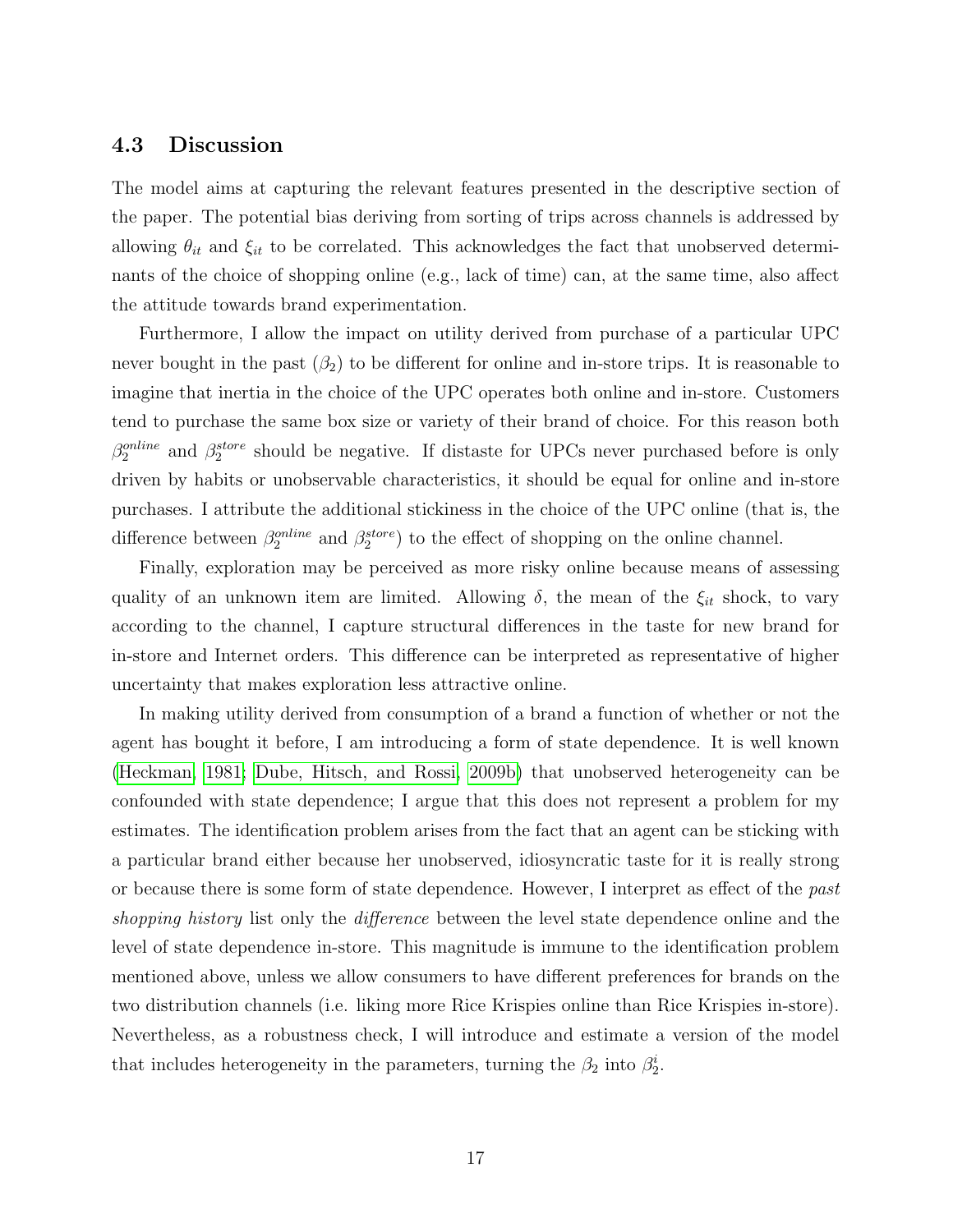### 4.3 Discussion

The model aims at capturing the relevant features presented in the descriptive section of the paper. The potential bias deriving from sorting of trips across channels is addressed by allowing $\theta_{it}$ and $\xi_{it}$ to be correlated. This acknowledges the fact that unobserved determinants of the choice of shopping online (e.g., lack of time) can, at the same time, also affect the attitude towards brand experimentation.

Furthermore, I allow the impact on utility derived from purchase of a particular UPC never bought in the past ($\beta_2$) to be different for online and in-store trips. It is reasonable to imagine that inertia in the choice of the UPC operates both online and in-store. Customers tend to purchase the same box size or variety of their brand of choice. For this reason both $\beta_2^{online}$ and $\beta_2^{store}$ should be negative. If distaste for UPCs never purchased before is only driven by habits or unobservable characteristics, it should be equal for online and in-store purchases. I attribute the additional stickiness in the choice of the UPC online (that is, the difference between $\beta_2^{online}$ and $\beta_2^{store}$) to the effect of shopping on the online channel.

Finally, exploration may be perceived as more risky online because means of assessing quality of an unknown item are limited. Allowing $\delta$, the mean of the $\xi_{it}$ shock, to vary according to the channel, I capture structural differences in the taste for new brand for in-store and Internet orders. This difference can be interpreted as representative of higher uncertainty that makes exploration less attractive online.

In making utility derived from consumption of a brand a function of whether or not the agent has bought it before, I am introducing a form of state dependence. It is well known (Heckman, 1981; Dube, Hitsch, and Rossi, 2009b) that unobserved heterogeneity can be confounded with state dependence; I argue that this does not represent a problem for my estimates. The identification problem arises from the fact that an agent can be sticking with a particular brand either because her unobserved, idiosyncratic taste for it is really strong or because there is some form of state dependence. However, I interpret as effect of the *past shopping history* list only the *difference* between the level state dependence online and the level of state dependence in-store. This magnitude is immune to the identification problem mentioned above, unless we allow consumers to have different preferences for brands on the two distribution channels (i.e. liking more Rice Krispies online than Rice Krispies in-store). Nevertheless, as a robustness check, I will introduce and estimate a version of the model that includes heterogeneity in the parameters, turning the $\beta_2$ into $\beta_2^i$.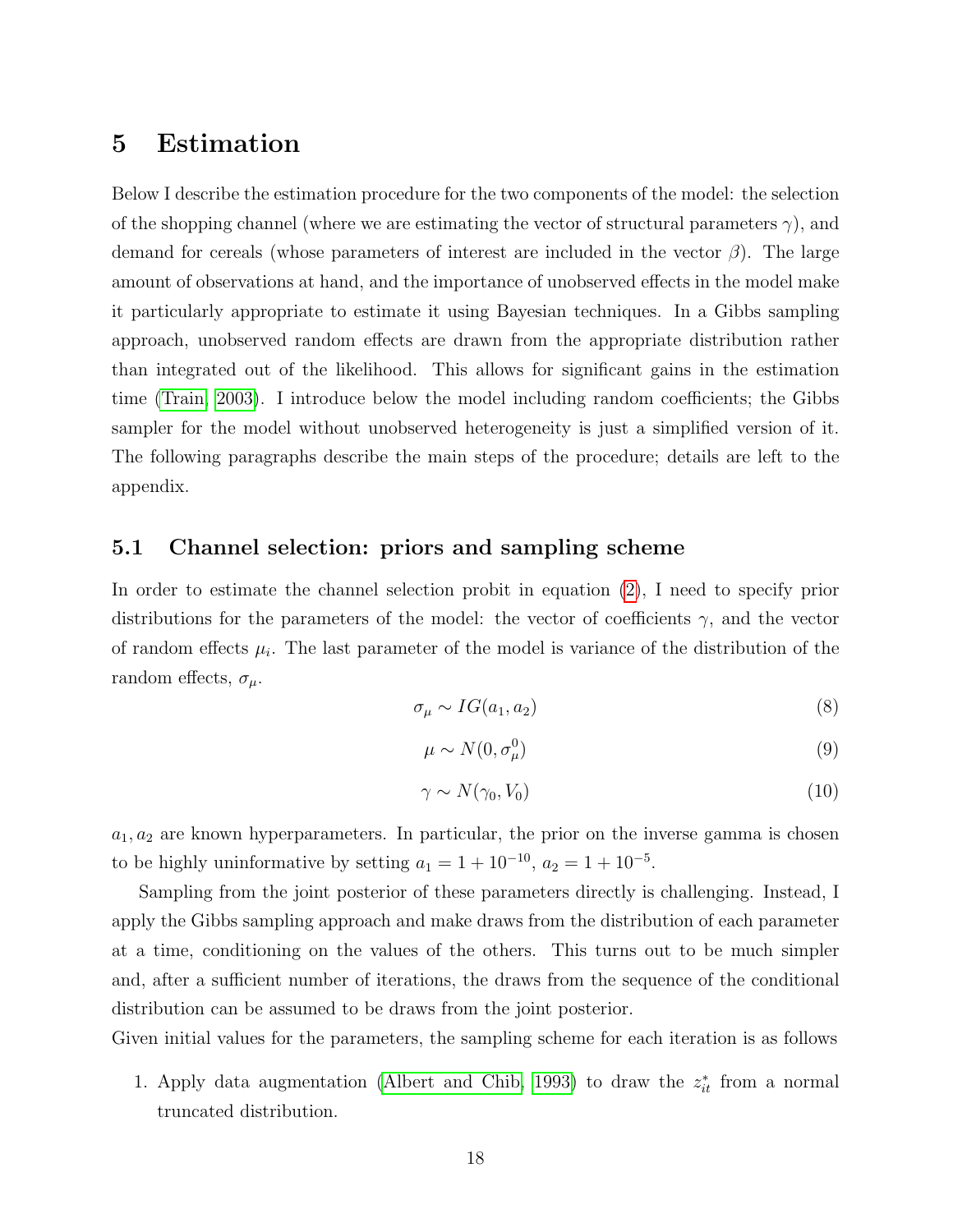# 5 Estimation

Below I describe the estimation procedure for the two components of the model: the selection of the shopping channel (where we are estimating the vector of structural parameters $\gamma$), and demand for cereals (whose parameters of interest are included in the vector $\beta$). The large amount of observations at hand, and the importance of unobserved effects in the model make it particularly appropriate to estimate it using Bayesian techniques. In a Gibbs sampling approach, unobserved random effects are drawn from the appropriate distribution rather than integrated out of the likelihood. This allows for significant gains in the estimation time (Train, 2003). I introduce below the model including random coefficients; the Gibbs sampler for the model without unobserved heterogeneity is just a simplified version of it. The following paragraphs describe the main steps of the procedure; details are left to the appendix.

## 5.1 Channel selection: priors and sampling scheme

In order to estimate the channel selection probit in equation (2), I need to specify prior distributions for the parameters of the model: the vector of coefficients $\gamma$, and the vector of random effects $\mu_i$. The last parameter of the model is variance of the distribution of the random effects, $\sigma_\mu$.

$$\sigma_\mu \sim IG(a_1, a_2) \tag{8}$$

$$\mu \sim N(0, \sigma_\mu^0) \tag{9}$$

$$\gamma \sim N(\gamma_0, V_0) \tag{10}$$

$a_1, a_2$ are known hyperparameters. In particular, the prior on the inverse gamma is chosen to be highly uninformative by setting $a_1 = 1 + 10^{-10}$, $a_2 = 1 + 10^{-5}$.

Sampling from the joint posterior of these parameters directly is challenging. Instead, I apply the Gibbs sampling approach and make draws from the distribution of each parameter at a time, conditioning on the values of the others. This turns out to be much simpler and, after a sufficient number of iterations, the draws from the sequence of the conditional distribution can be assumed to be draws from the joint posterior.

Given initial values for the parameters, the sampling scheme for each iteration is as follows

1. Apply data augmentation (Albert and Chib, 1993) to draw the $z_{it}^*$ from a normal truncated distribution.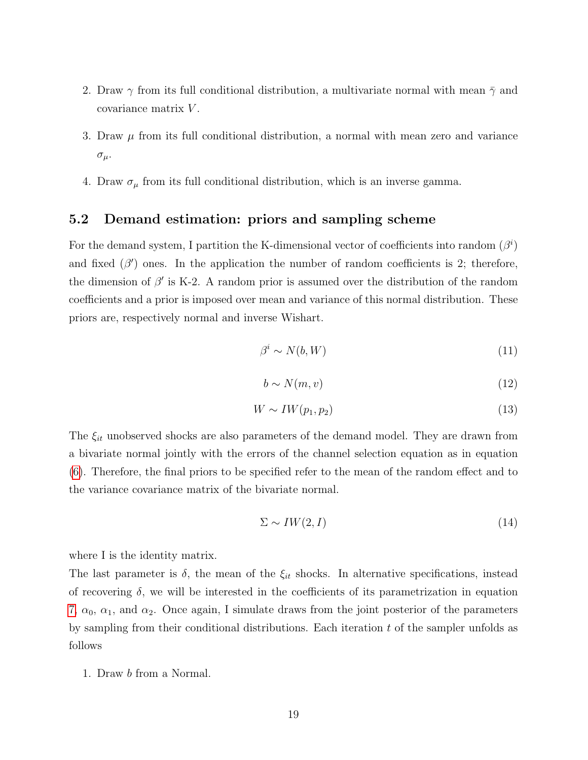2. Draw $\gamma$ from its full conditional distribution, a multivariate normal with mean $\bar{\gamma}$ and covariance matrix $V$.
3. Draw $\mu$ from its full conditional distribution, a normal with mean zero and variance $\sigma_\mu$.
4. Draw $\sigma_\mu$ from its full conditional distribution, which is an inverse gamma.

### 5.2 Demand estimation: priors and sampling scheme

For the demand system, I partition the K-dimensional vector of coefficients into random ($\beta^i$) and fixed ($\beta'$) ones. In the application the number of random coefficients is 2; therefore, the dimension of $\beta'$ is K-2. A random prior is assumed over the distribution of the random coefficients and a prior is imposed over mean and variance of this normal distribution. These priors are, respectively normal and inverse Wishart.

$$\beta^i \sim N(b, W) \tag{11}$$

$$b \sim N(m, v) \tag{12}$$

$$W \sim IW(p_1, p_2) \tag{13}$$

The $\xi_{it}$ unobserved shocks are also parameters of the demand model. They are drawn from a bivariate normal jointly with the errors of the channel selection equation as in equation (6). Therefore, the final priors to be specified refer to the mean of the random effect and to the variance covariance matrix of the bivariate normal.

$$\Sigma \sim IW(2, I) \tag{14}$$

where I is the identity matrix.

The last parameter is $\delta$, the mean of the $\xi_{it}$ shocks. In alternative specifications, instead of recovering $\delta$, we will be interested in the coefficients of its parametrization in equation 7, $\alpha_0$, $\alpha_1$, and $\alpha_2$. Once again, I simulate draws from the joint posterior of the parameters by sampling from their conditional distributions. Each iteration $t$ of the sampler unfolds as follows

1. Draw $b$ from a Normal.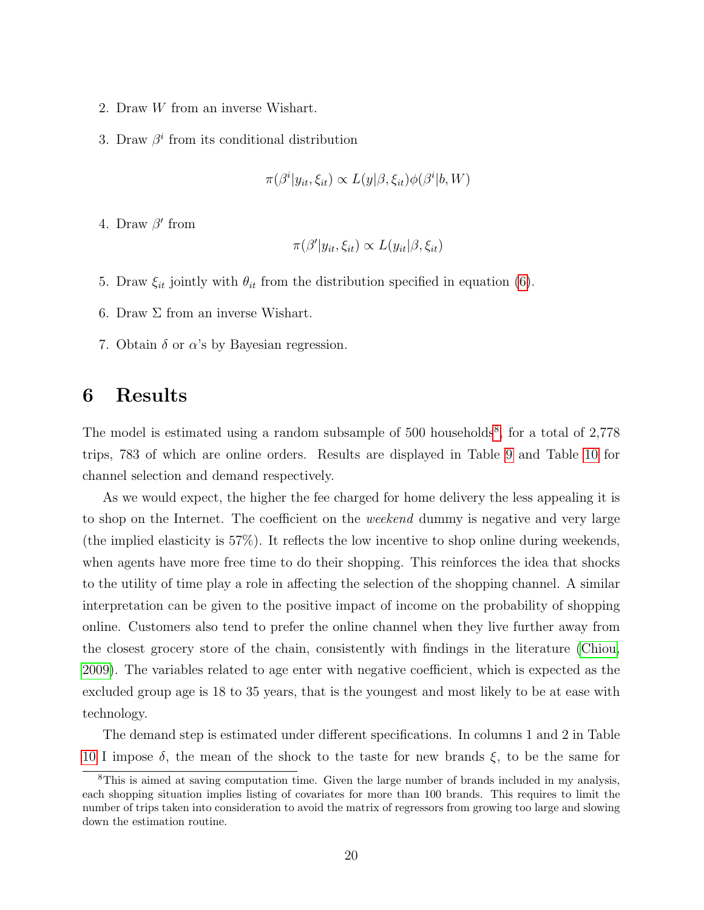2. Draw $W$ from an inverse Wishart.

3. Draw $\beta^i$ from its conditional distribution

$$\pi(\beta^i|y_{it}, \xi_{it}) \propto L(y|\beta, \xi_{it})\phi(\beta^i|b, W)$$

4. Draw $\beta'$ from

$$\pi(\beta'|y_{it}, \xi_{it}) \propto L(y_{it}|\beta, \xi_{it})$$

5. Draw $\xi_{it}$ jointly with $\theta_{it}$ from the distribution specified in equation (6).

6. Draw $\Sigma$ from an inverse Wishart.

7. Obtain $\delta$ or $\alpha$'s by Bayesian regression.

# 6 Results

The model is estimated using a random subsample of 500 households[8], for a total of 2,778 trips, 783 of which are online orders. Results are displayed in Table 9 and Table 10 for channel selection and demand respectively.

As we would expect, the higher the fee charged for home delivery the less appealing it is to shop on the Internet. The coefficient on the *weekend* dummy is negative and very large (the implied elasticity is 57%). It reflects the low incentive to shop online during weekends, when agents have more free time to do their shopping. This reinforces the idea that shocks to the utility of time play a role in affecting the selection of the shopping channel. A similar interpretation can be given to the positive impact of income on the probability of shopping online. Customers also tend to prefer the online channel when they live further away from the closest grocery store of the chain, consistently with findings in the literature (Chiou, 2009). The variables related to age enter with negative coefficient, which is expected as the excluded group age is 18 to 35 years, that is the youngest and most likely to be at ease with technology.

The demand step is estimated under different specifications. In columns 1 and 2 in Table 10 I impose $\delta$, the mean of the shock to the taste for new brands $\xi$, to be the same for

[8] This is aimed at saving computation time. Given the large number of brands included in my analysis, each shopping situation implies listing of covariates for more than 100 brands. This requires to limit the number of trips taken into consideration to avoid the matrix of regressors from growing too large and slowing down the estimation routine.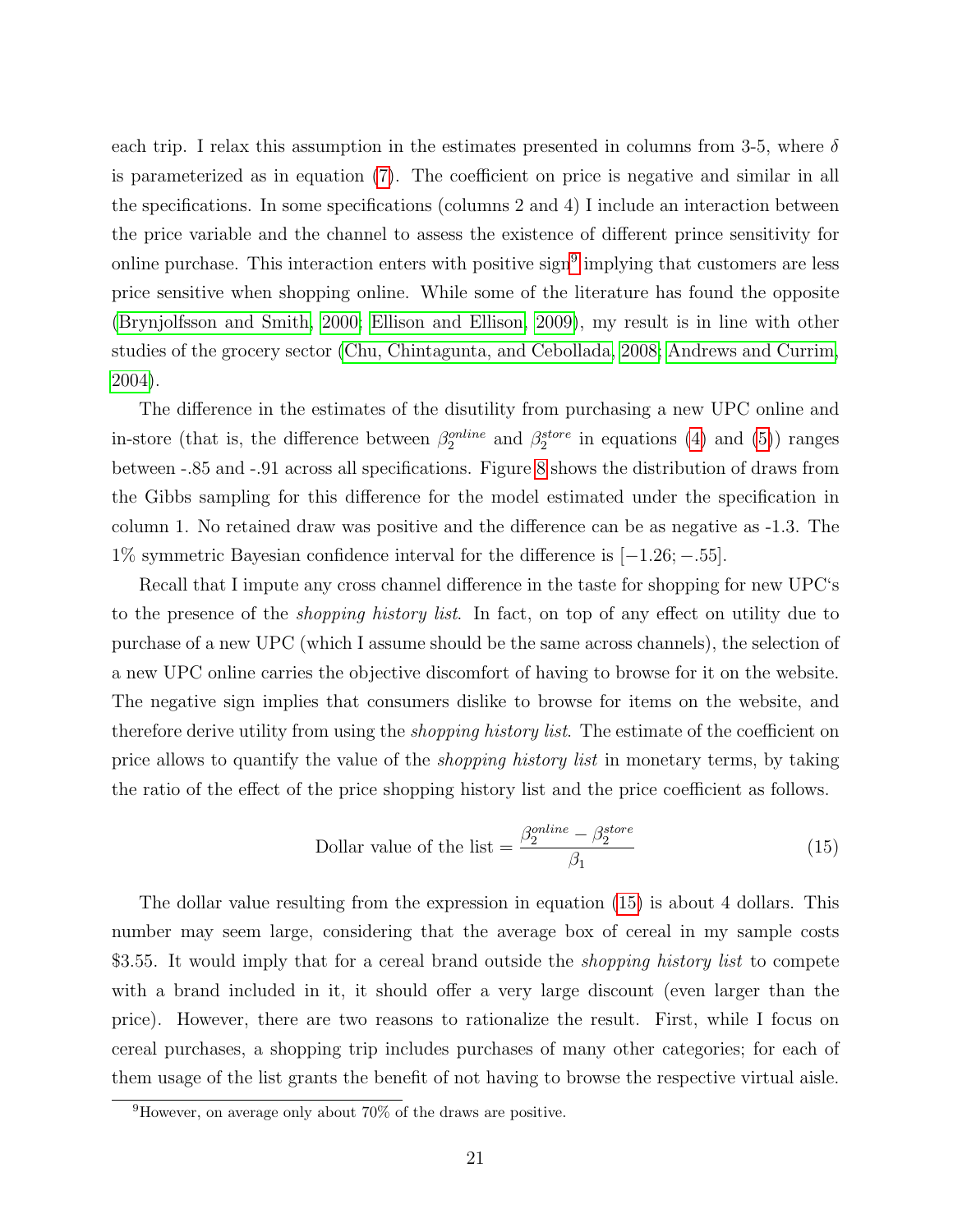each trip. I relax this assumption in the estimates presented in columns from 3-5, where $\delta$ is parameterized as in equation (7). The coefficient on price is negative and similar in all the specifications. In some specifications (columns 2 and 4) I include an interaction between the price variable and the channel to assess the existence of different prince sensitivity for online purchase. This interaction enters with positive sign[9] implying that customers are less price sensitive when shopping online. While some of the literature has found the opposite (Brynjolfsson and Smith, 2000; Ellison and Ellison, 2009), my result is in line with other studies of the grocery sector (Chu, Chintagunta, and Cebollada, 2008; Andrews and Currim, 2004).

The difference in the estimates of the disutility from purchasing a new UPC online and in-store (that is, the difference between $\beta_2^{online}$ and $\beta_2^{store}$ in equations (4) and (5)) ranges between -.85 and -.91 across all specifications. Figure 8 shows the distribution of draws from the Gibbs sampling for this difference for the model estimated under the specification in column 1. No retained draw was positive and the difference can be as negative as -1.3. The 1% symmetric Bayesian confidence interval for the difference is $[-1.26; -.55]$.

Recall that I impute any cross channel difference in the taste for shopping for new UPC's to the presence of the *shopping history list*. In fact, on top of any effect on utility due to purchase of a new UPC (which I assume should be the same across channels), the selection of a new UPC online carries the objective discomfort of having to browse for it on the website. The negative sign implies that consumers dislike to browse for items on the website, and therefore derive utility from using the *shopping history list*. The estimate of the coefficient on price allows to quantify the value of the *shopping history list* in monetary terms, by taking the ratio of the effect of the price shopping history list and the price coefficient as follows.

$$\text{Dollar value of the list} = \frac{\beta_2^{online} - \beta_2^{store}}{\beta_1} \tag{15}$$

The dollar value resulting from the expression in equation (15) is about 4 dollars. This number may seem large, considering that the average box of cereal in my sample costs \$3.55. It would imply that for a cereal brand outside the *shopping history list* to compete with a brand included in it, it should offer a very large discount (even larger than the price). However, there are two reasons to rationalize the result. First, while I focus on cereal purchases, a shopping trip includes purchases of many other categories; for each of them usage of the list grants the benefit of not having to browse the respective virtual aisle.

[9] However, on average only about 70% of the draws are positive.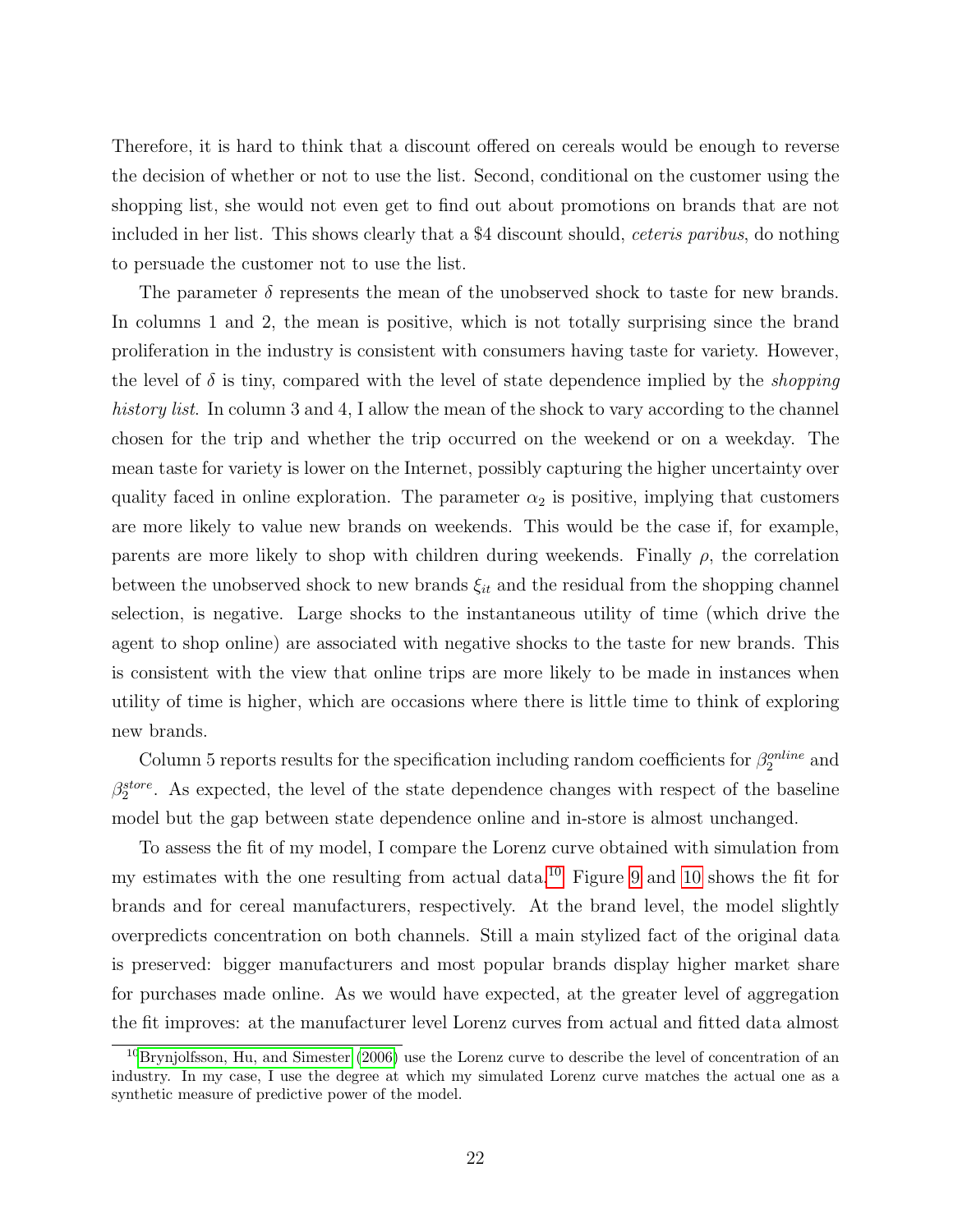Therefore, it is hard to think that a discount offered on cereals would be enough to reverse the decision of whether or not to use the list. Second, conditional on the customer using the shopping list, she would not even get to find out about promotions on brands that are not included in her list. This shows clearly that a $4 discount should, *ceteris paribus*, do nothing to persuade the customer not to use the list.

The parameter $\delta$ represents the mean of the unobserved shock to taste for new brands. In columns 1 and 2, the mean is positive, which is not totally surprising since the brand proliferation in the industry is consistent with consumers having taste for variety. However, the level of $\delta$ is tiny, compared with the level of state dependence implied by the *shopping history list*. In column 3 and 4, I allow the mean of the shock to vary according to the channel chosen for the trip and whether the trip occurred on the weekend or on a weekday. The mean taste for variety is lower on the Internet, possibly capturing the higher uncertainty over quality faced in online exploration. The parameter $\alpha_2$ is positive, implying that customers are more likely to value new brands on weekends. This would be the case if, for example, parents are more likely to shop with children during weekends. Finally $\rho$, the correlation between the unobserved shock to new brands $\xi_{it}$ and the residual from the shopping channel selection, is negative. Large shocks to the instantaneous utility of time (which drive the agent to shop online) are associated with negative shocks to the taste for new brands. This is consistent with the view that online trips are more likely to be made in instances when utility of time is higher, which are occasions where there is little time to think of exploring new brands.

Column 5 reports results for the specification including random coefficients for $\beta_2^{online}$ and $\beta_2^{store}$. As expected, the level of the state dependence changes with respect of the baseline model but the gap between state dependence online and in-store is almost unchanged.

To assess the fit of my model, I compare the Lorenz curve obtained with simulation from my estimates with the one resulting from actual data.[10] Figure 9 and 10 shows the fit for brands and for cereal manufacturers, respectively. At the brand level, the model slightly overpredicts concentration on both channels. Still a main stylized fact of the original data is preserved: bigger manufacturers and most popular brands display higher market share for purchases made online. As we would have expected, at the greater level of aggregation the fit improves: at the manufacturer level Lorenz curves from actual and fitted data almost

[10] Brynjolfsson, Hu, and Simester (2006) use the Lorenz curve to describe the level of concentration of an industry. In my case, I use the degree at which my simulated Lorenz curve matches the actual one as a synthetic measure of predictive power of the model.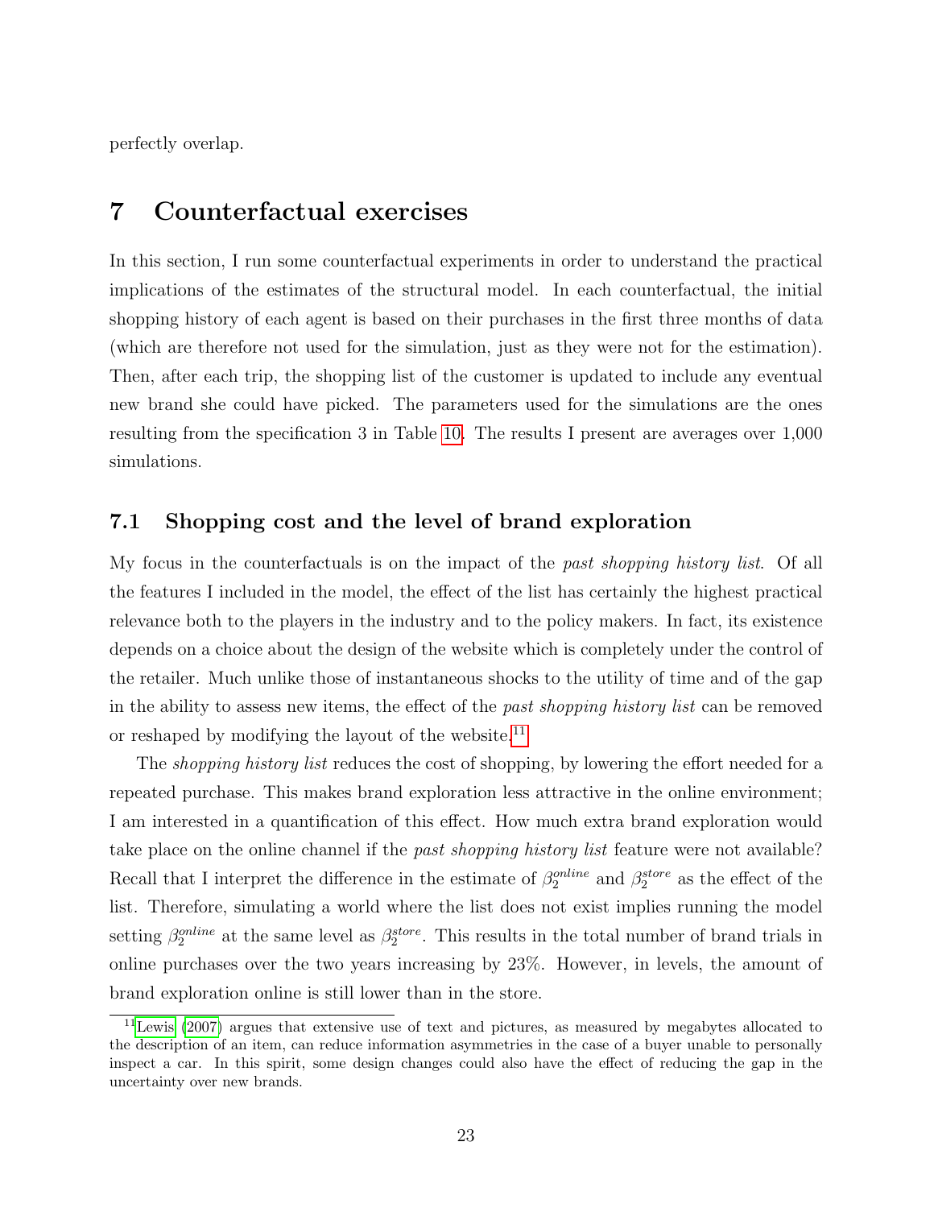perfectly overlap.

# 7 Counterfactual exercises

In this section, I run some counterfactual experiments in order to understand the practical implications of the estimates of the structural model. In each counterfactual, the initial shopping history of each agent is based on their purchases in the first three months of data (which are therefore not used for the simulation, just as they were not for the estimation). Then, after each trip, the shopping list of the customer is updated to include any eventual new brand she could have picked. The parameters used for the simulations are the ones resulting from the specification 3 in Table 10. The results I present are averages over 1,000 simulations.

## 7.1 Shopping cost and the level of brand exploration

My focus in the counterfactuals is on the impact of the *past shopping history list*. Of all the features I included in the model, the effect of the list has certainly the highest practical relevance both to the players in the industry and to the policy makers. In fact, its existence depends on a choice about the design of the website which is completely under the control of the retailer. Much unlike those of instantaneous shocks to the utility of time and of the gap in the ability to assess new items, the effect of the *past shopping history list* can be removed or reshaped by modifying the layout of the website.[11]

The *shopping history list* reduces the cost of shopping, by lowering the effort needed for a repeated purchase. This makes brand exploration less attractive in the online environment; I am interested in a quantification of this effect. How much extra brand exploration would take place on the online channel if the *past shopping history list* feature were not available? Recall that I interpret the difference in the estimate of $\beta_2^{online}$ and $\beta_2^{store}$ as the effect of the list. Therefore, simulating a world where the list does not exist implies running the model setting $\beta_2^{online}$ at the same level as $\beta_2^{store}$. This results in the total number of brand trials in online purchases over the two years increasing by 23%. However, in levels, the amount of brand exploration online is still lower than in the store.

[11] Lewis (2007) argues that extensive use of text and pictures, as measured by megabytes allocated to the description of an item, can reduce information asymmetries in the case of a buyer unable to personally inspect a car. In this spirit, some design changes could also have the effect of reducing the gap in the uncertainty over new brands.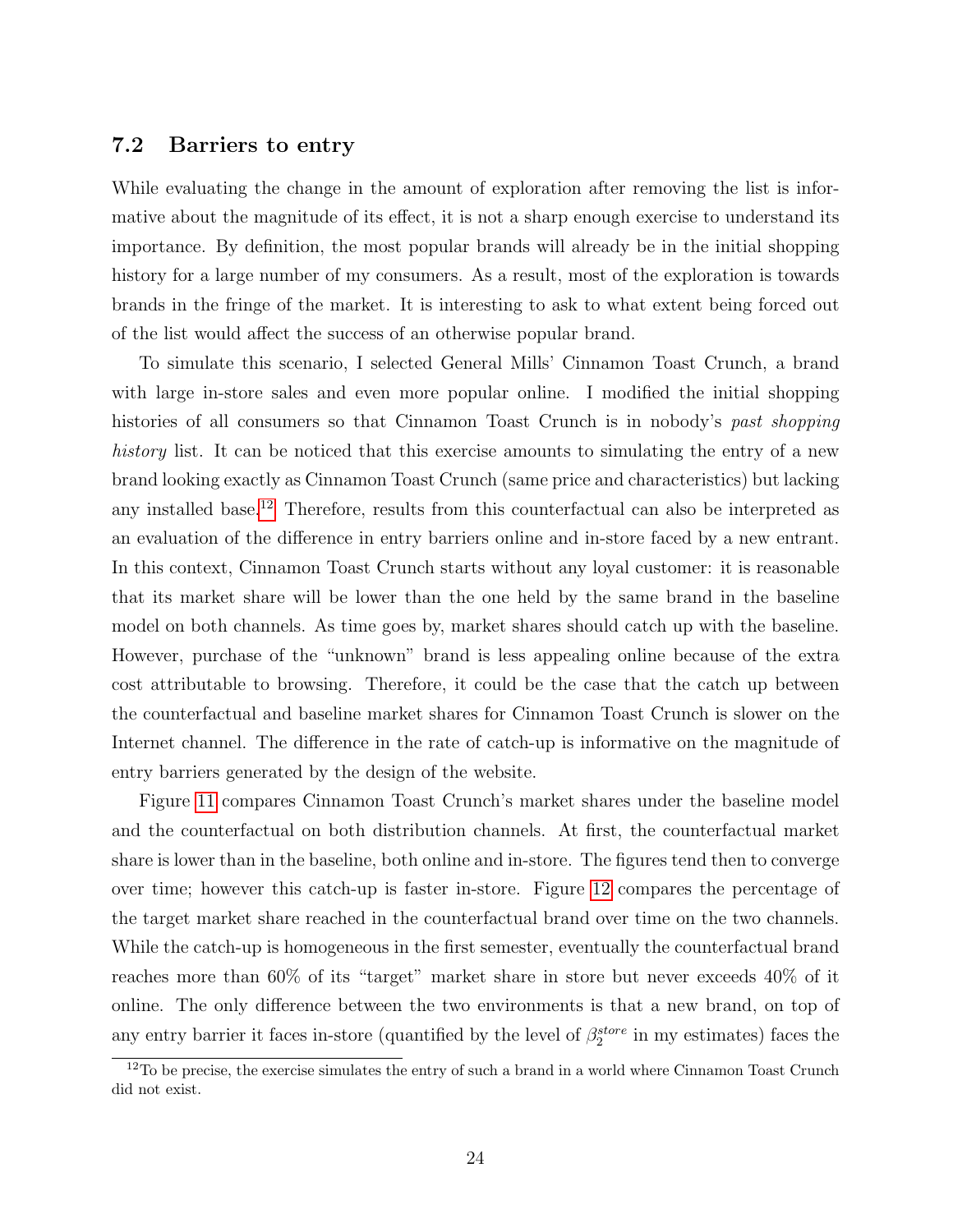### 7.2 Barriers to entry

While evaluating the change in the amount of exploration after removing the list is informative about the magnitude of its effect, it is not a sharp enough exercise to understand its importance. By definition, the most popular brands will already be in the initial shopping history for a large number of my consumers. As a result, most of the exploration is towards brands in the fringe of the market. It is interesting to ask to what extent being forced out of the list would affect the success of an otherwise popular brand.

To simulate this scenario, I selected General Mills' Cinnamon Toast Crunch, a brand with large in-store sales and even more popular online. I modified the initial shopping histories of all consumers so that Cinnamon Toast Crunch is in nobody's *past shopping history* list. It can be noticed that this exercise amounts to simulating the entry of a new brand looking exactly as Cinnamon Toast Crunch (same price and characteristics) but lacking any installed base.[12] Therefore, results from this counterfactual can also be interpreted as an evaluation of the difference in entry barriers online and in-store faced by a new entrant. In this context, Cinnamon Toast Crunch starts without any loyal customer: it is reasonable that its market share will be lower than the one held by the same brand in the baseline model on both channels. As time goes by, market shares should catch up with the baseline. However, purchase of the "unknown" brand is less appealing online because of the extra cost attributable to browsing. Therefore, it could be the case that the catch up between the counterfactual and baseline market shares for Cinnamon Toast Crunch is slower on the Internet channel. The difference in the rate of catch-up is informative on the magnitude of entry barriers generated by the design of the website.

Figure 11 compares Cinnamon Toast Crunch's market shares under the baseline model and the counterfactual on both distribution channels. At first, the counterfactual market share is lower than in the baseline, both online and in-store. The figures tend then to converge over time; however this catch-up is faster in-store. Figure 12 compares the percentage of the target market share reached in the counterfactual brand over time on the two channels. While the catch-up is homogeneous in the first semester, eventually the counterfactual brand reaches more than 60% of its "target" market share in store but never exceeds 40% of it online. The only difference between the two environments is that a new brand, on top of any entry barrier it faces in-store (quantified by the level of $\beta_2^{store}$ in my estimates) faces the

[12] To be precise, the exercise simulates the entry of such a brand in a world where Cinnamon Toast Crunch did not exist.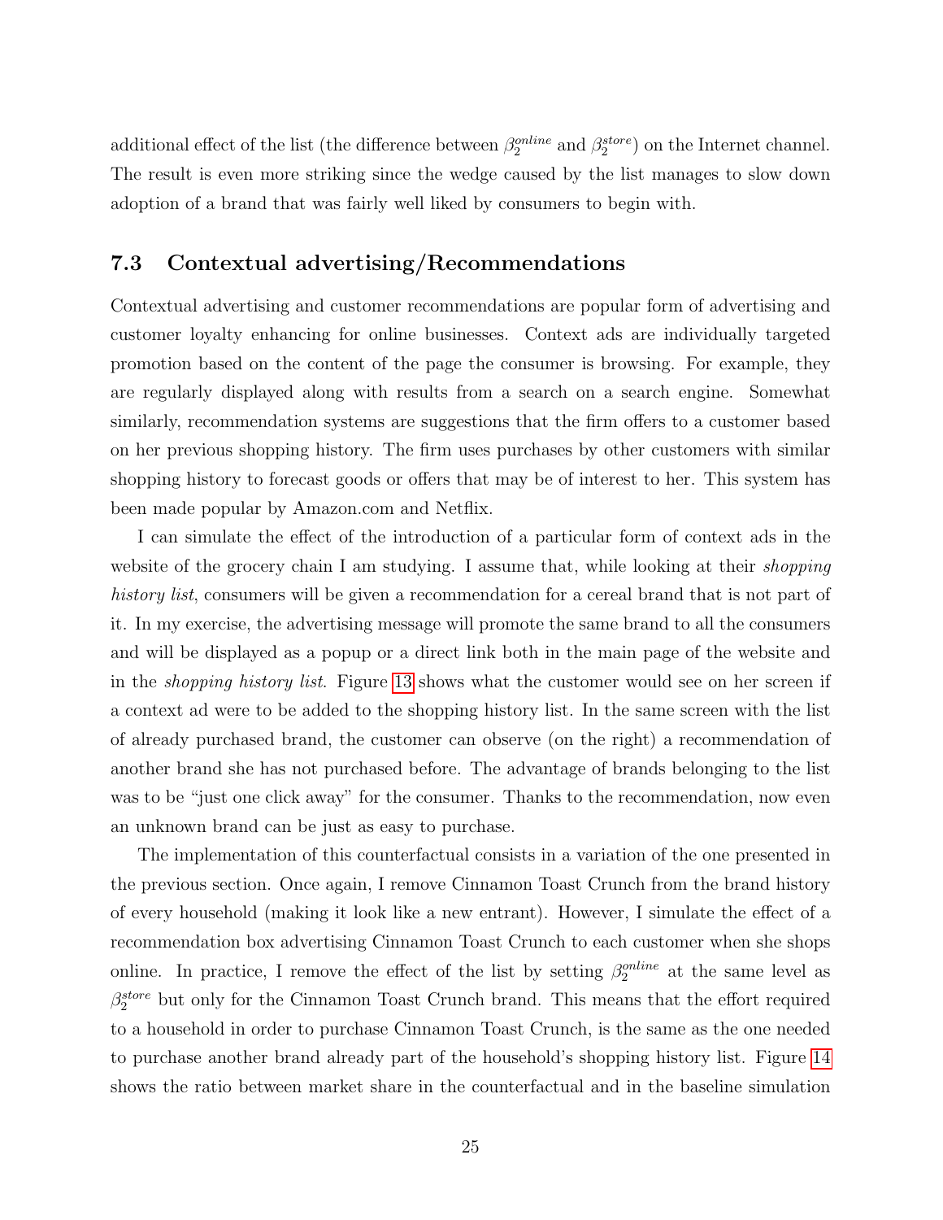additional effect of the list (the difference between $\beta_2^{online}$ and $\beta_2^{store}$) on the Internet channel. The result is even more striking since the wedge caused by the list manages to slow down adoption of a brand that was fairly well liked by consumers to begin with.

## 7.3 Contextual advertising/Recommendations

Contextual advertising and customer recommendations are popular form of advertising and customer loyalty enhancing for online businesses. Context ads are individually targeted promotion based on the content of the page the consumer is browsing. For example, they are regularly displayed along with results from a search on a search engine. Somewhat similarly, recommendation systems are suggestions that the firm offers to a customer based on her previous shopping history. The firm uses purchases by other customers with similar shopping history to forecast goods or offers that may be of interest to her. This system has been made popular by Amazon.com and Netflix.

I can simulate the effect of the introduction of a particular form of context ads in the website of the grocery chain I am studying. I assume that, while looking at their *shopping history list*, consumers will be given a recommendation for a cereal brand that is not part of it. In my exercise, the advertising message will promote the same brand to all the consumers and will be displayed as a popup or a direct link both in the main page of the website and in the *shopping history list*. Figure 13 shows what the customer would see on her screen if a context ad were to be added to the shopping history list. In the same screen with the list of already purchased brand, the customer can observe (on the right) a recommendation of another brand she has not purchased before. The advantage of brands belonging to the list was to be "just one click away" for the consumer. Thanks to the recommendation, now even an unknown brand can be just as easy to purchase.

The implementation of this counterfactual consists in a variation of the one presented in the previous section. Once again, I remove Cinnamon Toast Crunch from the brand history of every household (making it look like a new entrant). However, I simulate the effect of a recommendation box advertising Cinnamon Toast Crunch to each customer when she shops online. In practice, I remove the effect of the list by setting $\beta_2^{online}$ at the same level as $\beta_2^{store}$ but only for the Cinnamon Toast Crunch brand. This means that the effort required to a household in order to purchase Cinnamon Toast Crunch, is the same as the one needed to purchase another brand already part of the household's shopping history list. Figure 14 shows the ratio between market share in the counterfactual and in the baseline simulation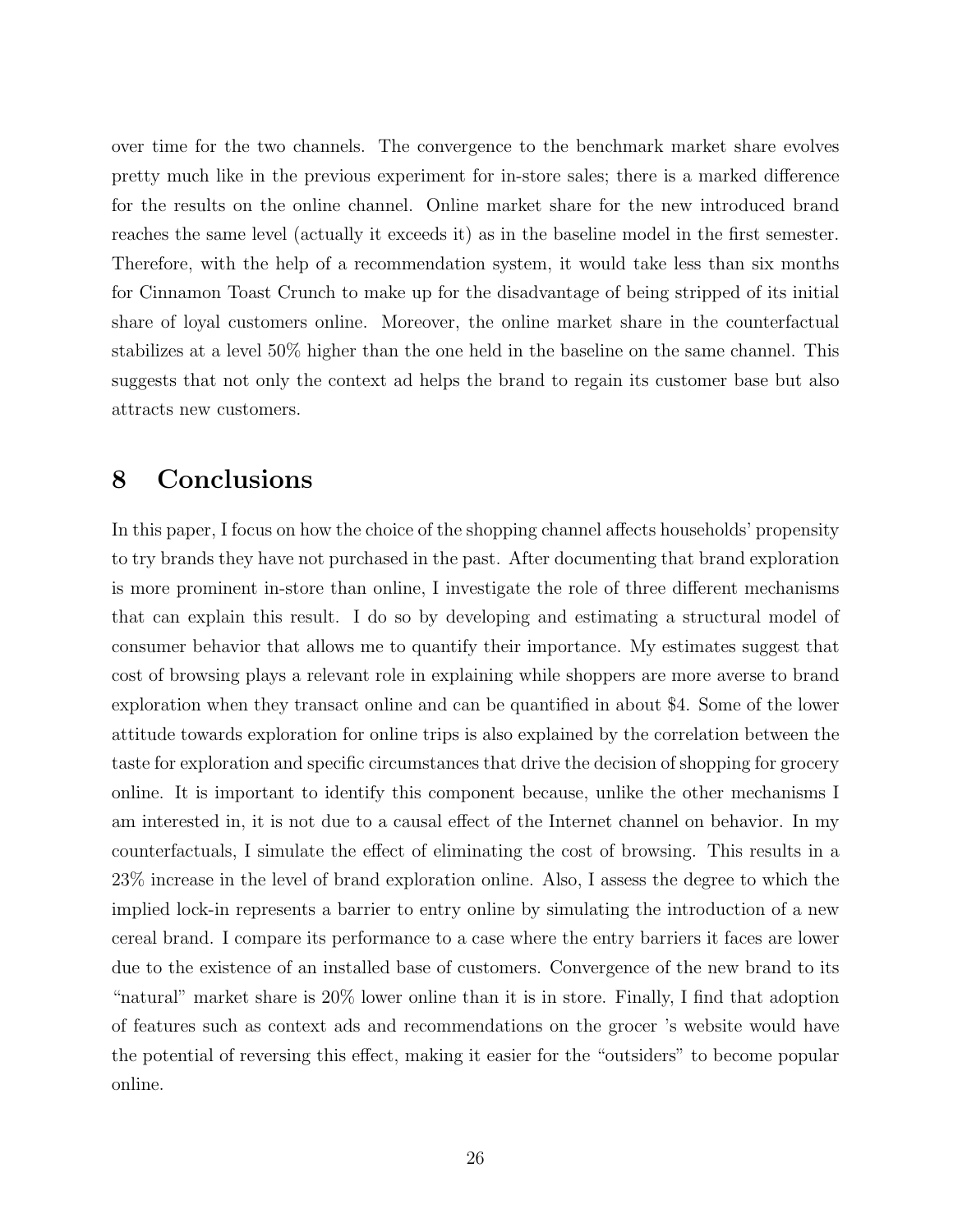over time for the two channels. The convergence to the benchmark market share evolves pretty much like in the previous experiment for in-store sales; there is a marked difference for the results on the online channel. Online market share for the new introduced brand reaches the same level (actually it exceeds it) as in the baseline model in the first semester. Therefore, with the help of a recommendation system, it would take less than six months for Cinnamon Toast Crunch to make up for the disadvantage of being stripped of its initial share of loyal customers online. Moreover, the online market share in the counterfactual stabilizes at a level 50% higher than the one held in the baseline on the same channel. This suggests that not only the context ad helps the brand to regain its customer base but also attracts new customers.

# 8 Conclusions

In this paper, I focus on how the choice of the shopping channel affects households' propensity to try brands they have not purchased in the past. After documenting that brand exploration is more prominent in-store than online, I investigate the role of three different mechanisms that can explain this result. I do so by developing and estimating a structural model of consumer behavior that allows me to quantify their importance. My estimates suggest that cost of browsing plays a relevant role in explaining while shoppers are more averse to brand exploration when they transact online and can be quantified in about $4. Some of the lower attitude towards exploration for online trips is also explained by the correlation between the taste for exploration and specific circumstances that drive the decision of shopping for grocery online. It is important to identify this component because, unlike the other mechanisms I am interested in, it is not due to a causal effect of the Internet channel on behavior. In my counterfactuals, I simulate the effect of eliminating the cost of browsing. This results in a 23% increase in the level of brand exploration online. Also, I assess the degree to which the implied lock-in represents a barrier to entry online by simulating the introduction of a new cereal brand. I compare its performance to a case where the entry barriers it faces are lower due to the existence of an installed base of customers. Convergence of the new brand to its "natural" market share is 20% lower online than it is in store. Finally, I find that adoption of features such as context ads and recommendations on the grocer 's website would have the potential of reversing this effect, making it easier for the "outsiders" to become popular online.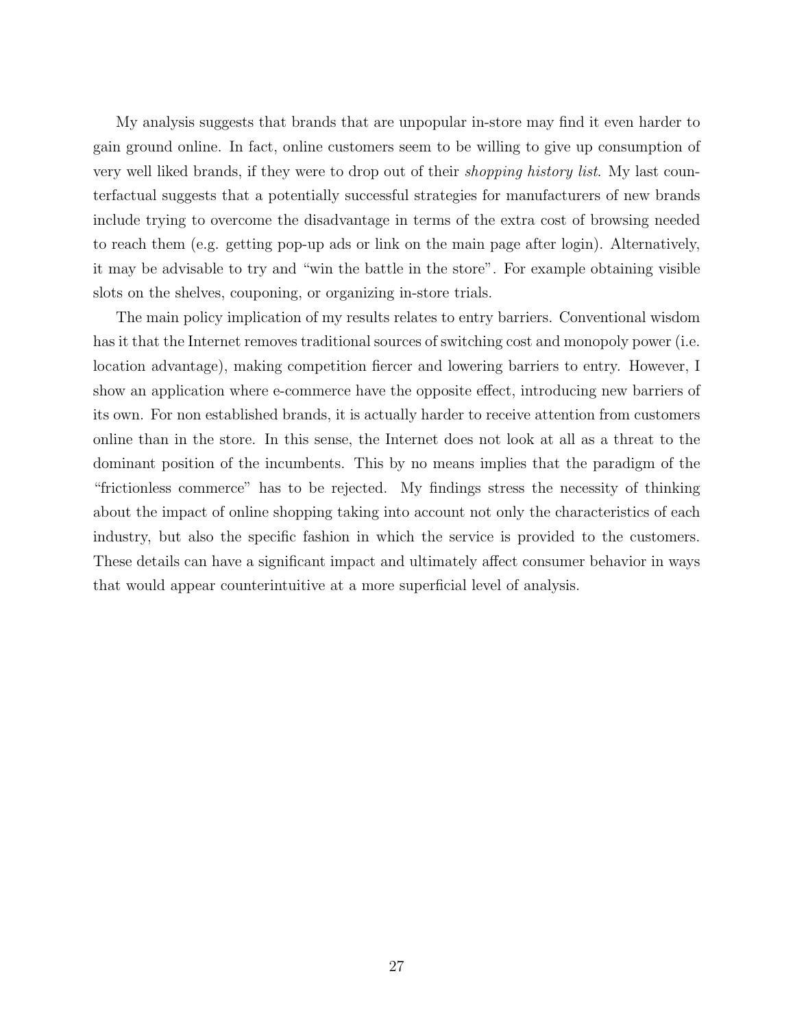My analysis suggests that brands that are unpopular in-store may find it even harder to gain ground online. In fact, online customers seem to be willing to give up consumption of very well liked brands, if they were to drop out of their *shopping history list*. My last counterfactual suggests that a potentially successful strategies for manufacturers of new brands include trying to overcome the disadvantage in terms of the extra cost of browsing needed to reach them (e.g. getting pop-up ads or link on the main page after login). Alternatively, it may be advisable to try and "win the battle in the store". For example obtaining visible slots on the shelves, couponing, or organizing in-store trials.

The main policy implication of my results relates to entry barriers. Conventional wisdom has it that the Internet removes traditional sources of switching cost and monopoly power (i.e. location advantage), making competition fiercer and lowering barriers to entry. However, I show an application where e-commerce have the opposite effect, introducing new barriers of its own. For non established brands, it is actually harder to receive attention from customers online than in the store. In this sense, the Internet does not look at all as a threat to the dominant position of the incumbents. This by no means implies that the paradigm of the "frictionless commerce" has to be rejected. My findings stress the necessity of thinking about the impact of online shopping taking into account not only the characteristics of each industry, but also the specific fashion in which the service is provided to the customers. These details can have a significant impact and ultimately affect consumer behavior in ways that would appear counterintuitive at a more superficial level of analysis.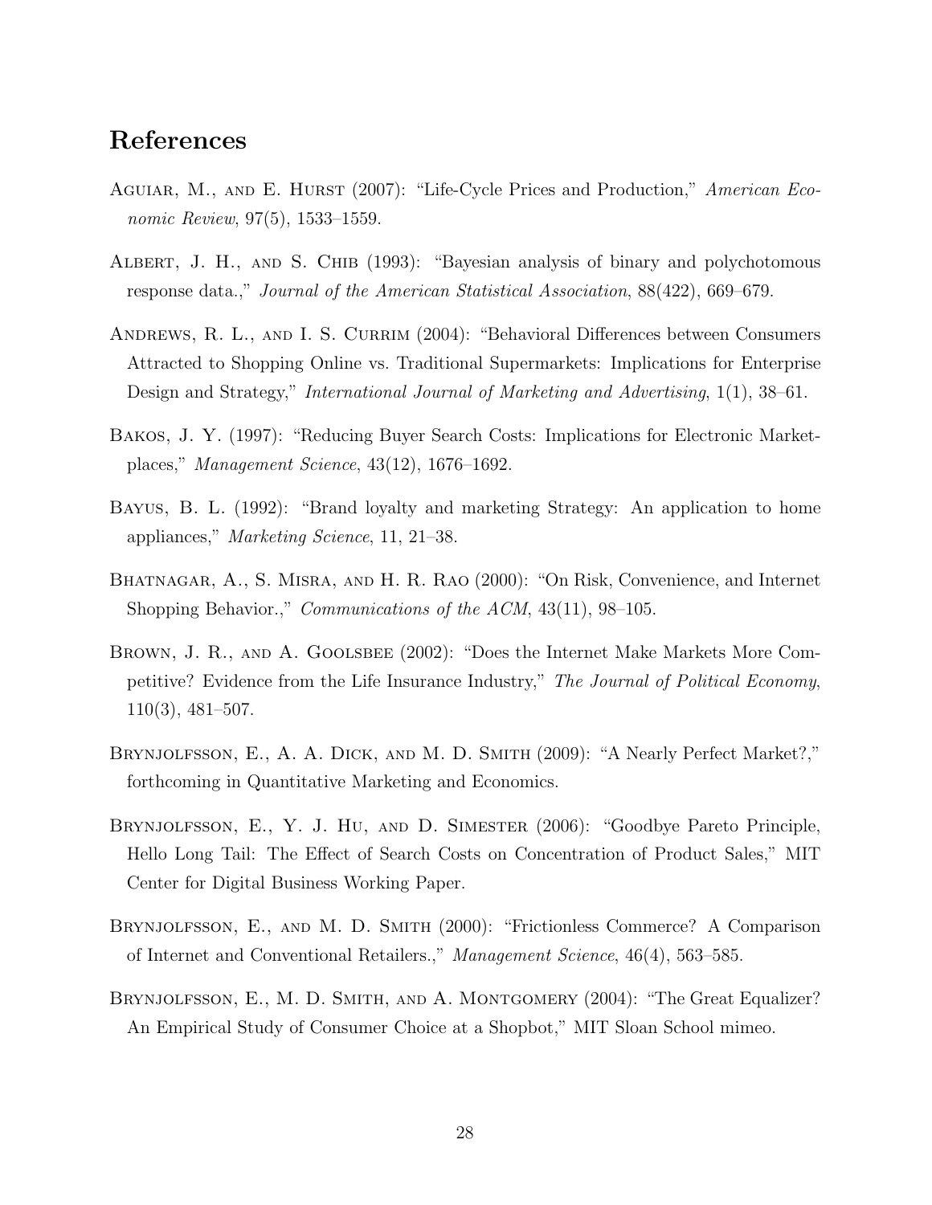# References

Aguiar, M., and E. Hurst (2007): "Life-Cycle Prices and Production," *American Economic Review*, 97(5), 1533–1559.

Albert, J. H., and S. Chib (1993): "Bayesian analysis of binary and polychotomous response data.," *Journal of the American Statistical Association*, 88(422), 669–679.

Andrews, R. L., and I. S. Currim (2004): "Behavioral Differences between Consumers Attracted to Shopping Online vs. Traditional Supermarkets: Implications for Enterprise Design and Strategy," *International Journal of Marketing and Advertising*, 1(1), 38–61.

Bakos, J. Y. (1997): "Reducing Buyer Search Costs: Implications for Electronic Marketplaces," *Management Science*, 43(12), 1676–1692.

Bayus, B. L. (1992): "Brand loyalty and marketing Strategy: An application to home appliances," *Marketing Science*, 11, 21–38.

Bhatnagar, A., S. Misra, and H. R. Rao (2000): "On Risk, Convenience, and Internet Shopping Behavior.," *Communications of the ACM*, 43(11), 98–105.

Brown, J. R., and A. Goolsbee (2002): "Does the Internet Make Markets More Competitive? Evidence from the Life Insurance Industry," *The Journal of Political Economy*, 110(3), 481–507.

Brynjolfsson, E., A. A. Dick, and M. D. Smith (2009): "A Nearly Perfect Market?," forthcoming in Quantitative Marketing and Economics.

Brynjolfsson, E., Y. J. Hu, and D. Simester (2006): "Goodbye Pareto Principle, Hello Long Tail: The Effect of Search Costs on Concentration of Product Sales," MIT Center for Digital Business Working Paper.

Brynjolfsson, E., and M. D. Smith (2000): "Frictionless Commerce? A Comparison of Internet and Conventional Retailers.," *Management Science*, 46(4), 563–585.

Brynjolfsson, E., M. D. Smith, and A. Montgomery (2004): "The Great Equalizer? An Empirical Study of Consumer Choice at a Shopbot," MIT Sloan School mimeo.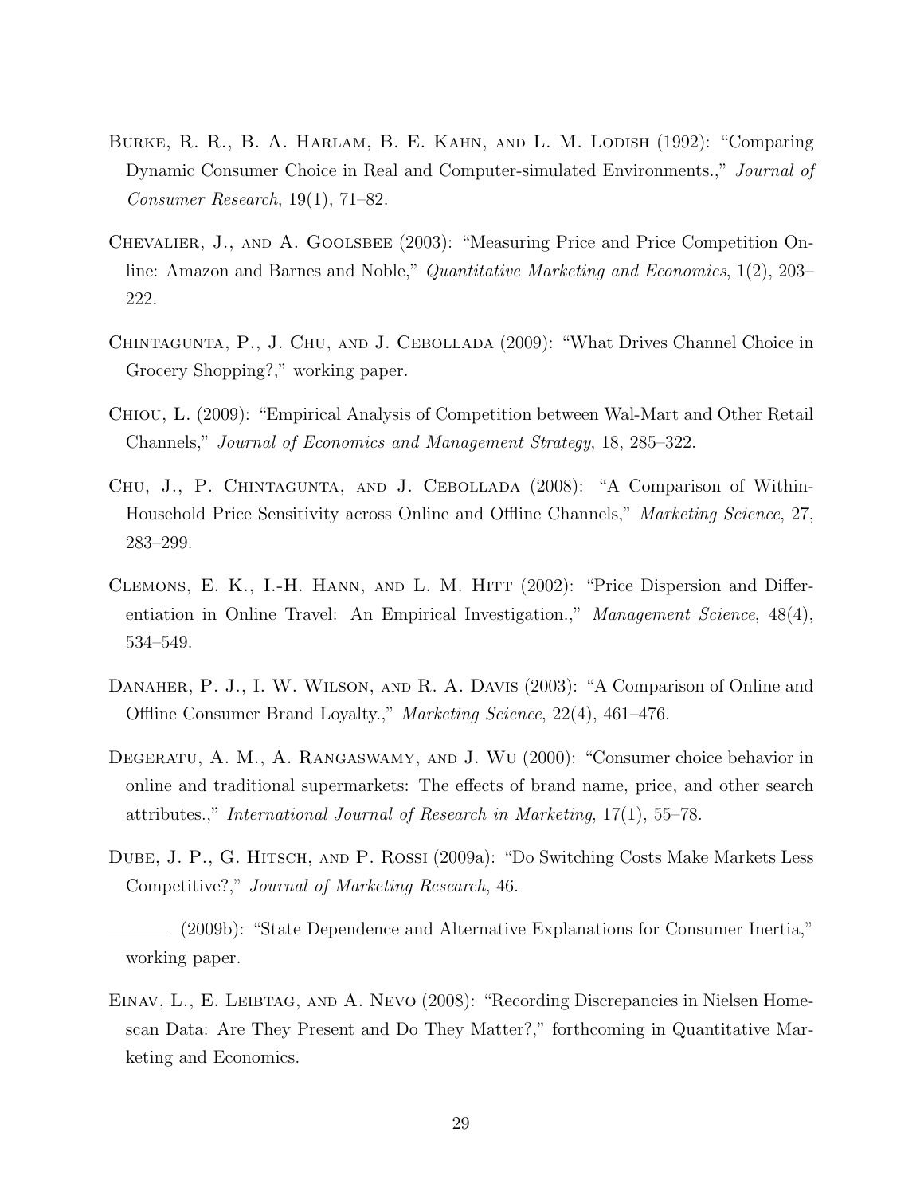Burke, R. R., B. A. Harlam, B. E. Kahn, and L. M. Lodish (1992): "Comparing Dynamic Consumer Choice in Real and Computer-simulated Environments.," *Journal of Consumer Research*, 19(1), 71–82.

Chevalier, J., and A. Goolsbee (2003): "Measuring Price and Price Competition Online: Amazon and Barnes and Noble," *Quantitative Marketing and Economics*, 1(2), 203–222.

Chintagunta, P., J. Chu, and J. Cebollada (2009): "What Drives Channel Choice in Grocery Shopping?," working paper.

Chiou, L. (2009): "Empirical Analysis of Competition between Wal-Mart and Other Retail Channels," *Journal of Economics and Management Strategy*, 18, 285–322.

Chu, J., P. Chintagunta, and J. Cebollada (2008): "A Comparison of Within-Household Price Sensitivity across Online and Offline Channels," *Marketing Science*, 27, 283–299.

Clemons, E. K., I.-H. Hann, and L. M. Hitt (2002): "Price Dispersion and Differentiation in Online Travel: An Empirical Investigation.," *Management Science*, 48(4), 534–549.

Danaher, P. J., I. W. Wilson, and R. A. Davis (2003): "A Comparison of Online and Offline Consumer Brand Loyalty.," *Marketing Science*, 22(4), 461–476.

Degeratu, A. M., A. Rangaswamy, and J. Wu (2000): "Consumer choice behavior in online and traditional supermarkets: The effects of brand name, price, and other search attributes.," *International Journal of Research in Marketing*, 17(1), 55–78.

Dube, J. P., G. Hitsch, and P. Rossi (2009a): "Do Switching Costs Make Markets Less Competitive?," *Journal of Marketing Research*, 46.

——— (2009b): "State Dependence and Alternative Explanations for Consumer Inertia," working paper.

Einav, L., E. Leibtag, and A. Nevo (2008): "Recording Discrepancies in Nielsen Homescan Data: Are They Present and Do They Matter?," forthcoming in Quantitative Marketing and Economics.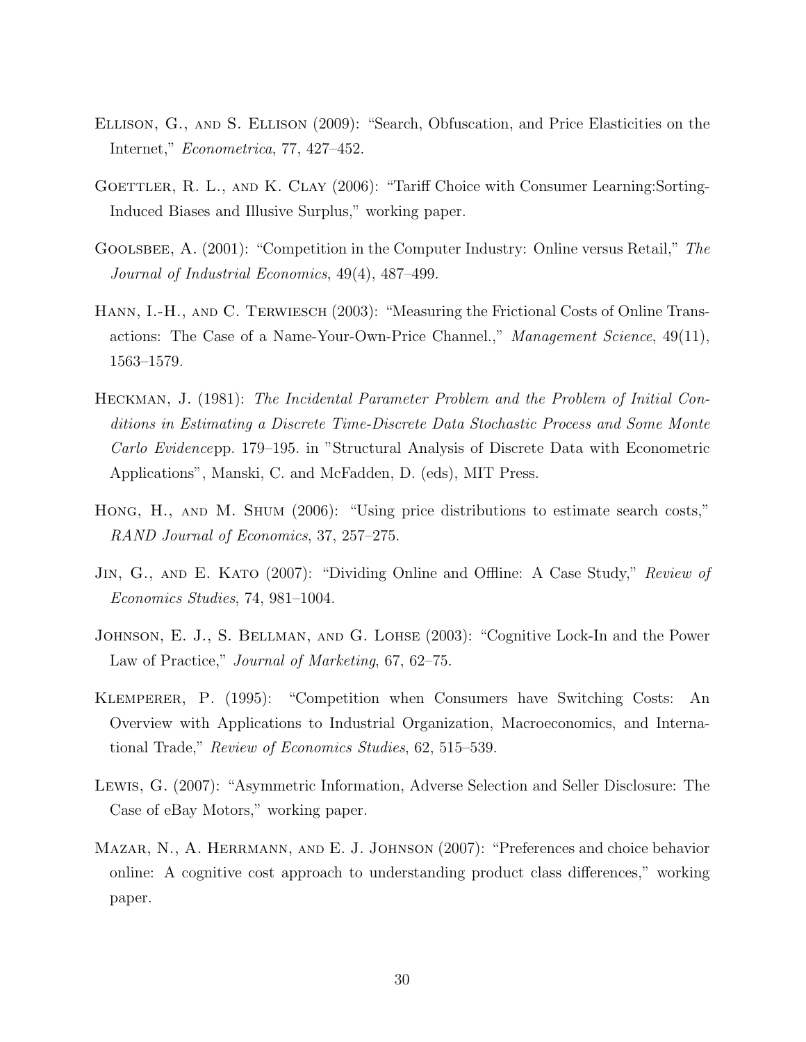Ellison, G., and S. Ellison (2009): "Search, Obfuscation, and Price Elasticities on the Internet," *Econometrica*, 77, 427–452.

Goettler, R. L., and K. Clay (2006): "Tariff Choice with Consumer Learning:Sorting-Induced Biases and Illusive Surplus," working paper.

Goolsbee, A. (2001): "Competition in the Computer Industry: Online versus Retail," *The Journal of Industrial Economics*, 49(4), 487–499.

Hann, I.-H., and C. Terwiesch (2003): "Measuring the Frictional Costs of Online Transactions: The Case of a Name-Your-Own-Price Channel.," *Management Science*, 49(11), 1563–1579.

Heckman, J. (1981): *The Incidental Parameter Problem and the Problem of Initial Conditions in Estimating a Discrete Time-Discrete Data Stochastic Process and Some Monte Carlo Evidence*pp. 179–195. in "Structural Analysis of Discrete Data with Econometric Applications", Manski, C. and McFadden, D. (eds), MIT Press.

Hong, H., and M. Shum (2006): "Using price distributions to estimate search costs," *RAND Journal of Economics*, 37, 257–275.

Jin, G., and E. Kato (2007): "Dividing Online and Offline: A Case Study," *Review of Economics Studies*, 74, 981–1004.

Johnson, E. J., S. Bellman, and G. Lohse (2003): "Cognitive Lock-In and the Power Law of Practice," *Journal of Marketing*, 67, 62–75.

Klemperer, P. (1995): "Competition when Consumers have Switching Costs: An Overview with Applications to Industrial Organization, Macroeconomics, and International Trade," *Review of Economics Studies*, 62, 515–539.

Lewis, G. (2007): "Asymmetric Information, Adverse Selection and Seller Disclosure: The Case of eBay Motors," working paper.

Mazar, N., A. Herrmann, and E. J. Johnson (2007): "Preferences and choice behavior online: A cognitive cost approach to understanding product class differences," working paper.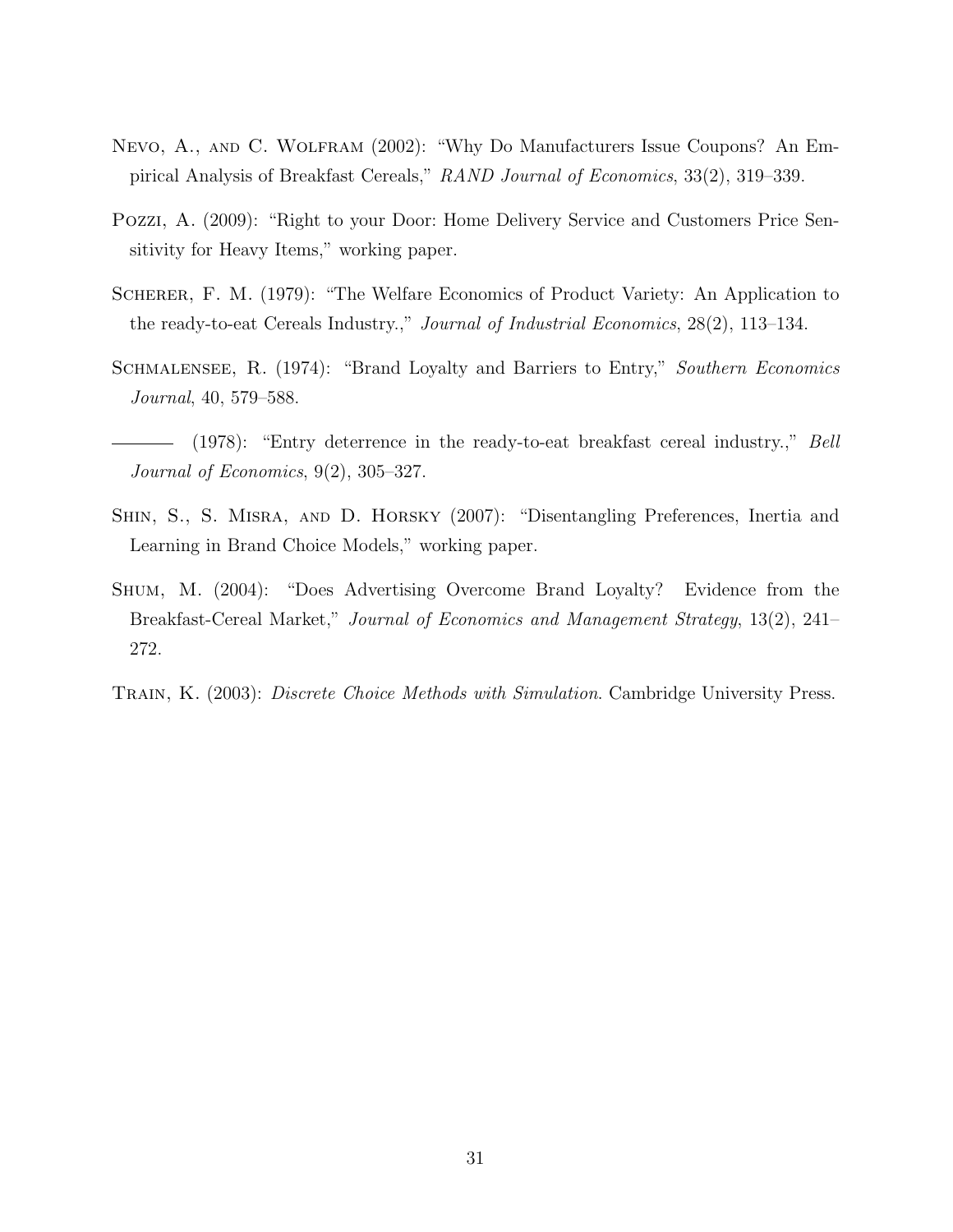Nevo, A., and C. Wolfram (2002): "Why Do Manufacturers Issue Coupons? An Empirical Analysis of Breakfast Cereals," *RAND Journal of Economics*, 33(2), 319–339.

Pozzi, A. (2009): "Right to your Door: Home Delivery Service and Customers Price Sensitivity for Heavy Items," working paper.

Scherer, F. M. (1979): "The Welfare Economics of Product Variety: An Application to the ready-to-eat Cereals Industry.," *Journal of Industrial Economics*, 28(2), 113–134.

Schmalensee, R. (1974): "Brand Loyalty and Barriers to Entry," *Southern Economics Journal*, 40, 579–588.

——— (1978): "Entry deterrence in the ready-to-eat breakfast cereal industry.," *Bell Journal of Economics*, 9(2), 305–327.

Shin, S., S. Misra, and D. Horsky (2007): "Disentangling Preferences, Inertia and Learning in Brand Choice Models," working paper.

Shum, M. (2004): "Does Advertising Overcome Brand Loyalty? Evidence from the Breakfast-Cereal Market," *Journal of Economics and Management Strategy*, 13(2), 241–272.

Train, K. (2003): *Discrete Choice Methods with Simulation*. Cambridge University Press.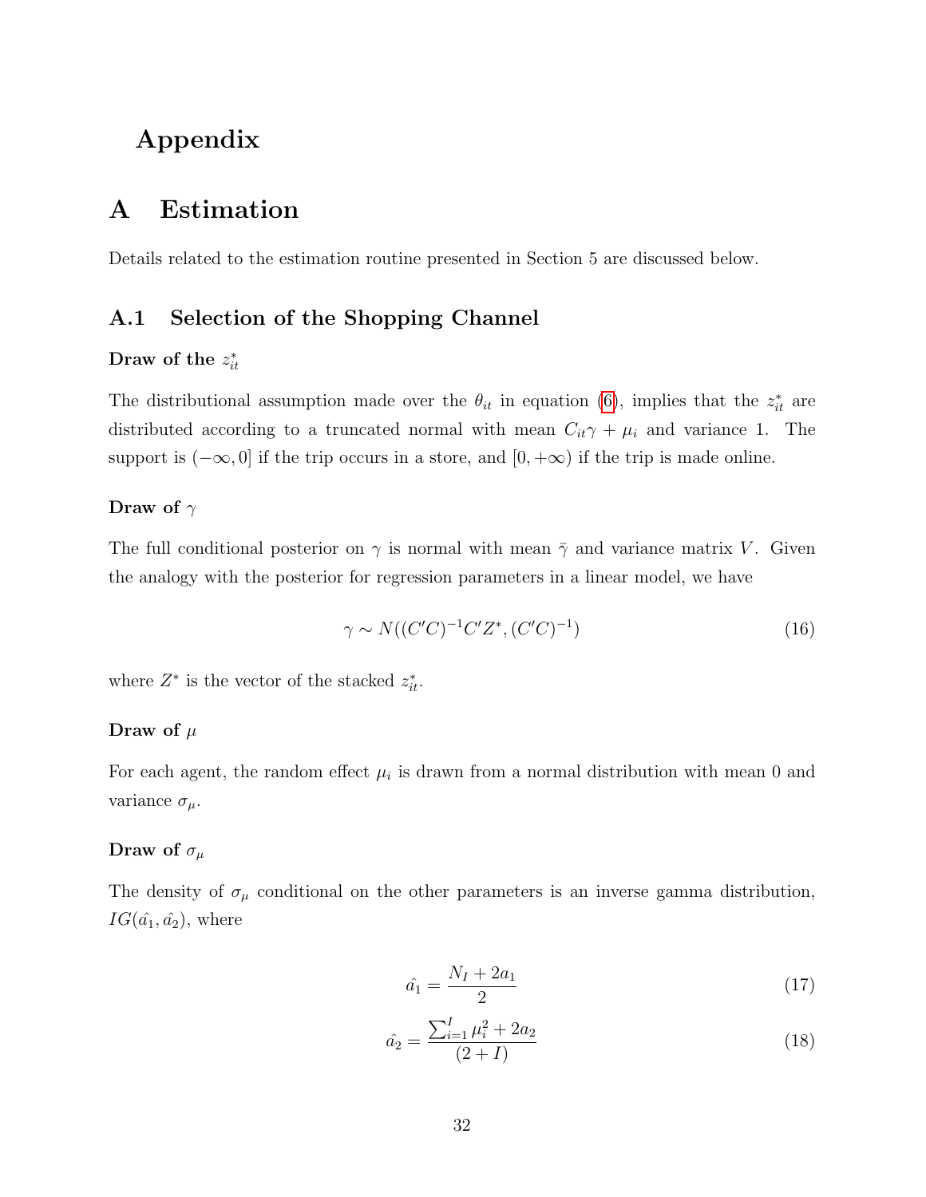# Appendix

# A Estimation

Details related to the estimation routine presented in Section 5 are discussed below.

## A.1 Selection of the Shopping Channel

#### Draw of the $z_{it}^*$

The distributional assumption made over the $\theta_{it}$ in equation (6), implies that the $z_{it}^*$ are distributed according to a truncated normal with mean $C_{it}\gamma + \mu_i$ and variance 1. The support is $(-\infty, 0]$ if the trip occurs in a store, and $[0, +\infty)$ if the trip is made online.

#### Draw of $\gamma$

The full conditional posterior on $\gamma$ is normal with mean $\bar{\gamma}$ and variance matrix $V$. Given the analogy with the posterior for regression parameters in a linear model, we have

$$\gamma \sim N((C'C)^{-1}C'Z^*, (C'C)^{-1}) \tag{16}$$

where $Z^*$ is the vector of the stacked $z_{it}^*$.

#### Draw of $\mu$

For each agent, the random effect $\mu_i$ is drawn from a normal distribution with mean 0 and variance $\sigma_\mu$.

#### Draw of $\sigma_\mu$

The density of $\sigma_\mu$ conditional on the other parameters is an inverse gamma distribution, $IG(\hat{a_1}, \hat{a_2})$, where

$$\hat{a_1} = \frac{N_I + 2a_1}{2} \tag{17}$$

$$\hat{a_2} = \frac{\sum_{i=1}^{I} \mu_i^2 + 2a_2}{(2 + I)} \tag{18}$$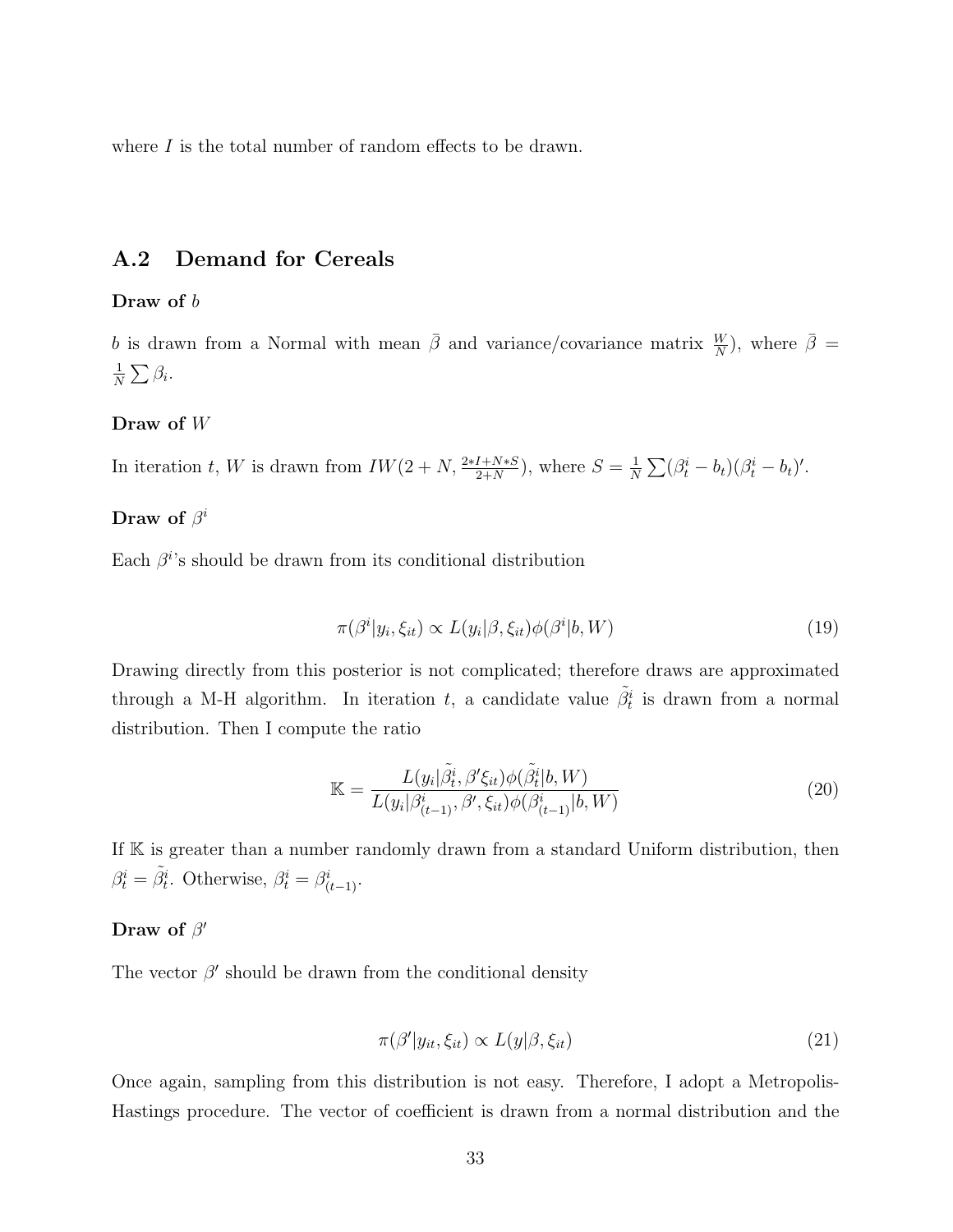where $I$ is the total number of random effects to be drawn.

## A.2 Demand for Cereals

**Draw of $b$**

$b$ is drawn from a Normal with mean $\bar{\beta}$ and variance/covariance matrix $\frac{W}{N}$), where $\bar{\beta} = \frac{1}{N}\sum \beta_i$.

**Draw of $W$**

In iteration $t$, $W$ is drawn from $IW(2+N, \frac{2*I+N*S}{2+N})$, where $S = \frac{1}{N}\sum(\beta_t^i - b_t)(\beta_t^i - b_t)'$.

**Draw of $\beta^i$**

Each $\beta^i$'s should be drawn from its conditional distribution

$$\pi(\beta^i|y_i, \xi_{it}) \propto L(y_i|\beta, \xi_{it})\phi(\beta^i|b, W) \tag{19}$$

Drawing directly from this posterior is not complicated; therefore draws are approximated through a M-H algorithm. In iteration $t$, a candidate value $\tilde{\beta}_t^i$ is drawn from a normal distribution. Then I compute the ratio

$$\mathbb{K} = \frac{L(y_i|\tilde{\beta}_t^i, \beta'\xi_{it})\phi(\tilde{\beta}_t^i|b, W)}{L(y_i|\beta_{(t-1)}^i, \beta', \xi_{it})\phi(\beta_{(t-1)}^i|b, W)} \tag{20}$$

If $\mathbb{K}$ is greater than a number randomly drawn from a standard Uniform distribution, then $\beta_t^i = \tilde{\beta}_t^i$. Otherwise, $\beta_t^i = \beta_{(t-1)}^i$.

**Draw of $\beta'$**

The vector $\beta'$ should be drawn from the conditional density

$$\pi(\beta'|y_{it}, \xi_{it}) \propto L(y|\beta, \xi_{it}) \tag{21}$$

Once again, sampling from this distribution is not easy. Therefore, I adopt a Metropolis-Hastings procedure. The vector of coefficient is drawn from a normal distribution and the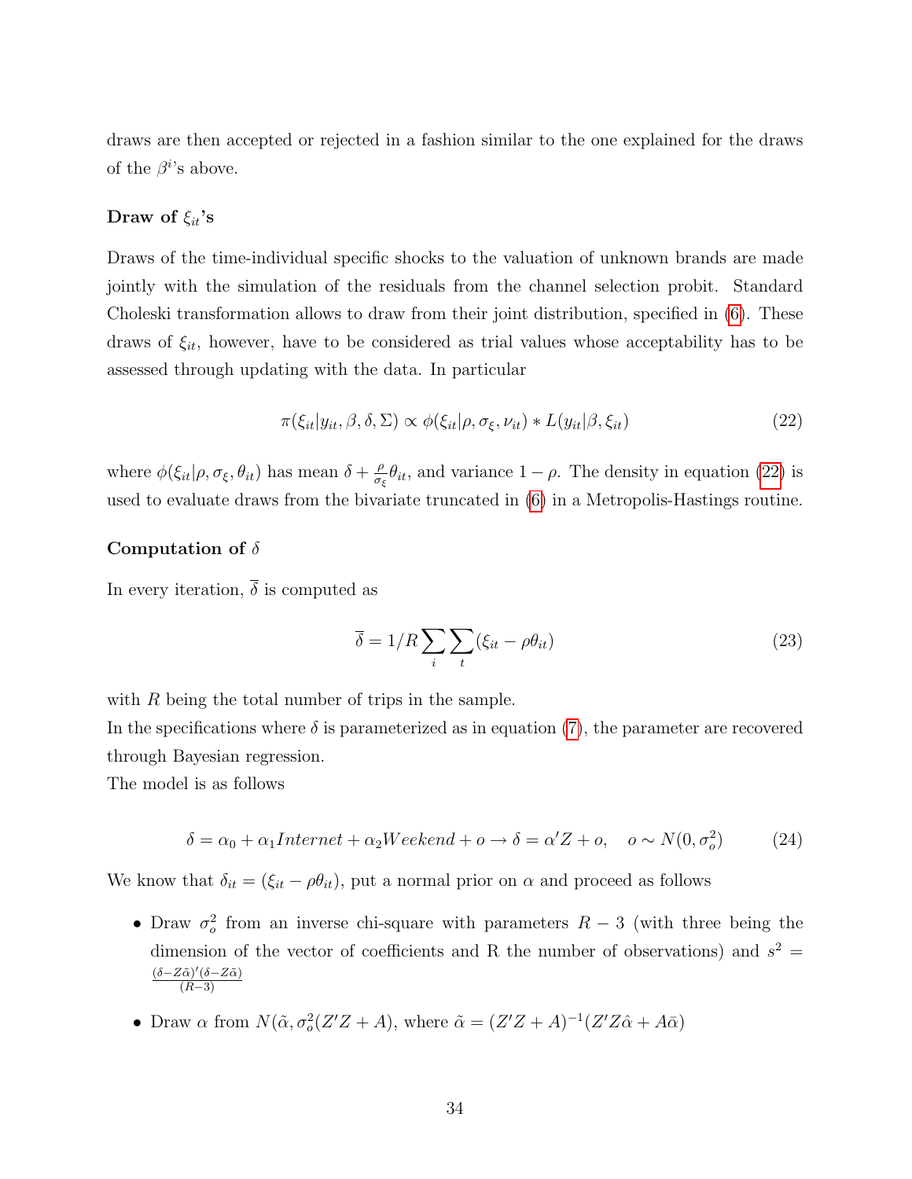draws are then accepted or rejected in a fashion similar to the one explained for the draws of the $\beta^i$'s above.

### Draw of $\xi_{it}$'s

Draws of the time-individual specific shocks to the valuation of unknown brands are made jointly with the simulation of the residuals from the channel selection probit. Standard Choleski transformation allows to draw from their joint distribution, specified in (6). These draws of $\xi_{it}$, however, have to be considered as trial values whose acceptability has to be assessed through updating with the data. In particular

$$\pi(\xi_{it}|y_{it}, \beta, \delta, \Sigma) \propto \phi(\xi_{it}|\rho, \sigma_{\xi}, \nu_{it}) * L(y_{it}|\beta, \xi_{it}) \tag{22}$$

where $\phi(\xi_{it}|\rho, \sigma_{\xi}, \theta_{it})$ has mean $\delta + \frac{\rho}{\sigma_{\xi}}\theta_{it}$, and variance $1 - \rho$. The density in equation (22) is used to evaluate draws from the bivariate truncated in (6) in a Metropolis-Hastings routine.

### Computation of $\delta$

In every iteration, $\overline{\delta}$ is computed as

$$\overline{\delta} = 1/R \sum_i \sum_t (\xi_{it} - \rho\theta_{it}) \tag{23}$$

with $R$ being the total number of trips in the sample.
In the specifications where $\delta$ is parameterized as in equation (7), the parameter are recovered through Bayesian regression.
The model is as follows

$$\delta = \alpha_0 + \alpha_1 Internet + \alpha_2 Weekend + o \rightarrow \delta = \alpha' Z + o, \quad o \sim N(0, \sigma_o^2) \tag{24}$$

We know that $\delta_{it} = (\xi_{it} - \rho\theta_{it})$, put a normal prior on $\alpha$ and proceed as follows

- Draw $\sigma_o^2$ from an inverse chi-square with parameters $R - 3$ (with three being the dimension of the vector of coefficients and R the number of observations) and $s^2 = \frac{(\delta - Z\tilde{\alpha})'(\delta - Z\tilde{\alpha})}{(R-3)}$
- Draw $\alpha$ from $N(\tilde{\alpha}, \sigma_o^2(Z'Z + A)$, where $\tilde{\alpha} = (Z'Z + A)^{-1}(Z'Z\hat{\alpha} + A\bar{\alpha})$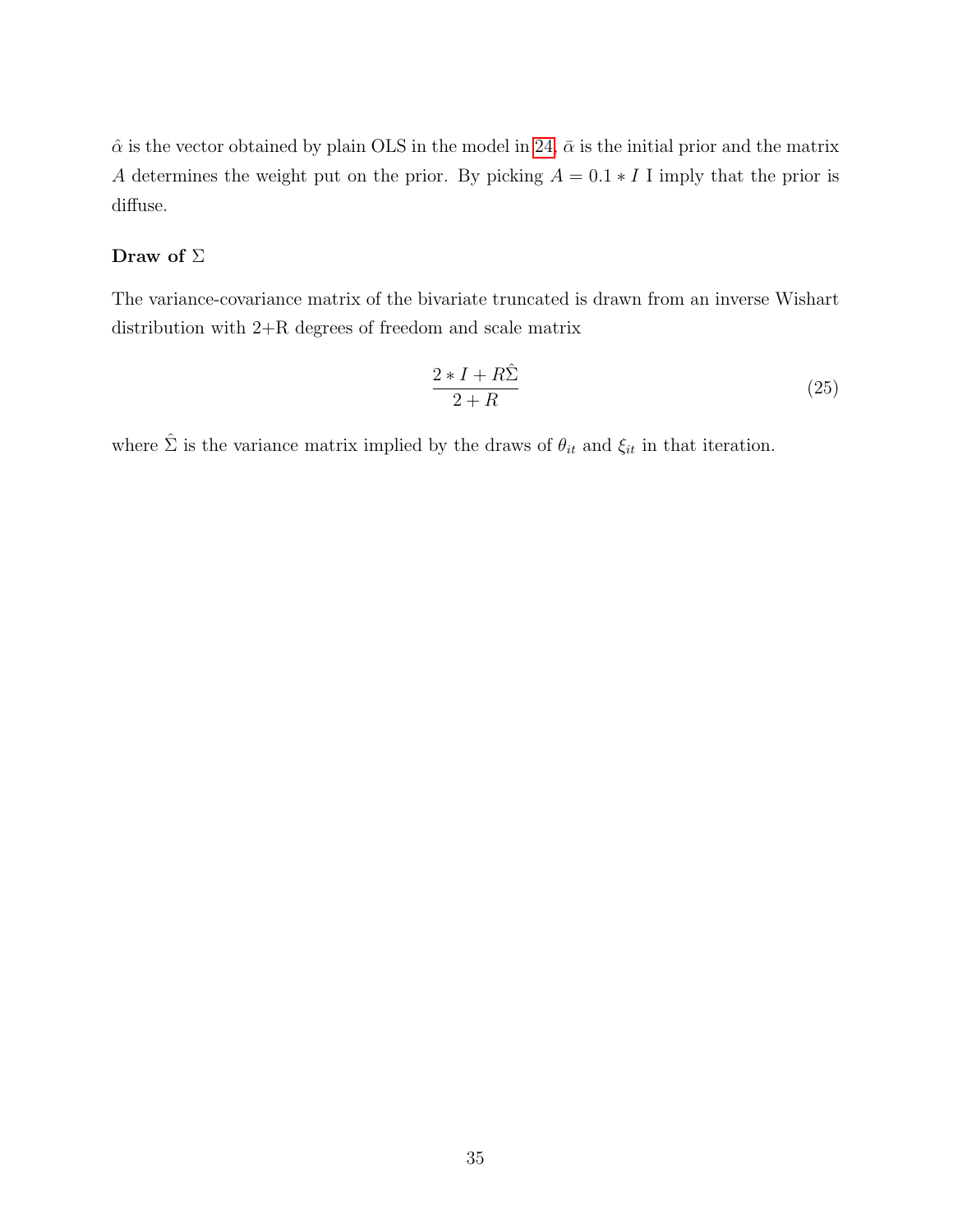$\hat{\alpha}$ is the vector obtained by plain OLS in the model in 24, $\bar{\alpha}$ is the initial prior and the matrix $A$ determines the weight put on the prior. By picking $A = 0.1 * I$ I imply that the prior is diffuse.

**Draw of $\Sigma$**

The variance-covariance matrix of the bivariate truncated is drawn from an inverse Wishart distribution with 2+R degrees of freedom and scale matrix

$$\frac{2 * I + R\hat{\Sigma}}{2 + R} \tag{25}$$

where $\hat{\Sigma}$ is the variance matrix implied by the draws of $\theta_{it}$ and $\xi_{it}$ in that iteration.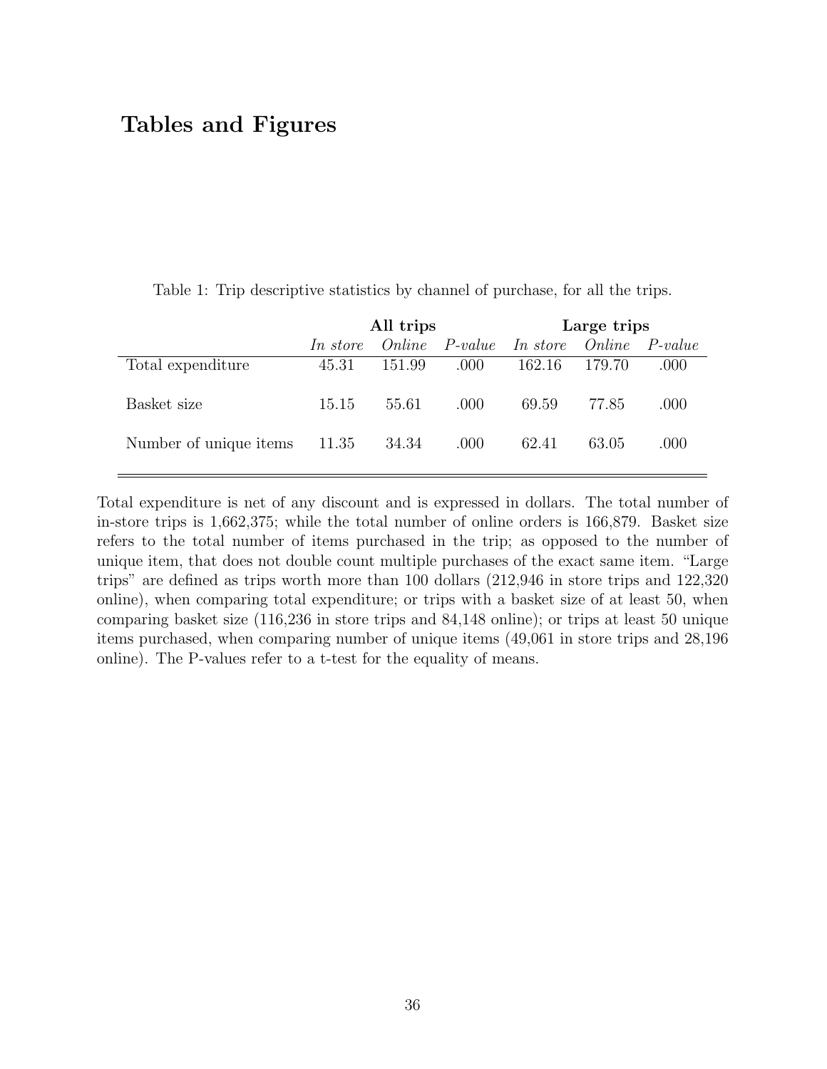# Tables and Figures

Table 1: Trip descriptive statistics by channel of purchase, for all the trips.

| | **All trips** | | | **Large trips** | | |
|---|---|---|---|---|---|---|
| | *In store* | *Online* | *P-value* | *In store* | *Online* | *P-value* |
| Total expenditure | 45.31 | 151.99 | .000 | 162.16 | 179.70 | .000 |
| Basket size | 15.15 | 55.61 | .000 | 69.59 | 77.85 | .000 |
| Number of unique items | 11.35 | 34.34 | .000 | 62.41 | 63.05 | .000 |

Total expenditure is net of any discount and is expressed in dollars. The total number of in-store trips is 1,662,375; while the total number of online orders is 166,879. Basket size refers to the total number of items purchased in the trip; as opposed to the number of unique item, that does not double count multiple purchases of the exact same item. "Large trips" are defined as trips worth more than 100 dollars (212,946 in store trips and 122,320 online), when comparing total expenditure; or trips with a basket size of at least 50, when comparing basket size (116,236 in store trips and 84,148 online); or trips at least 50 unique items purchased, when comparing number of unique items (49,061 in store trips and 28,196 online). The P-values refer to a t-test for the equality of means.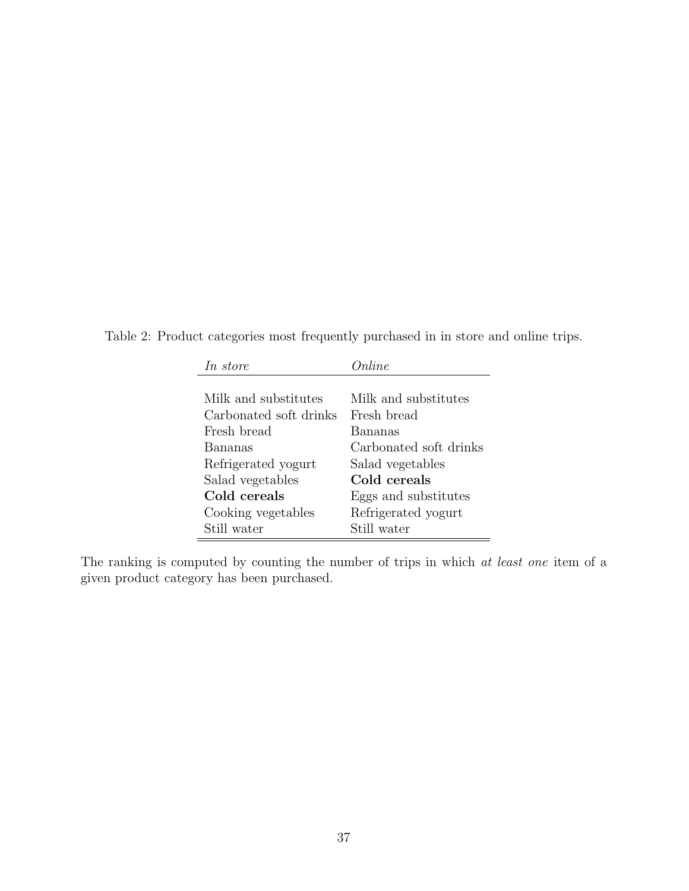Table 2: Product categories most frequently purchased in in store and online trips.

| *In store* | *Online* |
|---|---|
| Milk and substitutes | Milk and substitutes |
| Carbonated soft drinks | Fresh bread |
| Fresh bread | Bananas |
| Bananas | Carbonated soft drinks |
| Refrigerated yogurt | Salad vegetables |
| Salad vegetables | **Cold cereals** |
| **Cold cereals** | Eggs and substitutes |
| Cooking vegetables | Refrigerated yogurt |
| Still water | Still water |

The ranking is computed by counting the number of trips in which *at least one* item of a given product category has been purchased.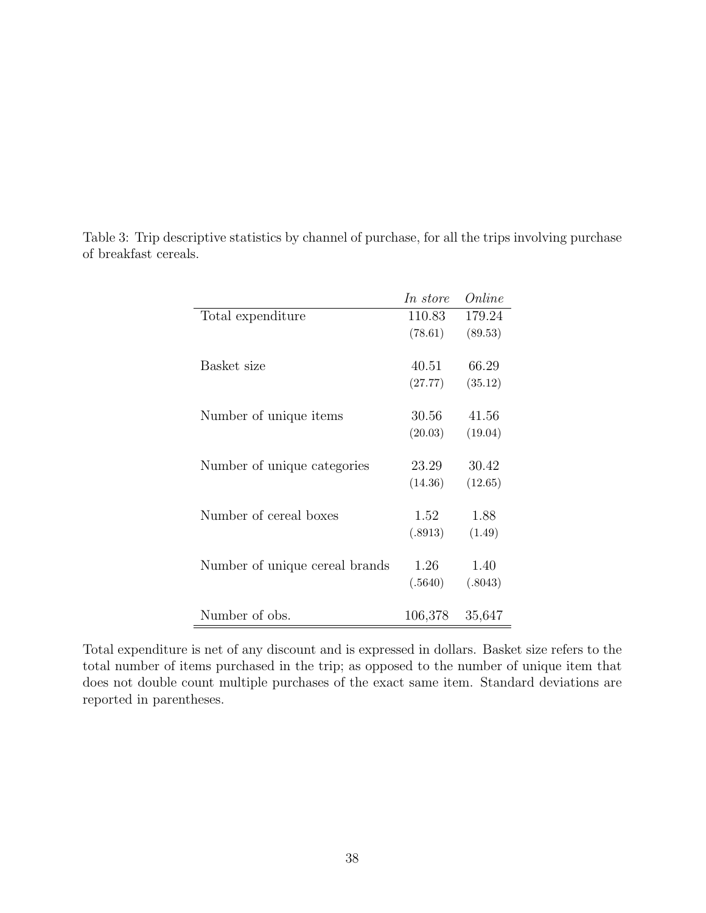Table 3: Trip descriptive statistics by channel of purchase, for all the trips involving purchase of breakfast cereals.

| | *In store* | *Online* |
|---|---|---|
| Total expenditure | 110.83 | 179.24 |
| | (78.61) | (89.53) |
| Basket size | 40.51 | 66.29 |
| | (27.77) | (35.12) |
| Number of unique items | 30.56 | 41.56 |
| | (20.03) | (19.04) |
| Number of unique categories | 23.29 | 30.42 |
| | (14.36) | (12.65) |
| Number of cereal boxes | 1.52 | 1.88 |
| | (.8913) | (1.49) |
| Number of unique cereal brands | 1.26 | 1.40 |
| | (.5640) | (.8043) |
| Number of obs. | 106,378 | 35,647 |

Total expenditure is net of any discount and is expressed in dollars. Basket size refers to the total number of items purchased in the trip; as opposed to the number of unique item that does not double count multiple purchases of the exact same item. Standard deviations are reported in parentheses.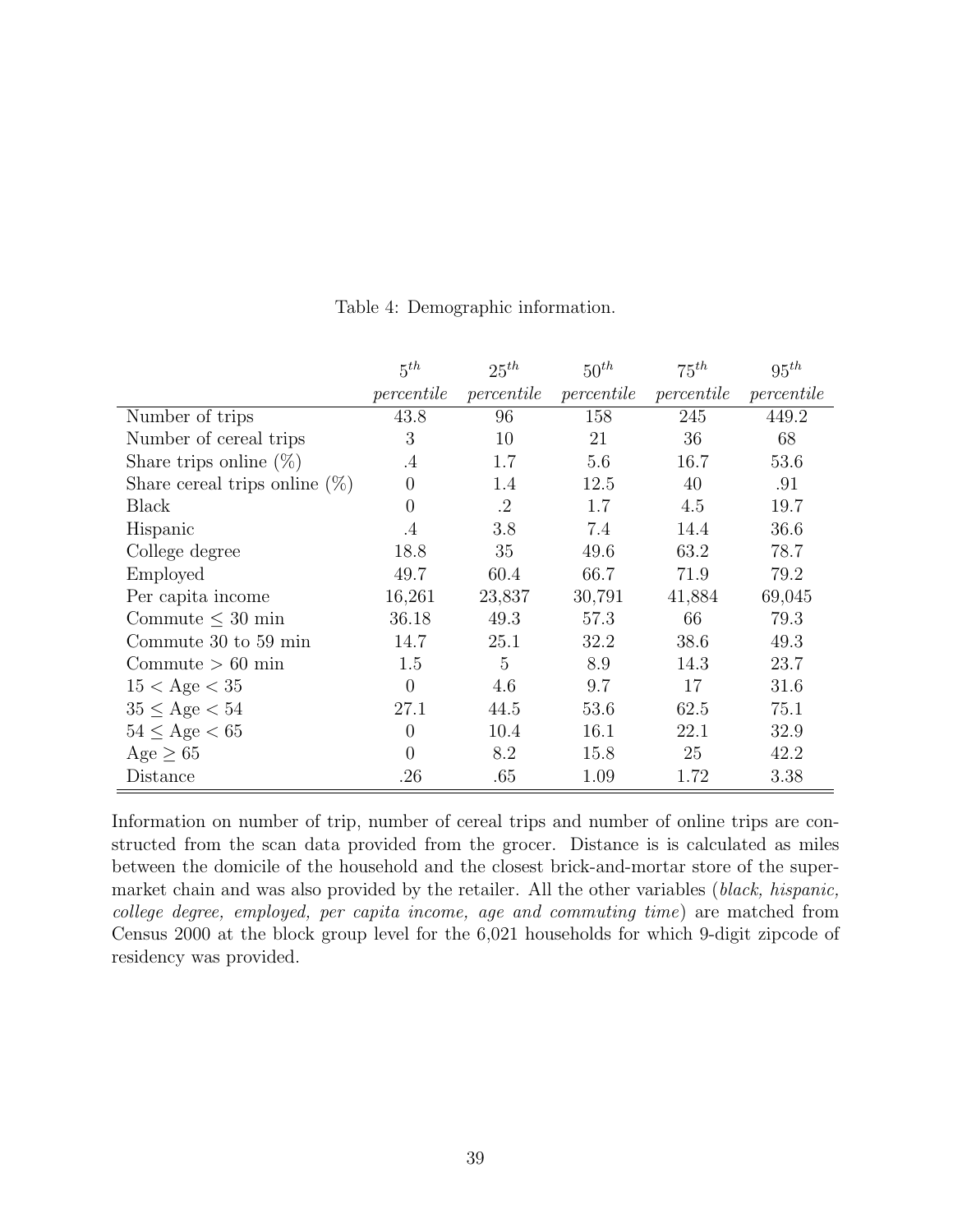Table 4: Demographic information.

| | $5^{th}$ *percentile* | $25^{th}$ *percentile* | $50^{th}$ *percentile* | $75^{th}$ *percentile* | $95^{th}$ *percentile* |
|---|---|---|---|---|---|
| Number of trips | 43.8 | 96 | 158 | 245 | 449.2 |
| Number of cereal trips | 3 | 10 | 21 | 36 | 68 |
| Share trips online (%) | .4 | 1.7 | 5.6 | 16.7 | 53.6 |
| Share cereal trips online (%) | 0 | 1.4 | 12.5 | 40 | .91 |
| Black | 0 | .2 | 1.7 | 4.5 | 19.7 |
| Hispanic | .4 | 3.8 | 7.4 | 14.4 | 36.6 |
| College degree | 18.8 | 35 | 49.6 | 63.2 | 78.7 |
| Employed | 49.7 | 60.4 | 66.7 | 71.9 | 79.2 |
| Per capita income | 16,261 | 23,837 | 30,791 | 41,884 | 69,045 |
| Commute $\leq$ 30 min | 36.18 | 49.3 | 57.3 | 66 | 79.3 |
| Commute 30 to 59 min | 14.7 | 25.1 | 32.2 | 38.6 | 49.3 |
| Commute $>$ 60 min | 1.5 | 5 | 8.9 | 14.3 | 23.7 |
| $15 <$ Age $< 35$ | 0 | 4.6 | 9.7 | 17 | 31.6 |
| $35 \leq$ Age $< 54$ | 27.1 | 44.5 | 53.6 | 62.5 | 75.1 |
| $54 \leq$ Age $< 65$ | 0 | 10.4 | 16.1 | 22.1 | 32.9 |
| Age $\geq 65$ | 0 | 8.2 | 15.8 | 25 | 42.2 |
| Distance | .26 | .65 | 1.09 | 1.72 | 3.38 |

Information on number of trip, number of cereal trips and number of online trips are constructed from the scan data provided from the grocer. Distance is is calculated as miles between the domicile of the household and the closest brick-and-mortar store of the supermarket chain and was also provided by the retailer. All the other variables (*black, hispanic, college degree, employed, per capita income, age and commuting time*) are matched from Census 2000 at the block group level for the 6,021 households for which 9-digit zipcode of residency was provided.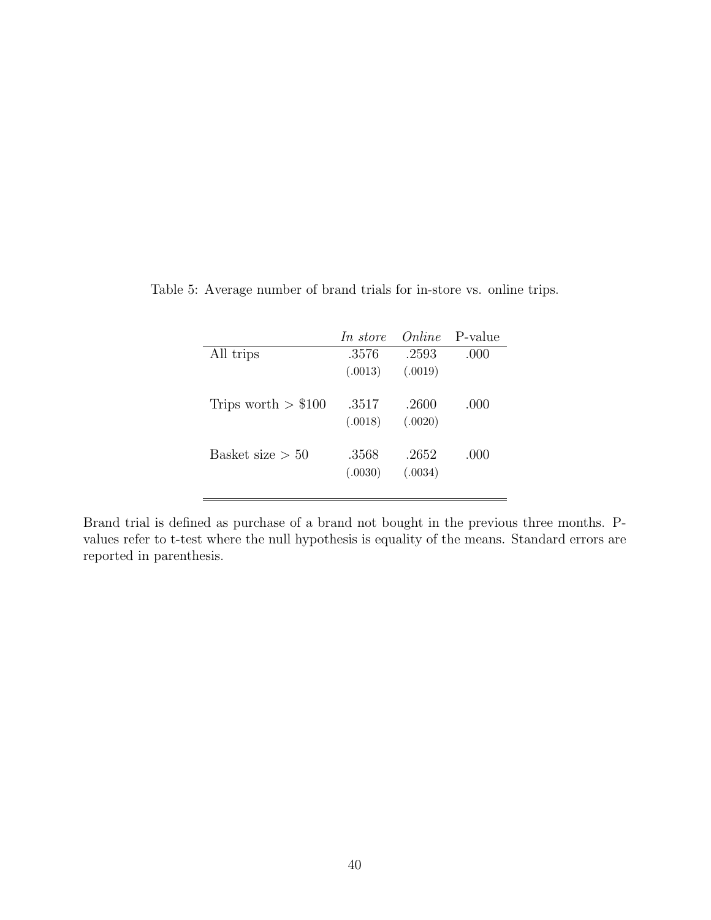Table 5: Average number of brand trials for in-store vs. online trips.

| | *In store* | *Online* | P-value |
|---|---|---|---|
| All trips | .3576 | .2593 | .000 |
| | (.0013) | (.0019) | |
| Trips worth > \$100 | .3517 | .2600 | .000 |
| | (.0018) | (.0020) | |
| Basket size > 50 | .3568 | .2652 | .000 |
| | (.0030) | (.0034) | |

Brand trial is defined as purchase of a brand not bought in the previous three months. P-values refer to t-test where the null hypothesis is equality of the means. Standard errors are reported in parenthesis.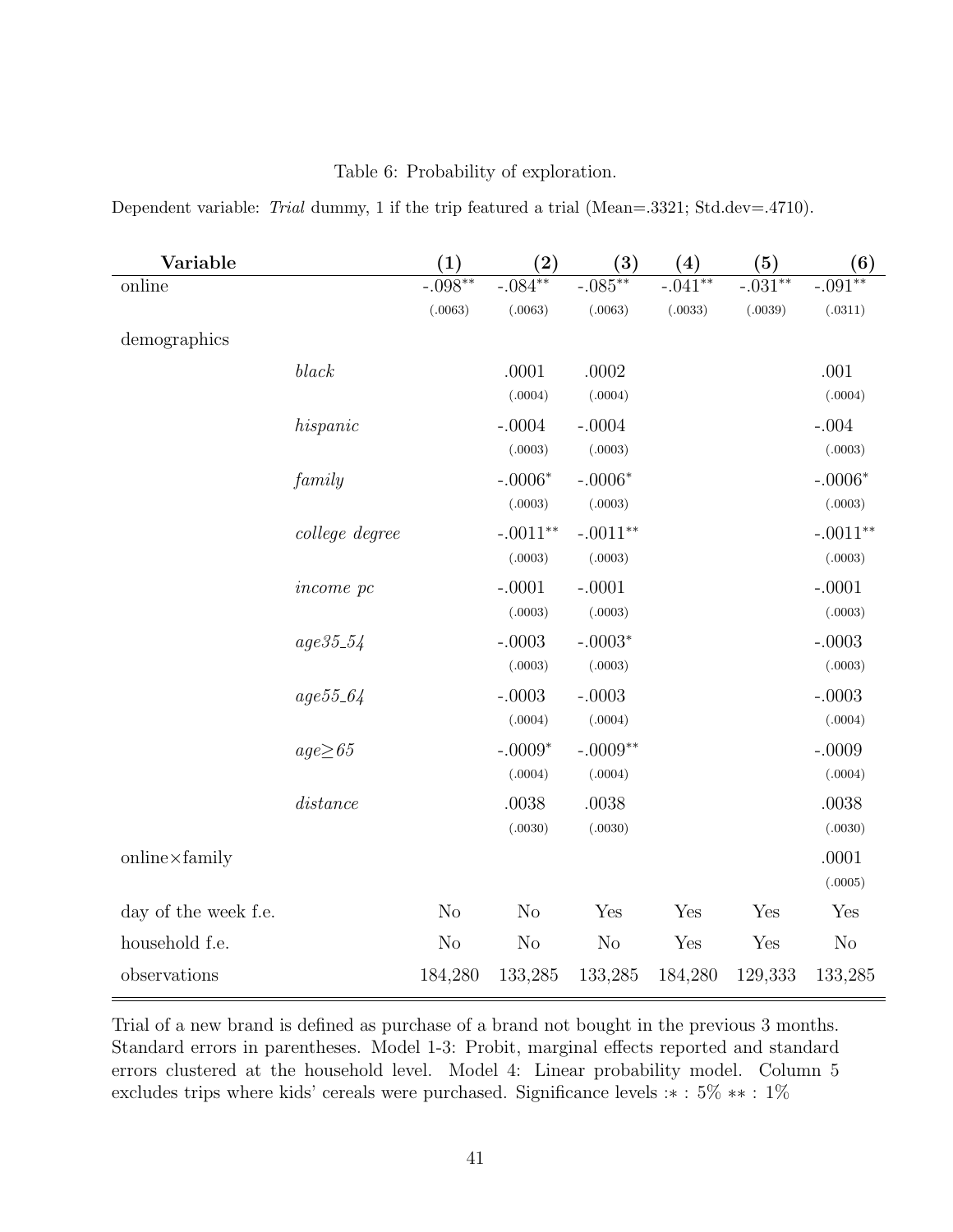Table 6: Probability of exploration.

Dependent variable: *Trial* dummy, 1 if the trip featured a trial (Mean=.3321; Std.dev=.4710).

| **Variable** | | **(1)** | **(2)** | **(3)** | **(4)** | **(5)** | **(6)** |
|---|---|---|---|---|---|---|---|
| online | | -.098** | -.084** | -.085** | -.041** | -.031** | -.091** |
| | | (.0063) | (.0063) | (.0063) | (.0033) | (.0039) | (.0311) |
| demographics | | | | | | | |
| | *black* | | .0001 | .0002 | | | .001 |
| | | | (.0004) | (.0004) | | | (.0004) |
| | *hispanic* | | -.0004 | -.0004 | | | -.004 |
| | | | (.0003) | (.0003) | | | (.0003) |
| | *family* | | -.0006* | -.0006* | | | -.0006* |
| | | | (.0003) | (.0003) | | | (.0003) |
| | *college degree* | | -.0011** | -.0011** | | | -.0011** |
| | | | (.0003) | (.0003) | | | (.0003) |
| | *income pc* | | -.0001 | -.0001 | | | -.0001 |
| | | | (.0003) | (.0003) | | | (.0003) |
| | *age35_54* | | -.0003 | -.0003* | | | -.0003 |
| | | | (.0003) | (.0003) | | | (.0003) |
| | *age55_64* | | -.0003 | -.0003 | | | -.0003 |
| | | | (.0004) | (.0004) | | | (.0004) |
| | *age≥65* | | -.0009* | -.0009** | | | -.0009 |
| | | | (.0004) | (.0004) | | | (.0004) |
| | *distance* | | .0038 | .0038 | | | .0038 |
| | | | (.0030) | (.0030) | | | (.0030) |
| online×family | | | | | | | .0001 |
| | | | | | | | (.0005) |
| day of the week f.e. | | No | No | Yes | Yes | Yes | Yes |
| household f.e. | | No | No | No | Yes | Yes | No |
| observations | | 184,280 | 133,285 | 133,285 | 184,280 | 129,333 | 133,285 |

Trial of a new brand is defined as purchase of a brand not bought in the previous 3 months. Standard errors in parentheses. Model 1-3: Probit, marginal effects reported and standard errors clustered at the household level. Model 4: Linear probability model. Column 5 excludes trips where kids' cereals were purchased. Significance levels :* : 5% ** : 1%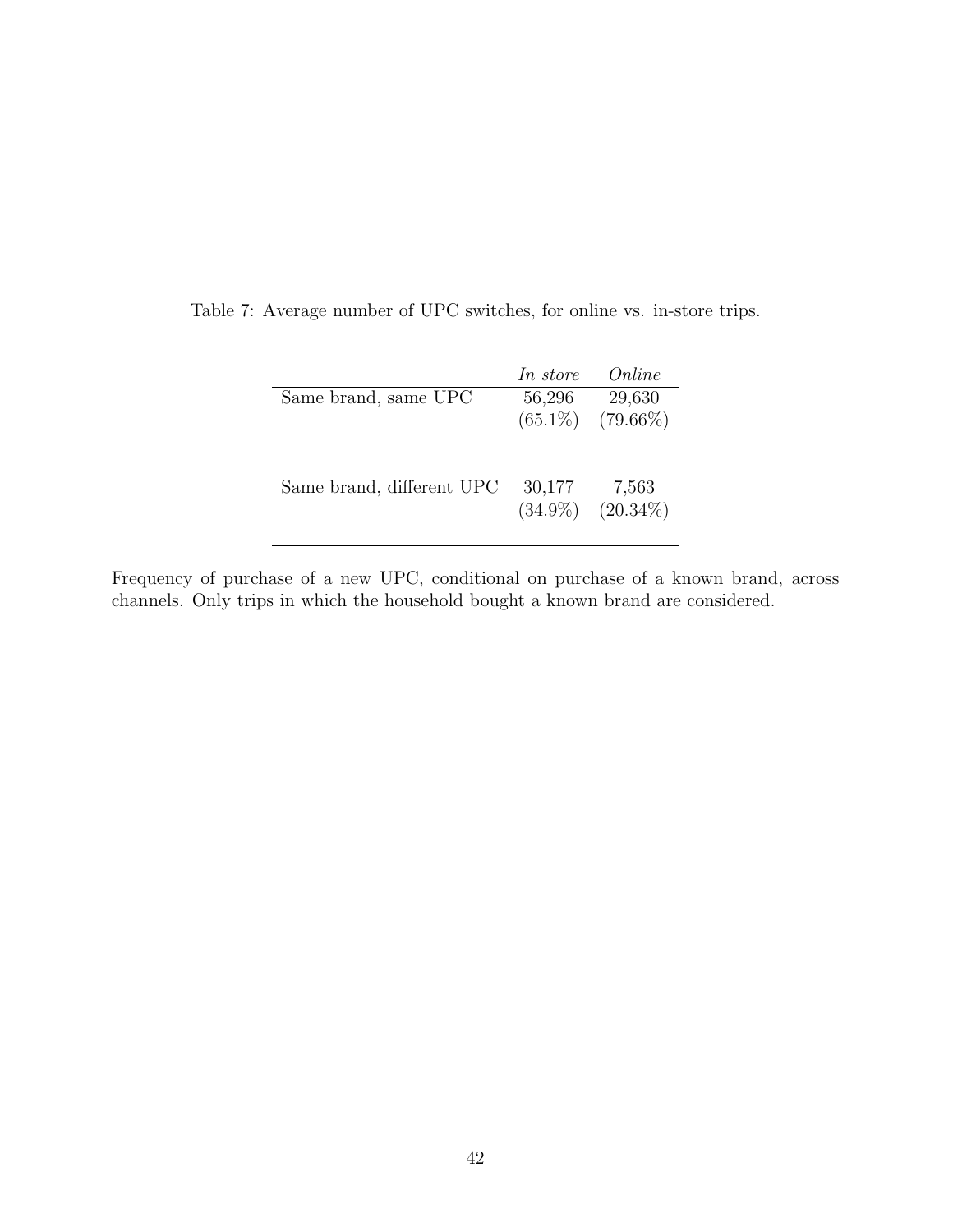Table 7: Average number of UPC switches, for online vs. in-store trips.

| | *In store* | *Online* |
|---|---|---|
| Same brand, same UPC | 56,296<br>(65.1%) | 29,630<br>(79.66%) |
| Same brand, different UPC | 30,177<br>(34.9%) | 7,563<br>(20.34%) |

Frequency of purchase of a new UPC, conditional on purchase of a known brand, across channels. Only trips in which the household bought a known brand are considered.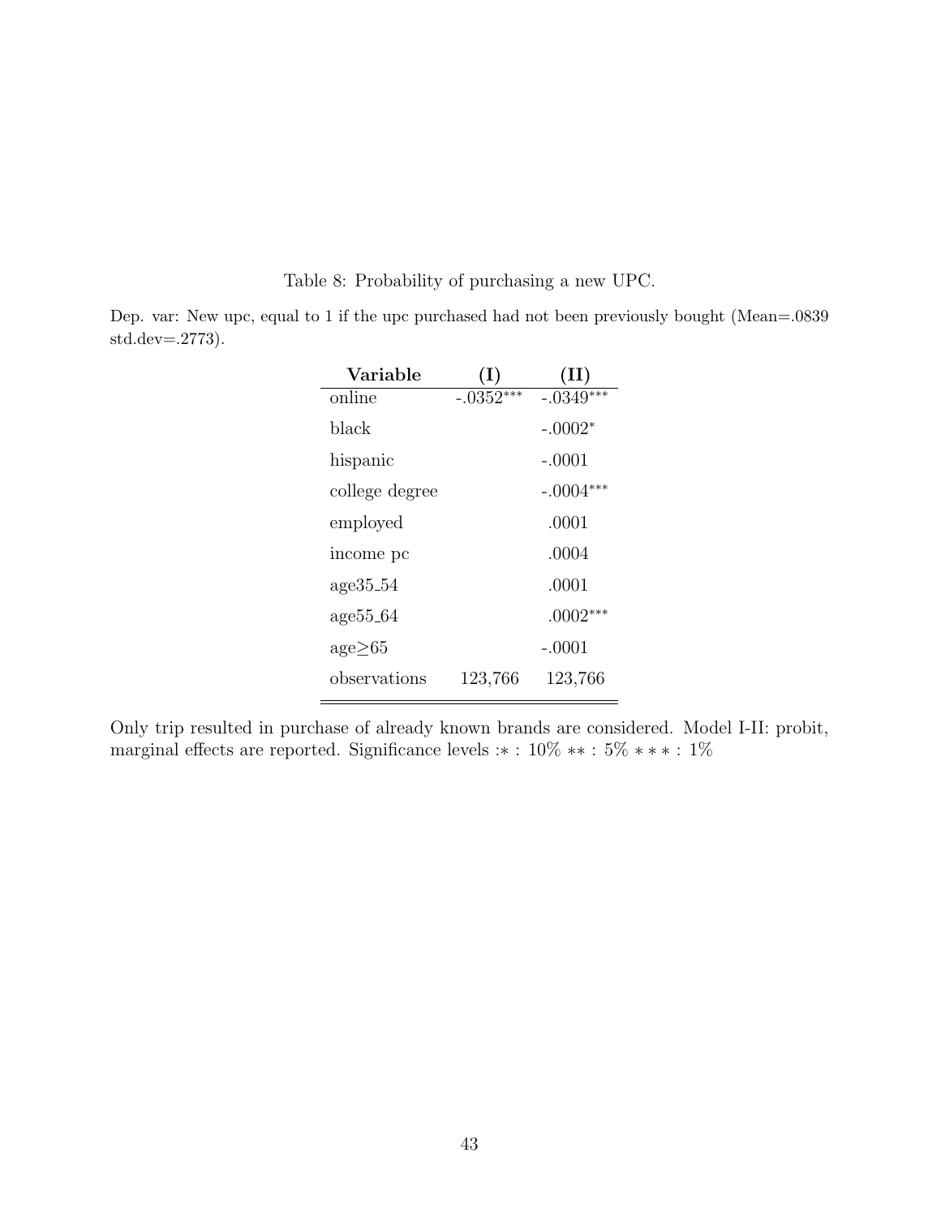Table 8: Probability of purchasing a new UPC.

Dep. var: New upc, equal to 1 if the upc purchased had not been previously bought (Mean=.0839 std.dev=.2773).

| Variable | (I) | (II) |
|---|---|---|
| online | -.0352*** | -.0349*** |
| black | | -.0002* |
| hispanic | | -.0001 |
| college degree | | -.0004*** |
| employed | | .0001 |
| income pc | | .0004 |
| age35_54 | | .0001 |
| age55_64 | | .0002*** |
| age≥65 | | -.0001 |
| observations | 123,766 | 123,766 |

Only trip resulted in purchase of already known brands are considered. Model I-II: probit, marginal effects are reported. Significance levels :* : 10% ** : 5% *** : 1%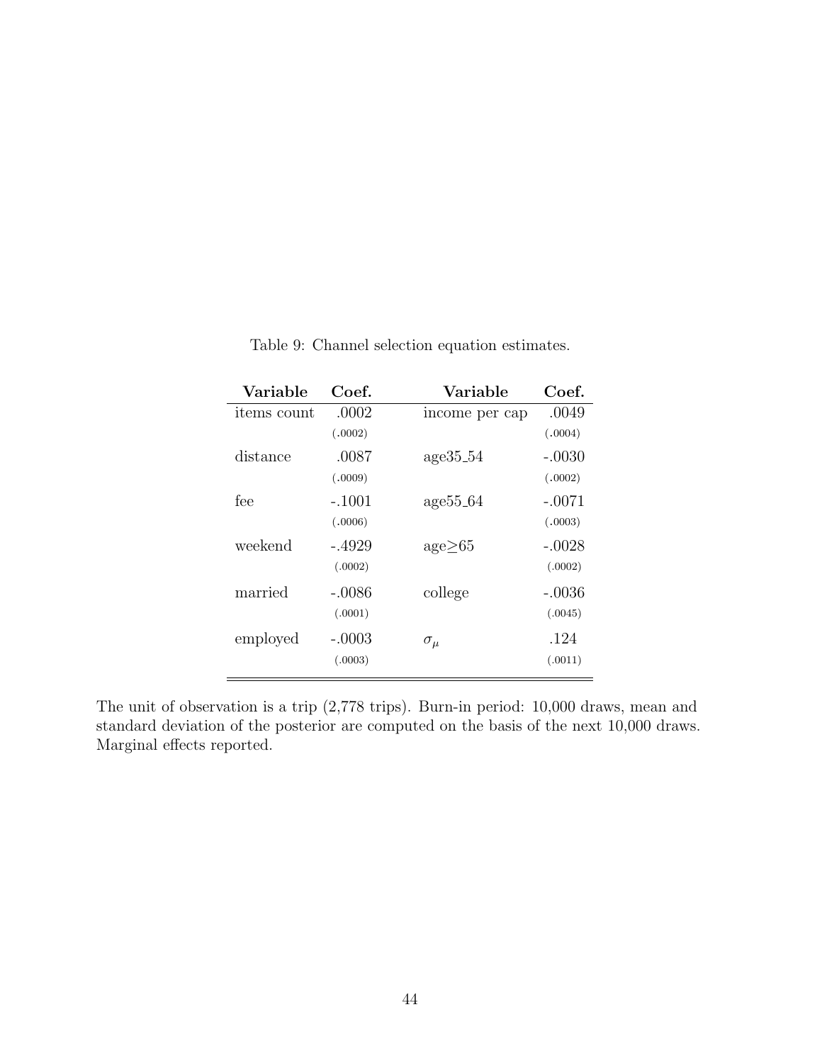Table 9: Channel selection equation estimates.

| **Variable** | **Coef.** | **Variable** | **Coef.** |
|---|---|---|---|
| items count | .0002 | income per cap | .0049 |
| | (.0002) | | (.0004) |
| distance | .0087 | age35_54 | -.0030 |
| | (.0009) | | (.0002) |
| fee | -.1001 | age55_64 | -.0071 |
| | (.0006) | | (.0003) |
| weekend | -.4929 | age≥65 | -.0028 |
| | (.0002) | | (.0002) |
| married | -.0086 | college | -.0036 |
| | (.0001) | | (.0045) |
| employed | -.0003 | $\sigma_\mu$ | .124 |
| | (.0003) | | (.0011) |

The unit of observation is a trip (2,778 trips). Burn-in period: 10,000 draws, mean and standard deviation of the posterior are computed on the basis of the next 10,000 draws. Marginal effects reported.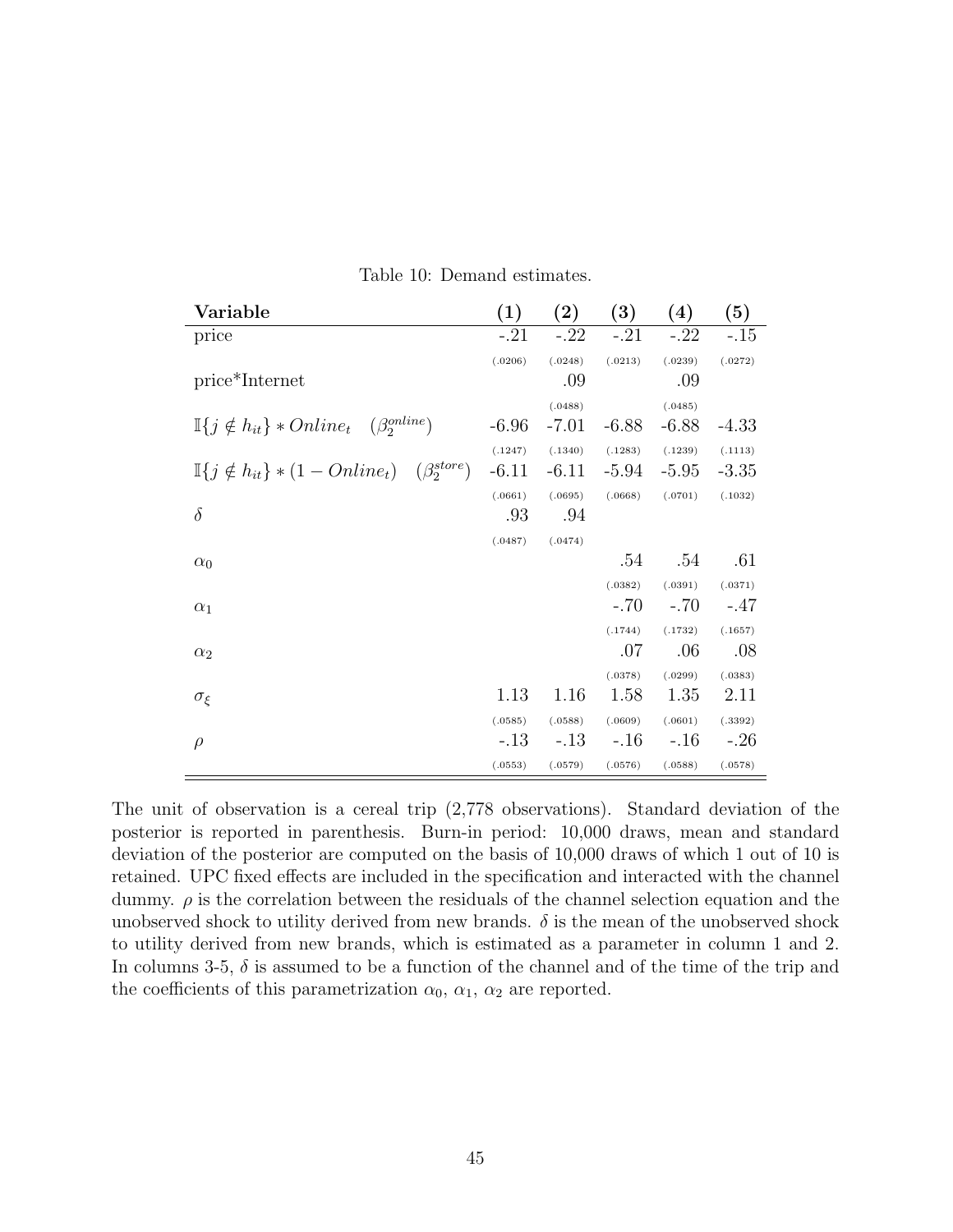Table 10: Demand estimates.

| Variable | (1) | (2) | (3) | (4) | (5) |
|---|---|---|---|---|---|
| price | -.21 | -.22 | -.21 | -.22 | -.15 |
| | (.0206) | (.0248) | (.0213) | (.0239) | (.0272) |
| price*Internet | | .09 | | .09 | |
| | | (.0488) | | (.0485) | |
| $\mathbb{I}\{j \notin h_{it}\} * Online_t \quad (\beta_2^{online})$ | -6.96 | -7.01 | -6.88 | -6.88 | -4.33 |
| | (.1247) | (.1340) | (.1283) | (.1239) | (.1113) |
| $\mathbb{I}\{j \notin h_{it}\} * (1 - Online_t) \quad (\beta_2^{store})$ | -6.11 | -6.11 | -5.94 | -5.95 | -3.35 |
| | (.0661) | (.0695) | (.0668) | (.0701) | (.1032) |
| $\delta$ | .93 | .94 | | | |
| | (.0487) | (.0474) | | | |
| $\alpha_0$ | | | .54 | .54 | .61 |
| | | | (.0382) | (.0391) | (.0371) |
| $\alpha_1$ | | | -.70 | -.70 | -.47 |
| | | | (.1744) | (.1732) | (.1657) |
| $\alpha_2$ | | | .07 | .06 | .08 |
| | | | (.0378) | (.0299) | (.0383) |
| $\sigma_\xi$ | 1.13 | 1.16 | 1.58 | 1.35 | 2.11 |
| | (.0585) | (.0588) | (.0609) | (.0601) | (.3392) |
| $\rho$ | -.13 | -.13 | -.16 | -.16 | -.26 |
| | (.0553) | (.0579) | (.0576) | (.0588) | (.0578) |

The unit of observation is a cereal trip (2,778 observations). Standard deviation of the posterior is reported in parenthesis. Burn-in period: 10,000 draws, mean and standard deviation of the posterior are computed on the basis of 10,000 draws of which 1 out of 10 is retained. UPC fixed effects are included in the specification and interacted with the channel dummy. $\rho$ is the correlation between the residuals of the channel selection equation and the unobserved shock to utility derived from new brands. $\delta$ is the mean of the unobserved shock to utility derived from new brands, which is estimated as a parameter in column 1 and 2. In columns 3-5, $\delta$ is assumed to be a function of the channel and of the time of the trip and the coefficients of this parametrization $\alpha_0$, $\alpha_1$, $\alpha_2$ are reported.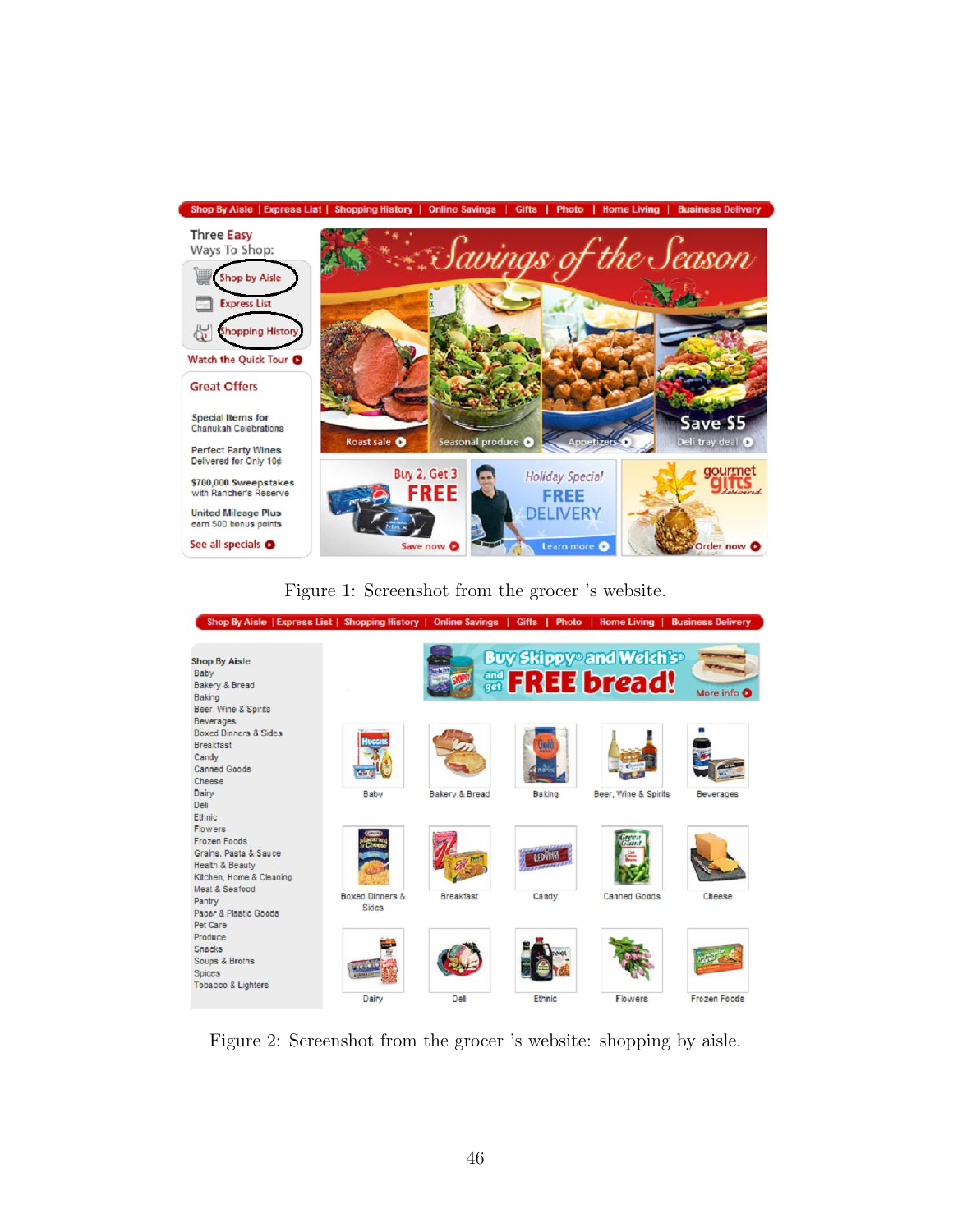Figure 1: Screenshot from the grocer 's website.

Figure 2: Screenshot from the grocer 's website: shopping by aisle.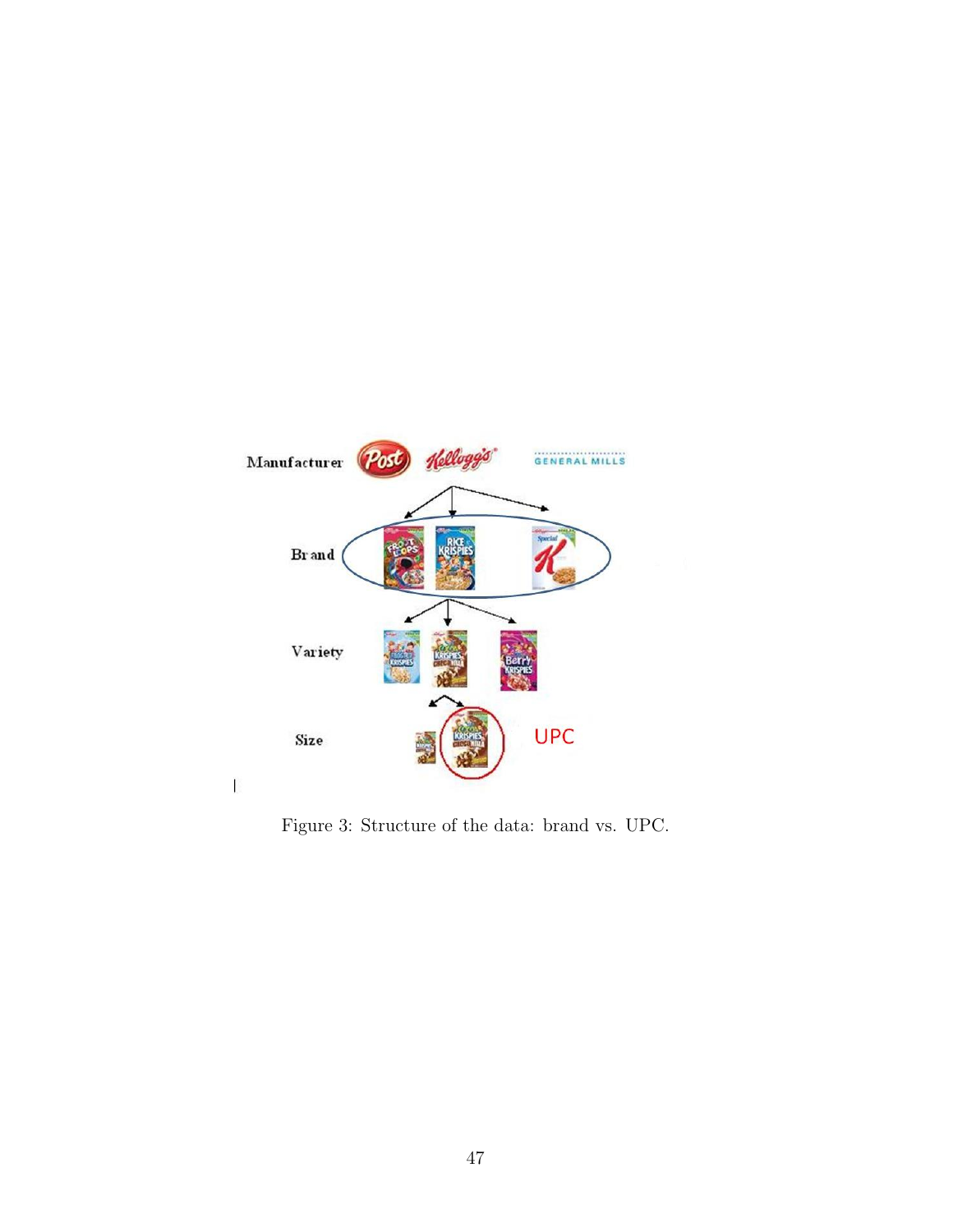Manufacturer

Brand

Variety

Size

UPC

Figure 3: Structure of the data: brand vs. UPC.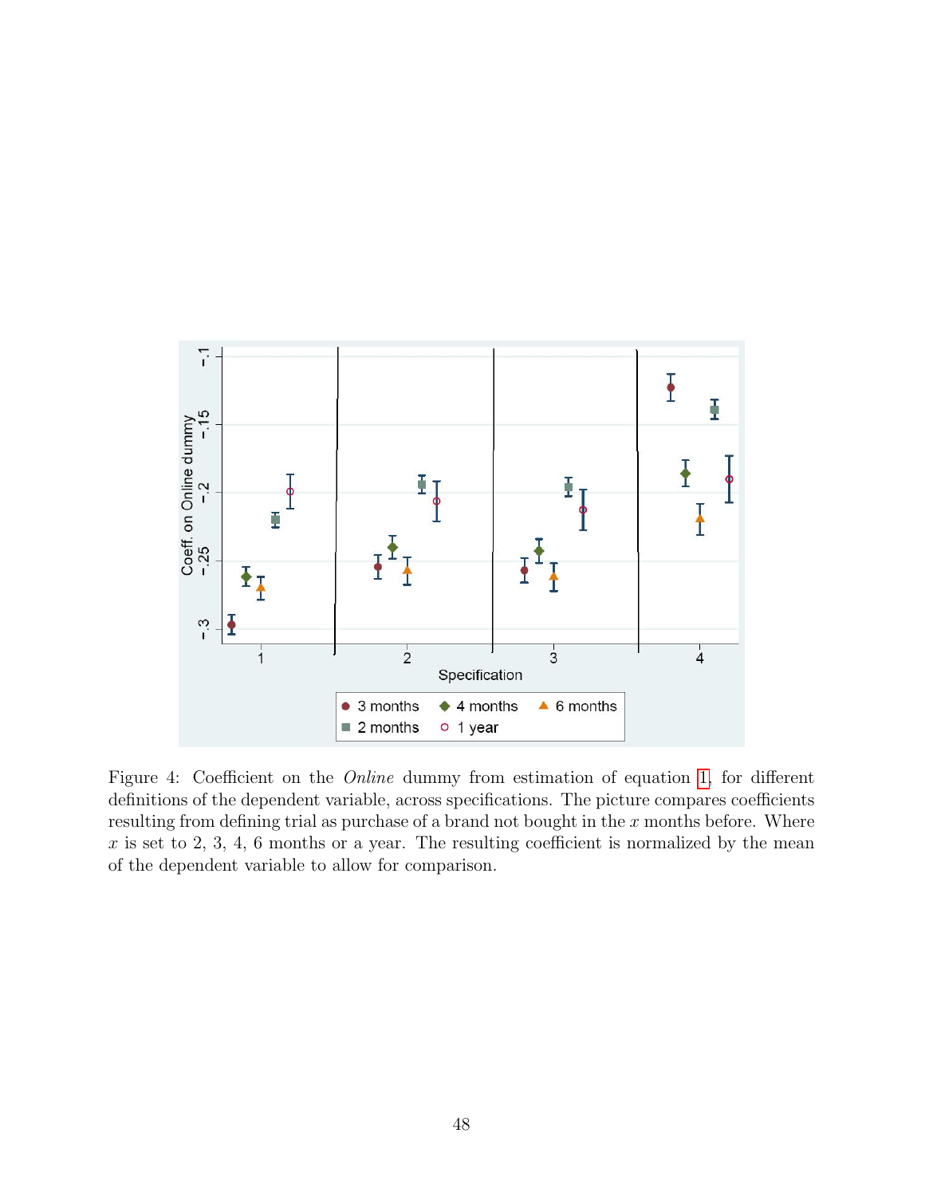Figure 4: Coefficient on the *Online* dummy from estimation of equation 1, for different definitions of the dependent variable, across specifications. The picture compares coefficients resulting from defining trial as purchase of a brand not bought in the $x$ months before. Where $x$ is set to 2, 3, 4, 6 months or a year. The resulting coefficient is normalized by the mean of the dependent variable to allow for comparison.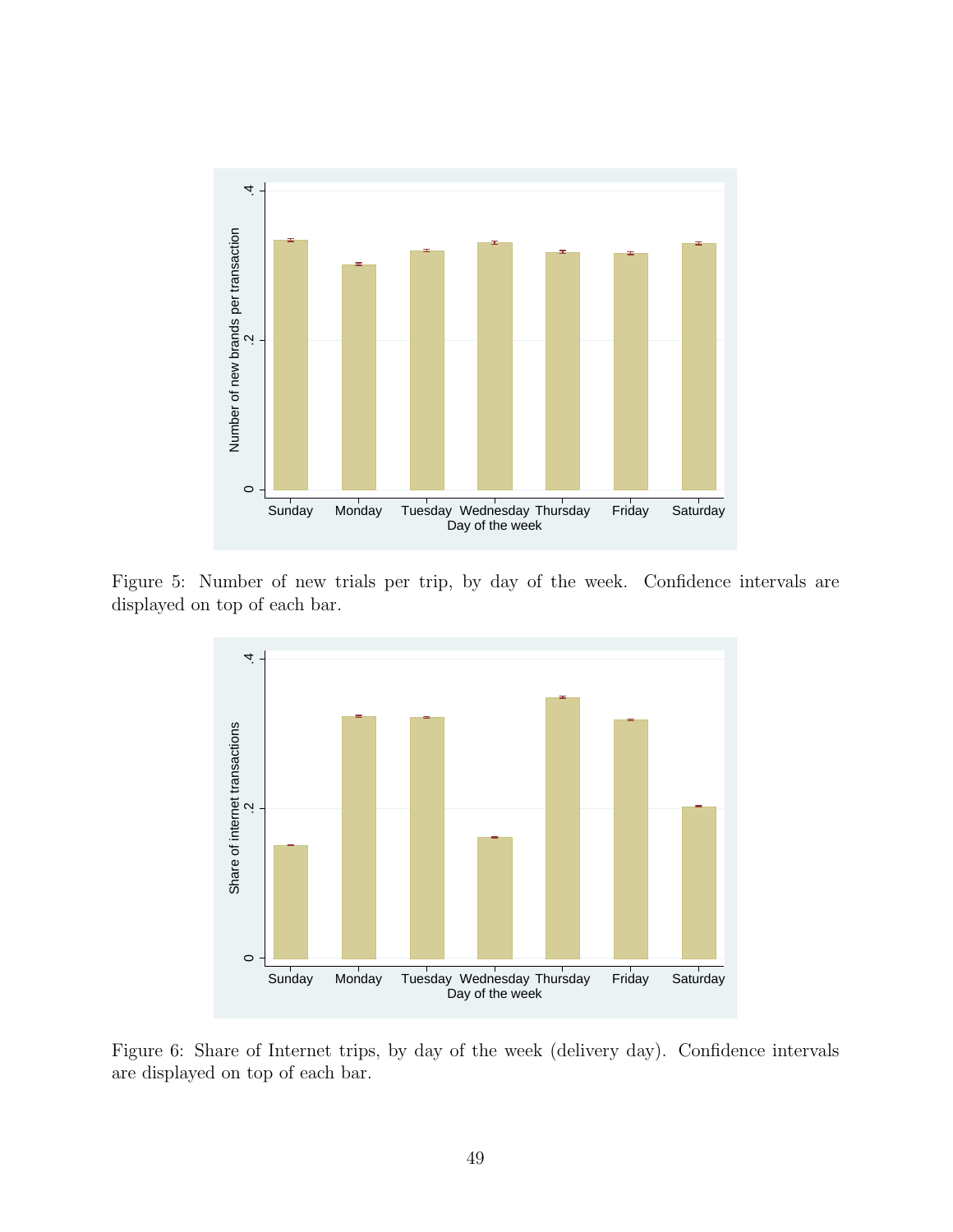Figure 5: Number of new trials per trip, by day of the week. Confidence intervals are displayed on top of each bar.

Figure 6: Share of Internet trips, by day of the week (delivery day). Confidence intervals are displayed on top of each bar.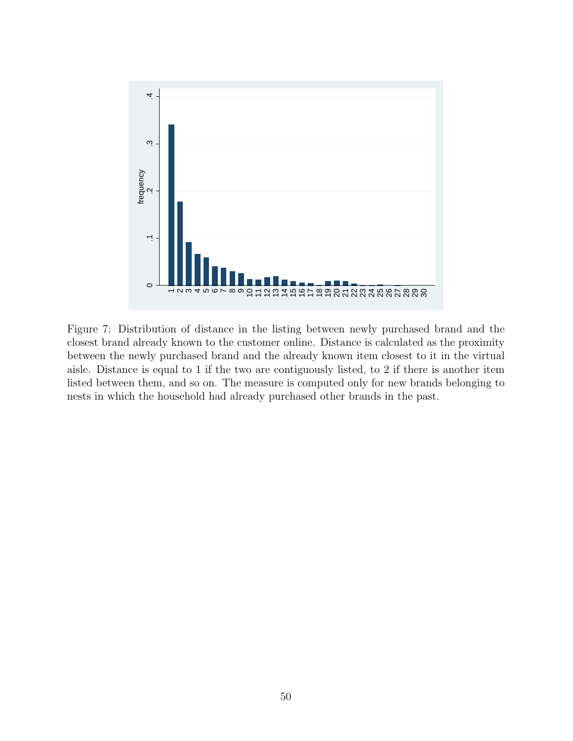Figure 7: Distribution of distance in the listing between newly purchased brand and the closest brand already known to the customer online. Distance is calculated as the proximity between the newly purchased brand and the already known item closest to it in the virtual aisle. Distance is equal to 1 if the two are contiguously listed, to 2 if there is another item listed between them, and so on. The measure is computed only for new brands belonging to nests in which the household had already purchased other brands in the past.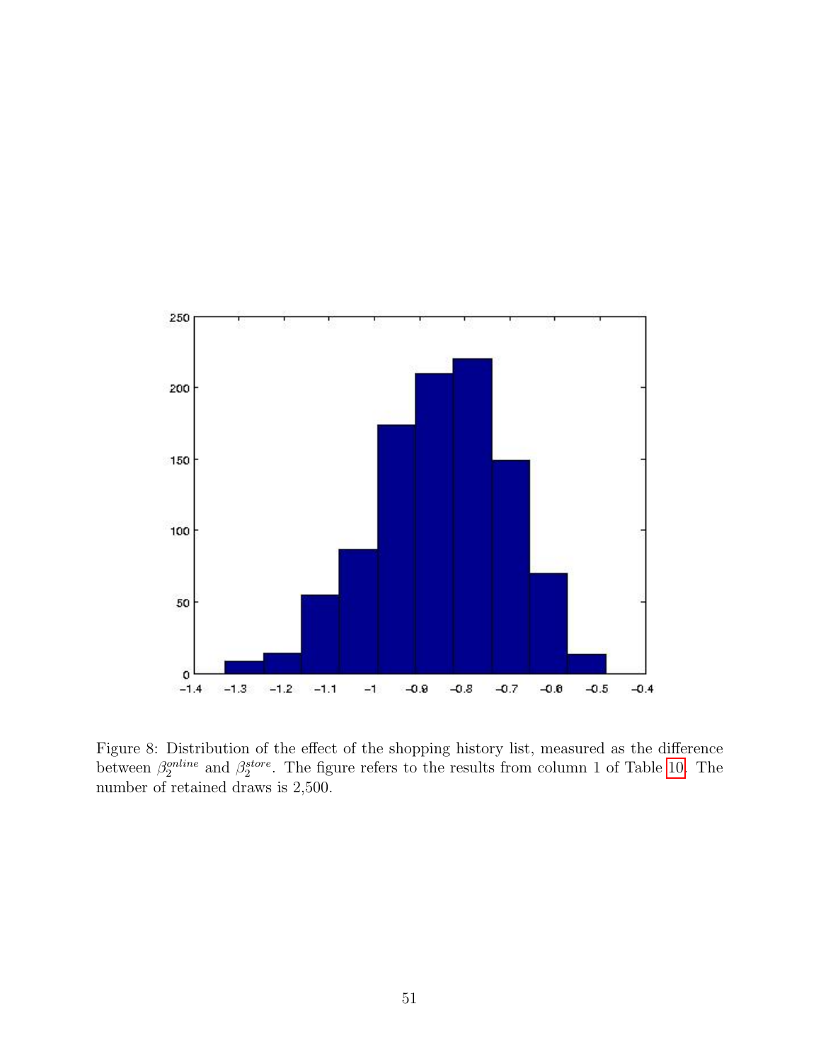Figure 8: Distribution of the effect of the shopping history list, measured as the difference between $\beta_2^{online}$ and $\beta_2^{store}$. The figure refers to the results from column 1 of Table 10. The number of retained draws is 2,500.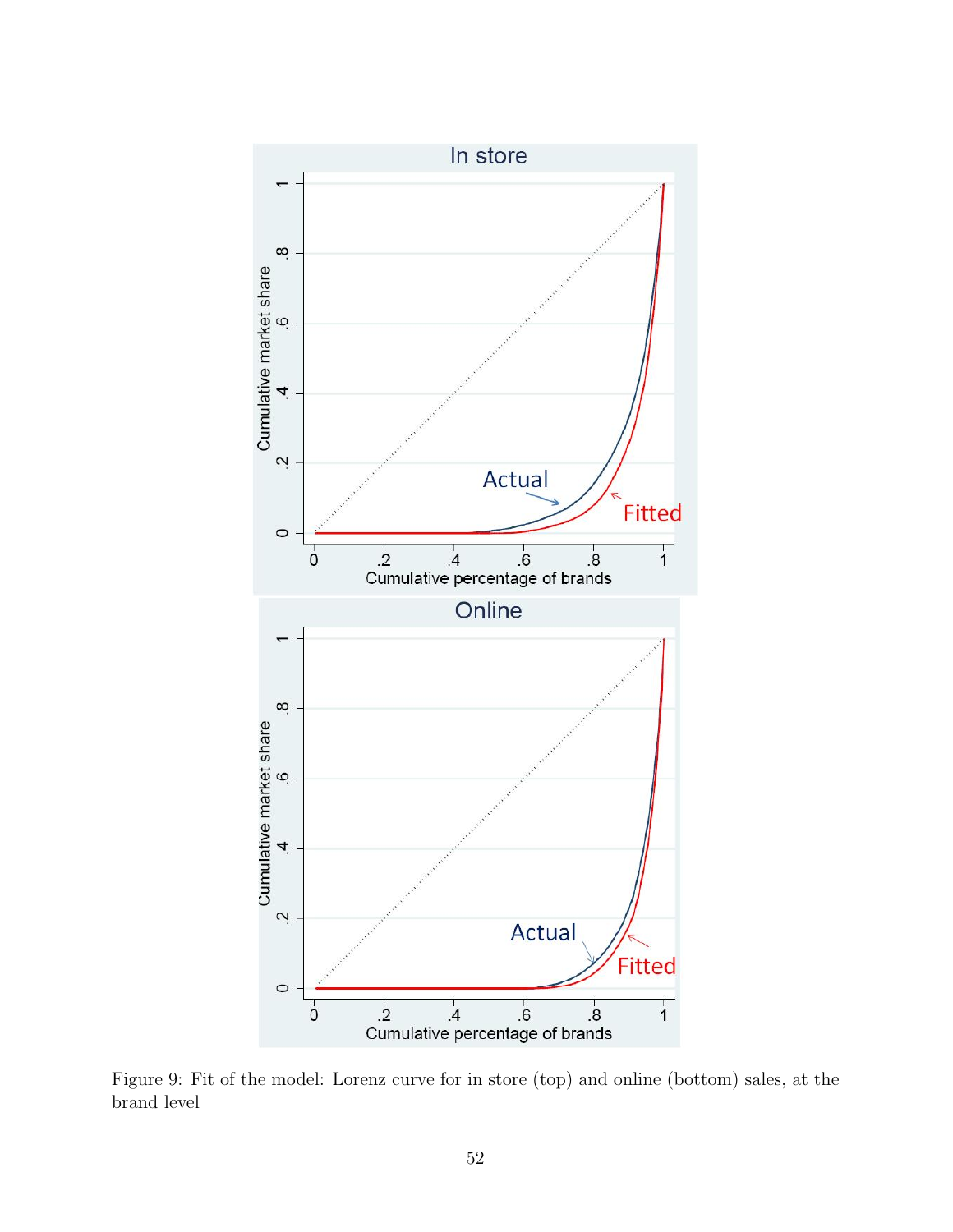Figure 9: Fit of the model: Lorenz curve for in store (top) and online (bottom) sales, at the brand level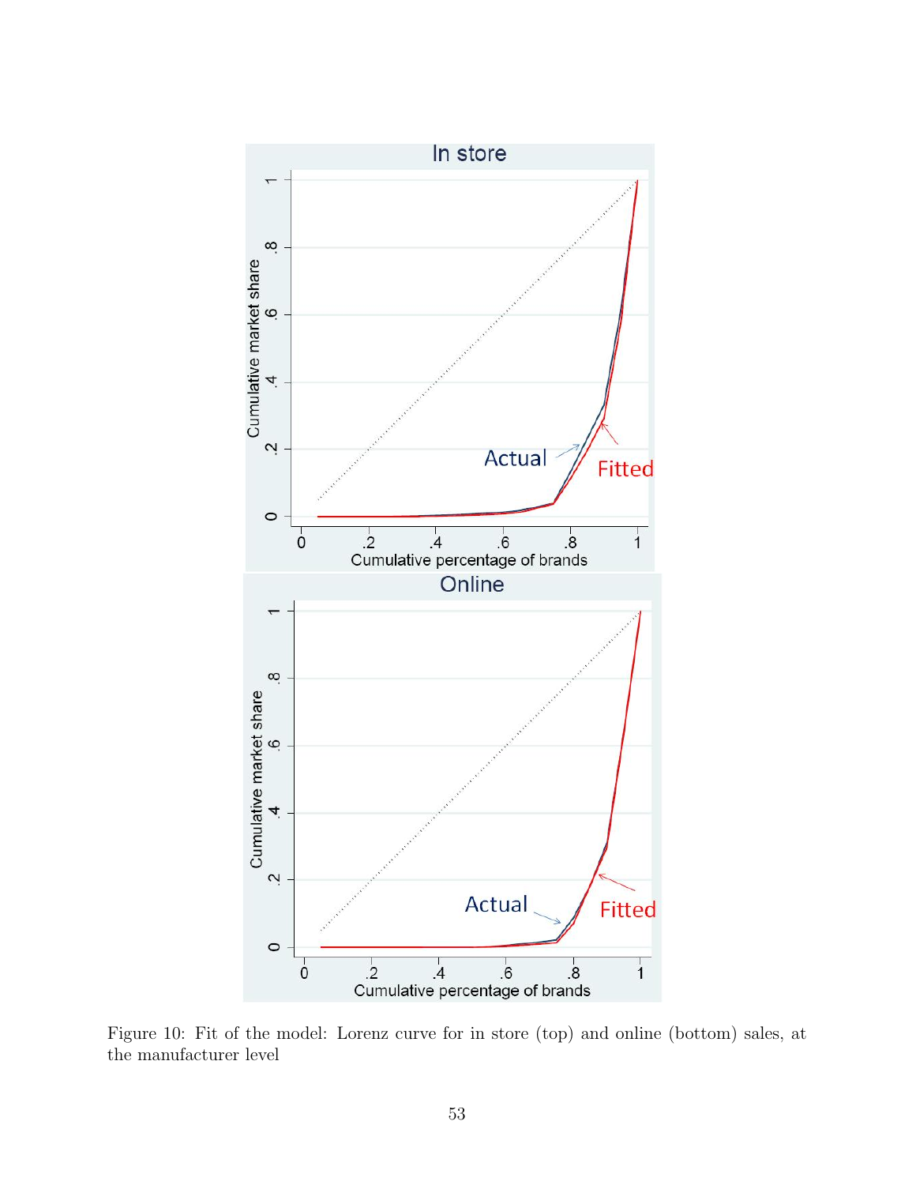Figure 10: Fit of the model: Lorenz curve for in store (top) and online (bottom) sales, at the manufacturer level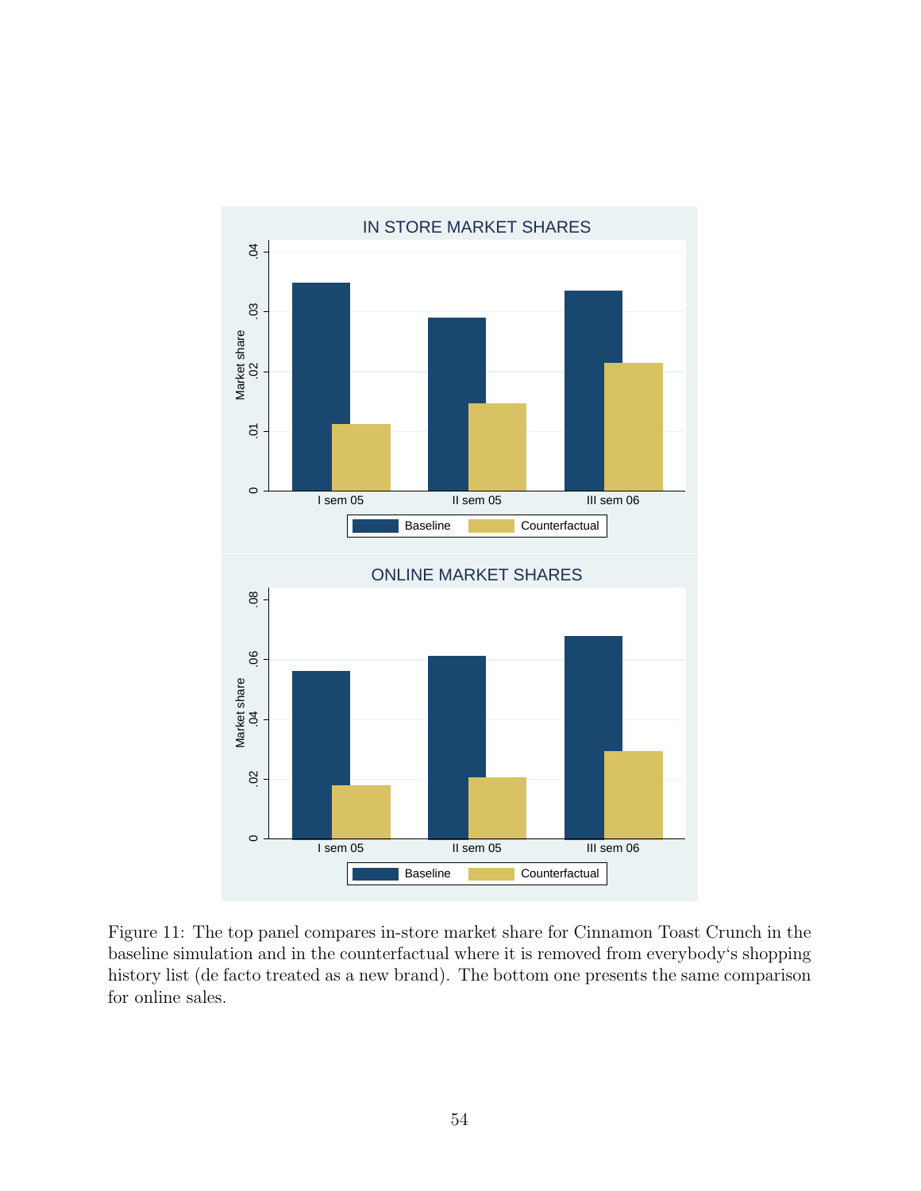Figure 11: The top panel compares in-store market share for Cinnamon Toast Crunch in the baseline simulation and in the counterfactual where it is removed from everybody's shopping history list (de facto treated as a new brand). The bottom one presents the same comparison for online sales.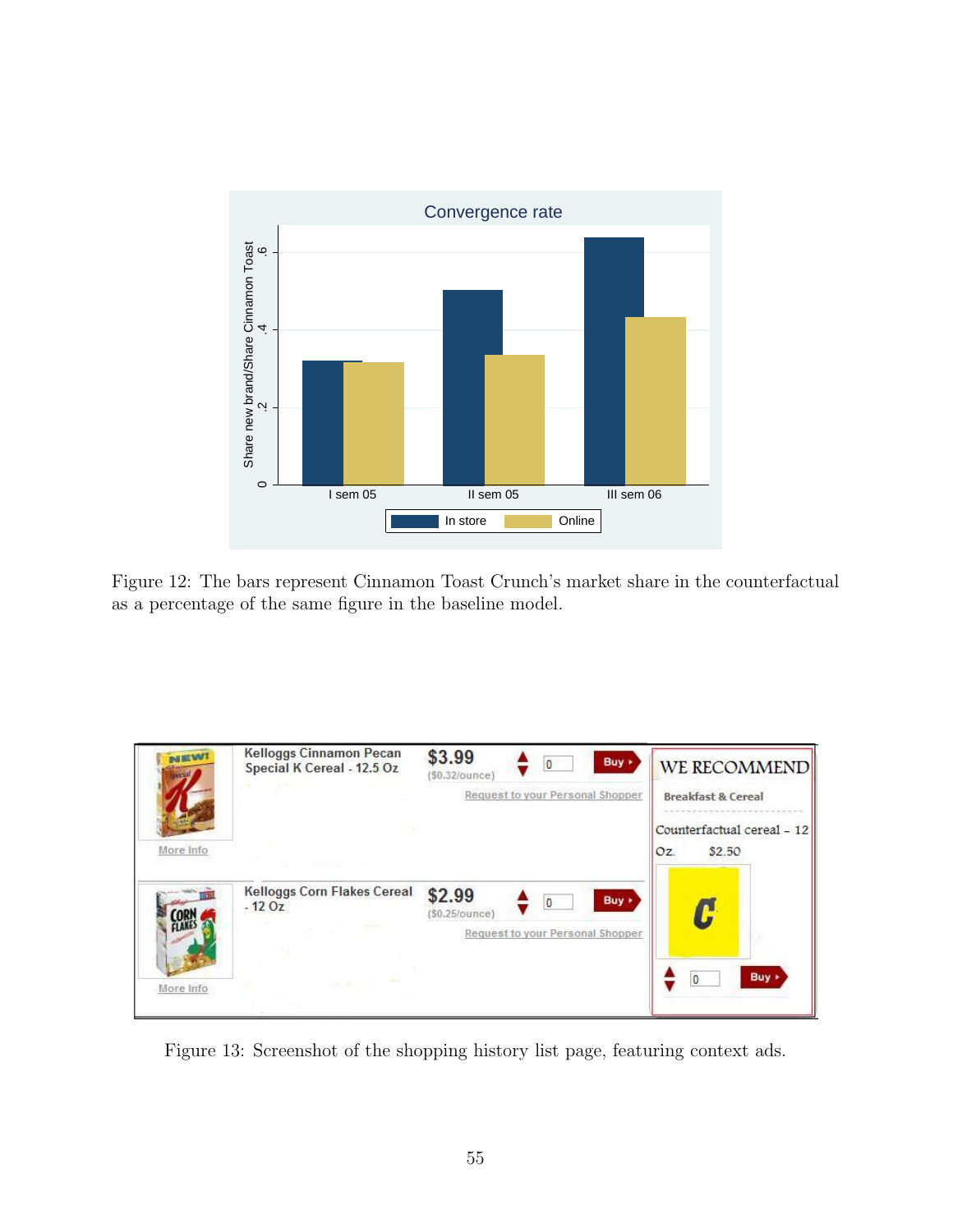Figure 12: The bars represent Cinnamon Toast Crunch's market share in the counterfactual as a percentage of the same figure in the baseline model.

Figure 13: Screenshot of the shopping history list page, featuring context ads.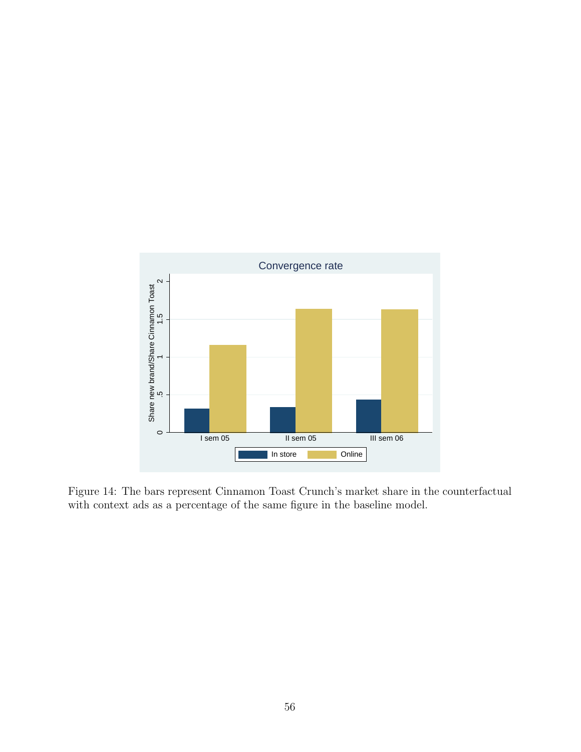Convergence rate

Share new brand/Share Cinnamon Toast

0
.5
1
1.5
2

I sem 05
II sem 05
III sem 06

In store
Online

Figure 14: The bars represent Cinnamon Toast Crunch's market share in the counterfactual with context ads as a percentage of the same figure in the baseline model.